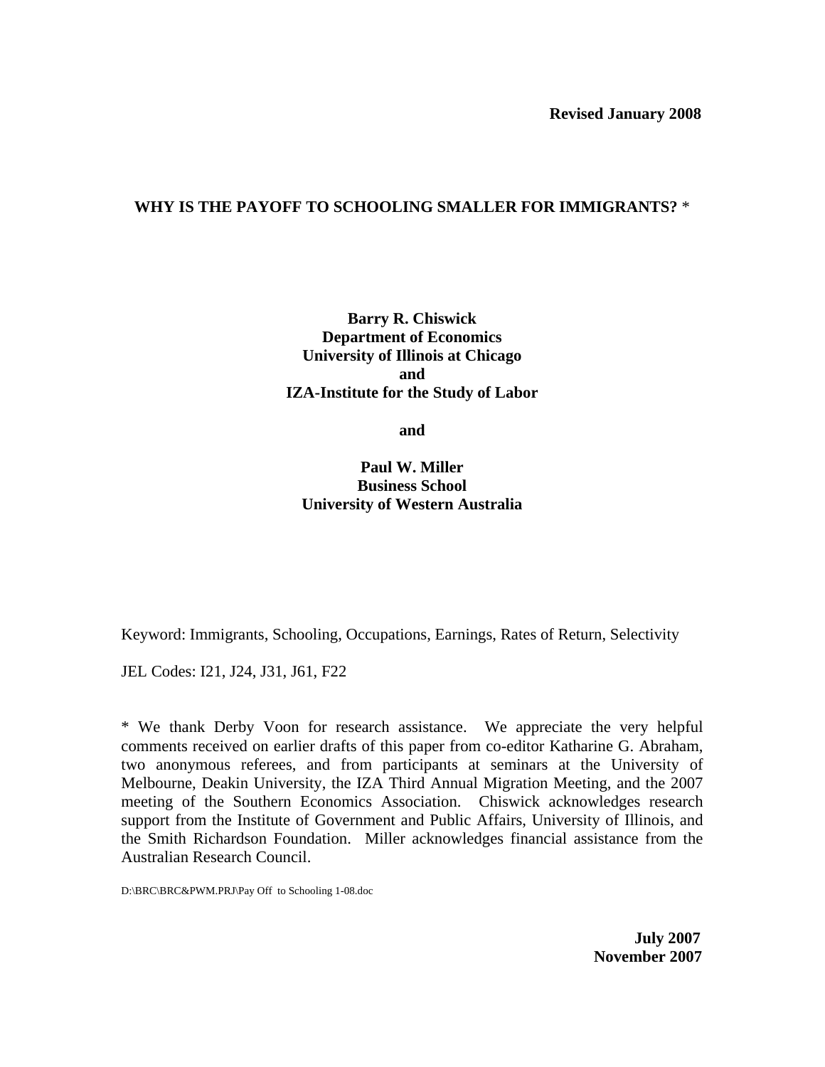**Revised January 2008**

# WHY IS THE PAYOFF TO SCHOOLING SMALLER FOR IMMIGRANTS? *

**Barry R. Chiswick**
**Department of Economics**
**University of Illinois at Chicago**
**and**
**IZA-Institute for the Study of Labor**

**and**

**Paul W. Miller**
**Business School**
**University of Western Australia**

Keyword: Immigrants, Schooling, Occupations, Earnings, Rates of Return, Selectivity

JEL Codes: I21, J24, J31, J61, F22

* We thank Derby Voon for research assistance. We appreciate the very helpful comments received on earlier drafts of this paper from co-editor Katharine G. Abraham, two anonymous referees, and from participants at seminars at the University of Melbourne, Deakin University, the IZA Third Annual Migration Meeting, and the 2007 meeting of the Southern Economics Association. Chiswick acknowledges research support from the Institute of Government and Public Affairs, University of Illinois, and the Smith Richardson Foundation. Miller acknowledges financial assistance from the Australian Research Council.

D:\BRC\BRC&PWM.PRJ\Pay Off to Schooling 1-08.doc

**July 2007**
**November 2007**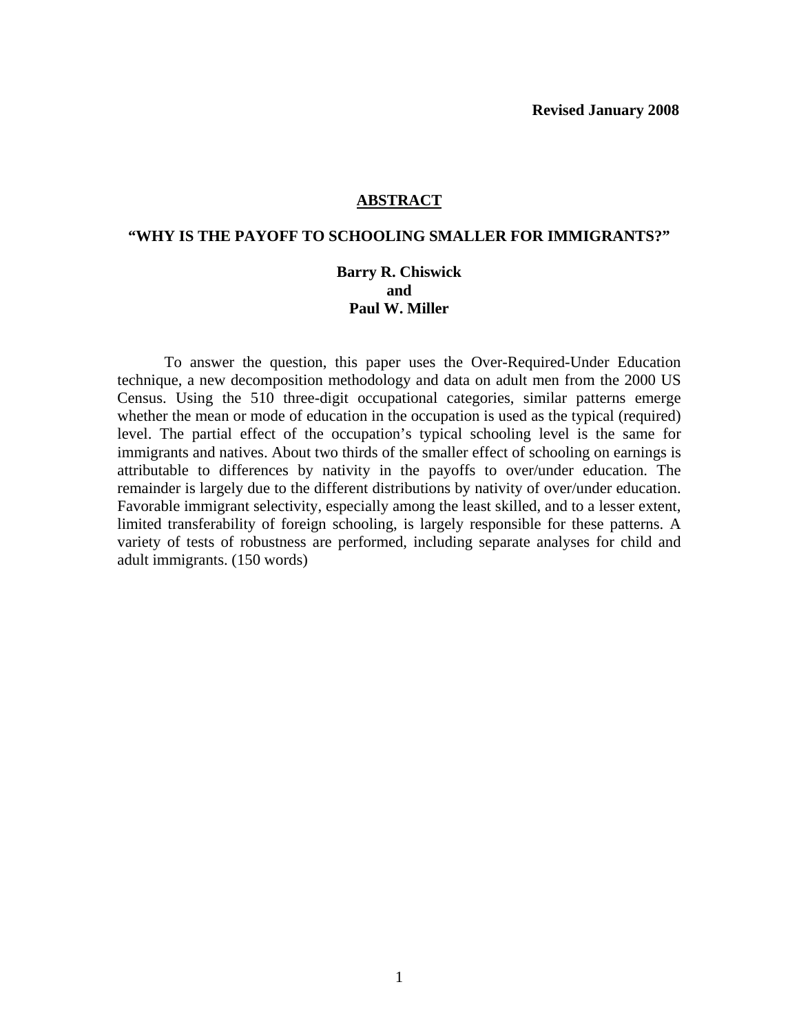**Revised January 2008**

## ABSTRACT

### "WHY IS THE PAYOFF TO SCHOOLING SMALLER FOR IMMIGRANTS?"

**Barry R. Chiswick**
**and**
**Paul W. Miller**

To answer the question, this paper uses the Over-Required-Under Education technique, a new decomposition methodology and data on adult men from the 2000 US Census. Using the 510 three-digit occupational categories, similar patterns emerge whether the mean or mode of education in the occupation is used as the typical (required) level. The partial effect of the occupation's typical schooling level is the same for immigrants and natives. About two thirds of the smaller effect of schooling on earnings is attributable to differences by nativity in the payoffs to over/under education. The remainder is largely due to the different distributions by nativity of over/under education. Favorable immigrant selectivity, especially among the least skilled, and to a lesser extent, limited transferability of foreign schooling, is largely responsible for these patterns. A variety of tests of robustness are performed, including separate analyses for child and adult immigrants. (150 words)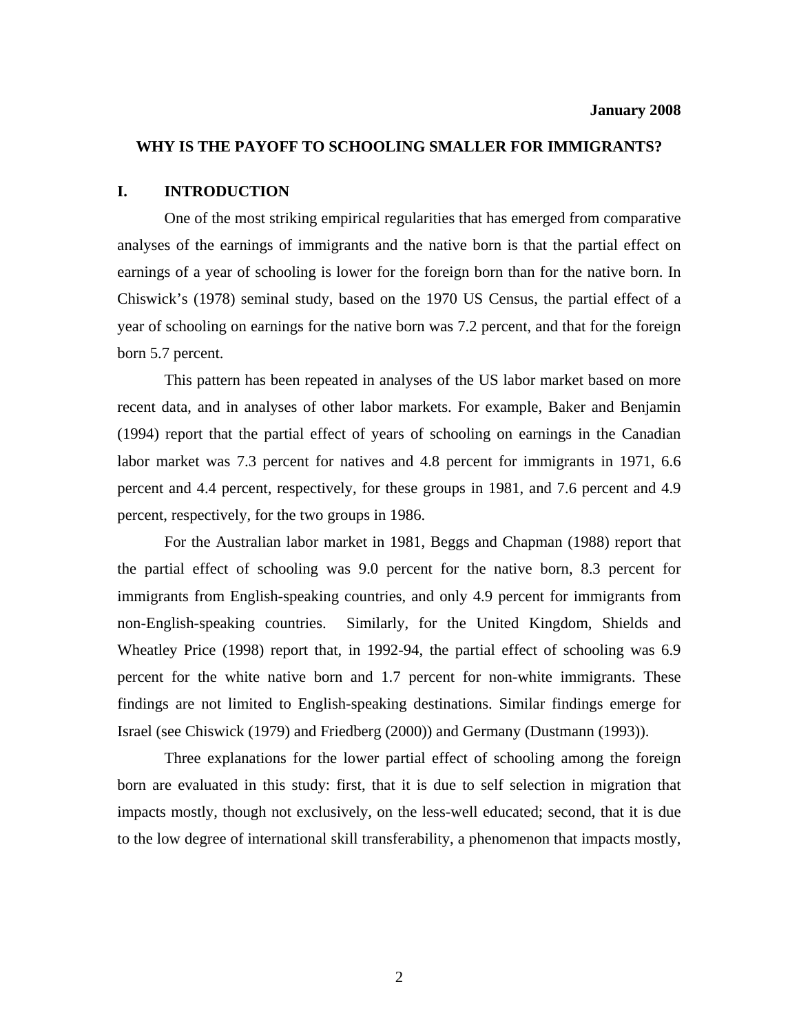**January 2008**

# WHY IS THE PAYOFF TO SCHOOLING SMALLER FOR IMMIGRANTS?

## I. INTRODUCTION

One of the most striking empirical regularities that has emerged from comparative analyses of the earnings of immigrants and the native born is that the partial effect on earnings of a year of schooling is lower for the foreign born than for the native born. In Chiswick's (1978) seminal study, based on the 1970 US Census, the partial effect of a year of schooling on earnings for the native born was 7.2 percent, and that for the foreign born 5.7 percent.

This pattern has been repeated in analyses of the US labor market based on more recent data, and in analyses of other labor markets. For example, Baker and Benjamin (1994) report that the partial effect of years of schooling on earnings in the Canadian labor market was 7.3 percent for natives and 4.8 percent for immigrants in 1971, 6.6 percent and 4.4 percent, respectively, for these groups in 1981, and 7.6 percent and 4.9 percent, respectively, for the two groups in 1986.

For the Australian labor market in 1981, Beggs and Chapman (1988) report that the partial effect of schooling was 9.0 percent for the native born, 8.3 percent for immigrants from English-speaking countries, and only 4.9 percent for immigrants from non-English-speaking countries. Similarly, for the United Kingdom, Shields and Wheatley Price (1998) report that, in 1992-94, the partial effect of schooling was 6.9 percent for the white native born and 1.7 percent for non-white immigrants. These findings are not limited to English-speaking destinations. Similar findings emerge for Israel (see Chiswick (1979) and Friedberg (2000)) and Germany (Dustmann (1993)).

Three explanations for the lower partial effect of schooling among the foreign born are evaluated in this study: first, that it is due to self selection in migration that impacts mostly, though not exclusively, on the less-well educated; second, that it is due to the low degree of international skill transferability, a phenomenon that impacts mostly,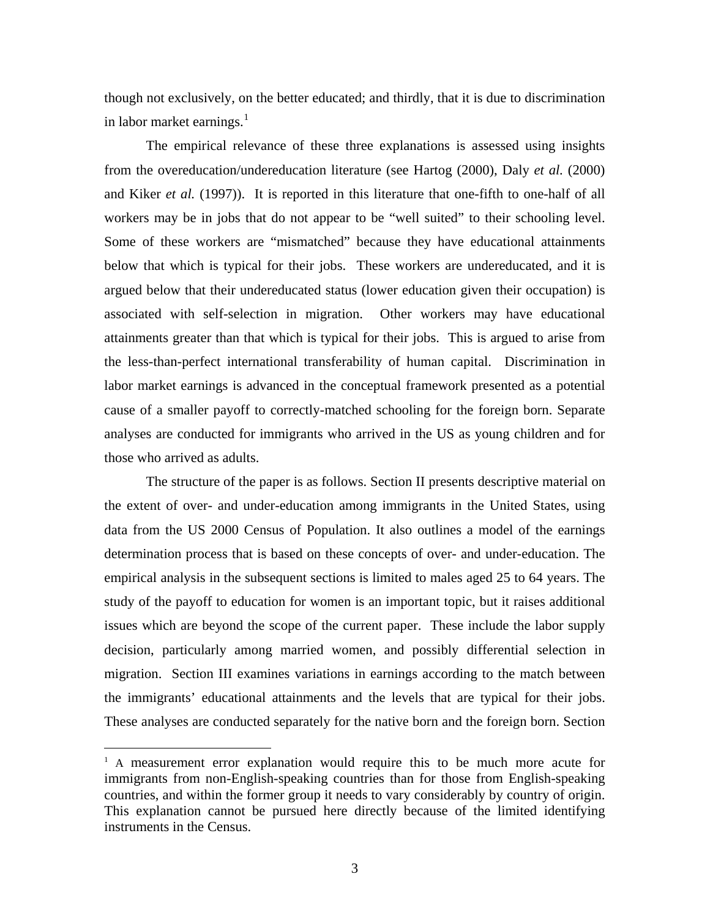though not exclusively, on the better educated; and thirdly, that it is due to discrimination in labor market earnings.[1]

The empirical relevance of these three explanations is assessed using insights from the overeducation/undereducation literature (see Hartog (2000), Daly *et al.* (2000) and Kiker *et al.* (1997)). It is reported in this literature that one-fifth to one-half of all workers may be in jobs that do not appear to be "well suited" to their schooling level. Some of these workers are "mismatched" because they have educational attainments below that which is typical for their jobs. These workers are undereducated, and it is argued below that their undereducated status (lower education given their occupation) is associated with self-selection in migration. Other workers may have educational attainments greater than that which is typical for their jobs. This is argued to arise from the less-than-perfect international transferability of human capital. Discrimination in labor market earnings is advanced in the conceptual framework presented as a potential cause of a smaller payoff to correctly-matched schooling for the foreign born. Separate analyses are conducted for immigrants who arrived in the US as young children and for those who arrived as adults.

The structure of the paper is as follows. Section II presents descriptive material on the extent of over- and under-education among immigrants in the United States, using data from the US 2000 Census of Population. It also outlines a model of the earnings determination process that is based on these concepts of over- and under-education. The empirical analysis in the subsequent sections is limited to males aged 25 to 64 years. The study of the payoff to education for women is an important topic, but it raises additional issues which are beyond the scope of the current paper. These include the labor supply decision, particularly among married women, and possibly differential selection in migration. Section III examines variations in earnings according to the match between the immigrants' educational attainments and the levels that are typical for their jobs. These analyses are conducted separately for the native born and the foreign born. Section

[1] A measurement error explanation would require this to be much more acute for immigrants from non-English-speaking countries than for those from English-speaking countries, and within the former group it needs to vary considerably by country of origin. This explanation cannot be pursued here directly because of the limited identifying instruments in the Census.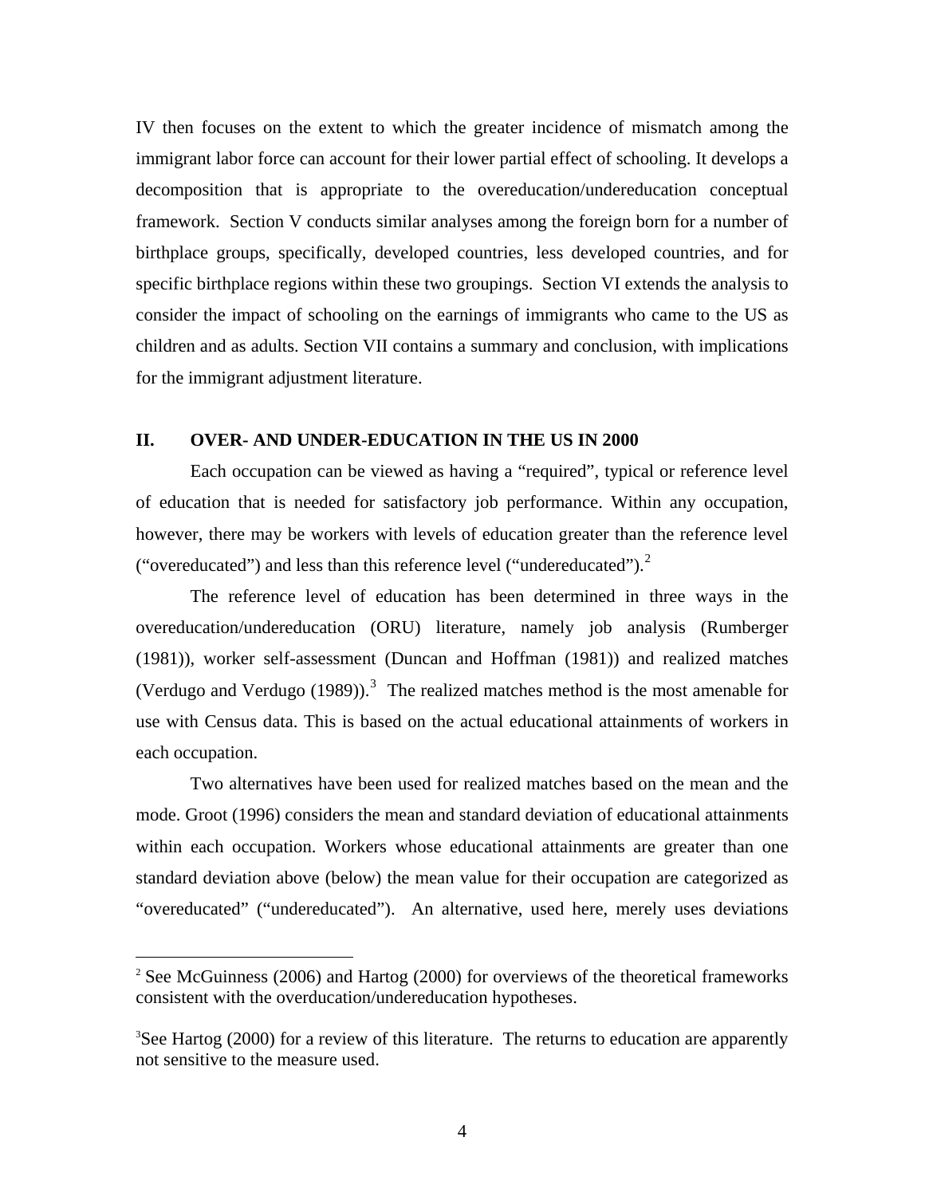IV then focuses on the extent to which the greater incidence of mismatch among the immigrant labor force can account for their lower partial effect of schooling. It develops a decomposition that is appropriate to the overeducation/undereducation conceptual framework. Section V conducts similar analyses among the foreign born for a number of birthplace groups, specifically, developed countries, less developed countries, and for specific birthplace regions within these two groupings. Section VI extends the analysis to consider the impact of schooling on the earnings of immigrants who came to the US as children and as adults. Section VII contains a summary and conclusion, with implications for the immigrant adjustment literature.

## II. OVER- AND UNDER-EDUCATION IN THE US IN 2000

Each occupation can be viewed as having a "required", typical or reference level of education that is needed for satisfactory job performance. Within any occupation, however, there may be workers with levels of education greater than the reference level ("overeducated") and less than this reference level ("undereducated").[2]

The reference level of education has been determined in three ways in the overeducation/undereducation (ORU) literature, namely job analysis (Rumberger (1981)), worker self-assessment (Duncan and Hoffman (1981)) and realized matches (Verdugo and Verdugo (1989)).[3] The realized matches method is the most amenable for use with Census data. This is based on the actual educational attainments of workers in each occupation.

Two alternatives have been used for realized matches based on the mean and the mode. Groot (1996) considers the mean and standard deviation of educational attainments within each occupation. Workers whose educational attainments are greater than one standard deviation above (below) the mean value for their occupation are categorized as "overeducated" ("undereducated"). An alternative, used here, merely uses deviations

---

[2] See McGuinness (2006) and Hartog (2000) for overviews of the theoretical frameworks consistent with the overducation/undereducation hypotheses.

[3] See Hartog (2000) for a review of this literature. The returns to education are apparently not sensitive to the measure used.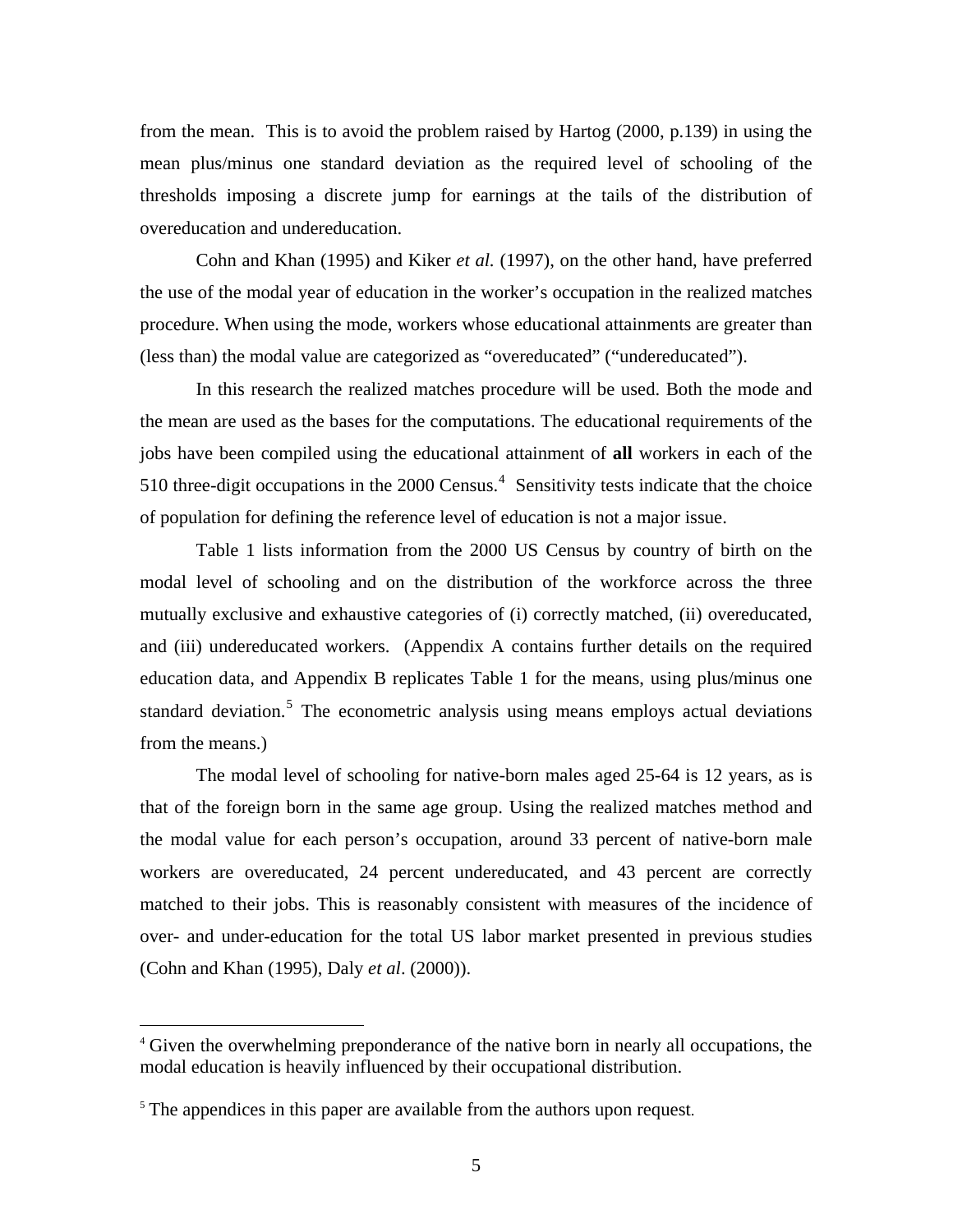from the mean. This is to avoid the problem raised by Hartog (2000, p.139) in using the mean plus/minus one standard deviation as the required level of schooling of the thresholds imposing a discrete jump for earnings at the tails of the distribution of overeducation and undereducation.

Cohn and Khan (1995) and Kiker *et al.* (1997), on the other hand, have preferred the use of the modal year of education in the worker's occupation in the realized matches procedure. When using the mode, workers whose educational attainments are greater than (less than) the modal value are categorized as "overeducated" ("undereducated").

In this research the realized matches procedure will be used. Both the mode and the mean are used as the bases for the computations. The educational requirements of the jobs have been compiled using the educational attainment of **all** workers in each of the 510 three-digit occupations in the 2000 Census.[4] Sensitivity tests indicate that the choice of population for defining the reference level of education is not a major issue.

Table 1 lists information from the 2000 US Census by country of birth on the modal level of schooling and on the distribution of the workforce across the three mutually exclusive and exhaustive categories of (i) correctly matched, (ii) overeducated, and (iii) undereducated workers. (Appendix A contains further details on the required education data, and Appendix B replicates Table 1 for the means, using plus/minus one standard deviation.[5] The econometric analysis using means employs actual deviations from the means.)

The modal level of schooling for native-born males aged 25-64 is 12 years, as is that of the foreign born in the same age group. Using the realized matches method and the modal value for each person's occupation, around 33 percent of native-born male workers are overeducated, 24 percent undereducated, and 43 percent are correctly matched to their jobs. This is reasonably consistent with measures of the incidence of over- and under-education for the total US labor market presented in previous studies (Cohn and Khan (1995), Daly *et al*. (2000)).

[4] Given the overwhelming preponderance of the native born in nearly all occupations, the modal education is heavily influenced by their occupational distribution.

[5] The appendices in this paper are available from the authors upon request.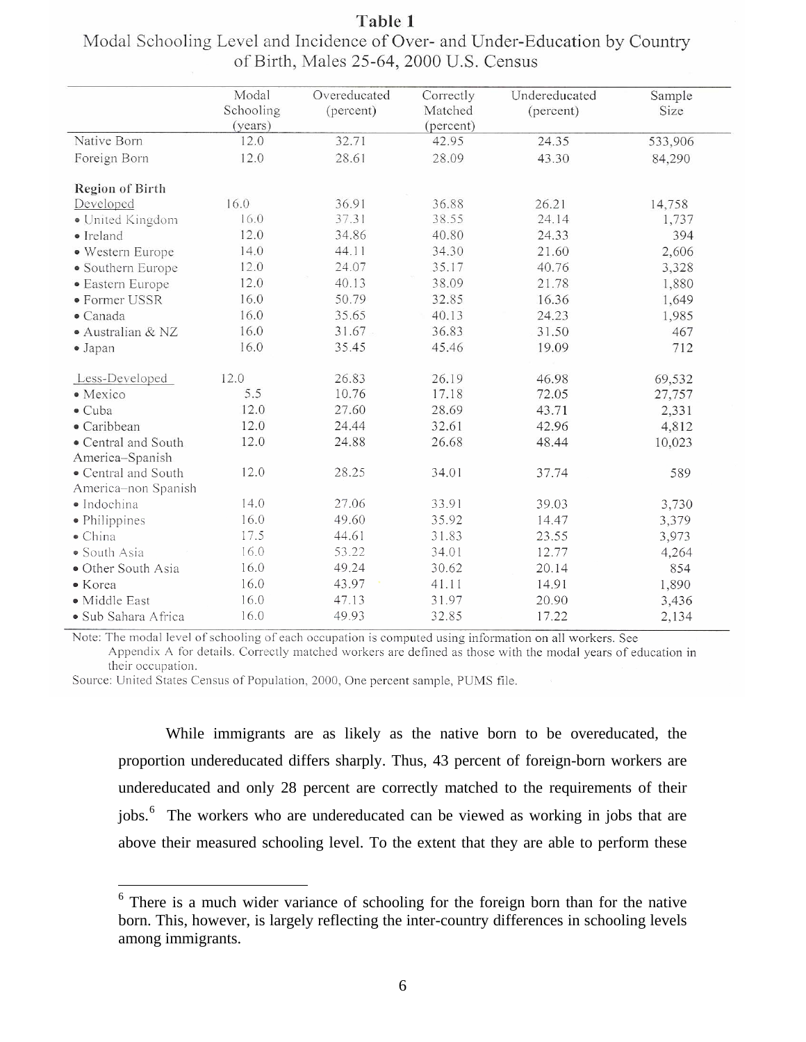**Table 1**
Modal Schooling Level and Incidence of Over- and Under-Education by Country of Birth, Males 25-64, 2000 U.S. Census

| | Modal Schooling (years) | Overeducated (percent) | Correctly Matched (percent) | Undereducated (percent) | Sample Size |
|---|---|---|---|---|---|
| Native Born | 12.0 | 32.71 | 42.95 | 24.35 | 533,906 |
| Foreign Born | 12.0 | 28.61 | 28.09 | 43.30 | 84,290 |
| **Region of Birth** | | | | | |
| Developed | 16.0 | 36.91 | 36.88 | 26.21 | 14,758 |
| • United Kingdom | 16.0 | 37.31 | 38.55 | 24.14 | 1,737 |
| • Ireland | 12.0 | 34.86 | 40.80 | 24.33 | 394 |
| • Western Europe | 14.0 | 44.11 | 34.30 | 21.60 | 2,606 |
| • Southern Europe | 12.0 | 24.07 | 35.17 | 40.76 | 3,328 |
| • Eastern Europe | 12.0 | 40.13 | 38.09 | 21.78 | 1,880 |
| • Former USSR | 16.0 | 50.79 | 32.85 | 16.36 | 1,649 |
| • Canada | 16.0 | 35.65 | 40.13 | 24.23 | 1,985 |
| • Australian & NZ | 16.0 | 31.67 | 36.83 | 31.50 | 467 |
| • Japan | 16.0 | 35.45 | 45.46 | 19.09 | 712 |
| Less-Developed | 12.0 | 26.83 | 26.19 | 46.98 | 69,532 |
| • Mexico | 5.5 | 10.76 | 17.18 | 72.05 | 27,757 |
| • Cuba | 12.0 | 27.60 | 28.69 | 43.71 | 2,331 |
| • Caribbean | 12.0 | 24.44 | 32.61 | 42.96 | 4,812 |
| • Central and South America–Spanish | 12.0 | 24.88 | 26.68 | 48.44 | 10,023 |
| • Central and South America–non Spanish | 12.0 | 28.25 | 34.01 | 37.74 | 589 |
| • Indochina | 14.0 | 27.06 | 33.91 | 39.03 | 3,730 |
| • Philippines | 16.0 | 49.60 | 35.92 | 14.47 | 3,379 |
| • China | 17.5 | 44.61 | 31.83 | 23.55 | 3,973 |
| • South Asia | 16.0 | 53.22 | 34.01 | 12.77 | 4,264 |
| • Other South Asia | 16.0 | 49.24 | 30.62 | 20.14 | 854 |
| • Korea | 16.0 | 43.97 | 41.11 | 14.91 | 1,890 |
| • Middle East | 16.0 | 47.13 | 31.97 | 20.90 | 3,436 |
| • Sub Sahara Africa | 16.0 | 49.93 | 32.85 | 17.22 | 2,134 |

Note: The modal level of schooling of each occupation is computed using information on all workers. See Appendix A for details. Correctly matched workers are defined as those with the modal years of education in their occupation.
Source: United States Census of Population, 2000, One percent sample, PUMS file.

While immigrants are as likely as the native born to be overeducated, the proportion undereducated differs sharply. Thus, 43 percent of foreign-born workers are undereducated and only 28 percent are correctly matched to the requirements of their jobs.[6] The workers who are undereducated can be viewed as working in jobs that are above their measured schooling level. To the extent that they are able to perform these

[6] There is a much wider variance of schooling for the foreign born than for the native born. This, however, is largely reflecting the inter-country differences in schooling levels among immigrants.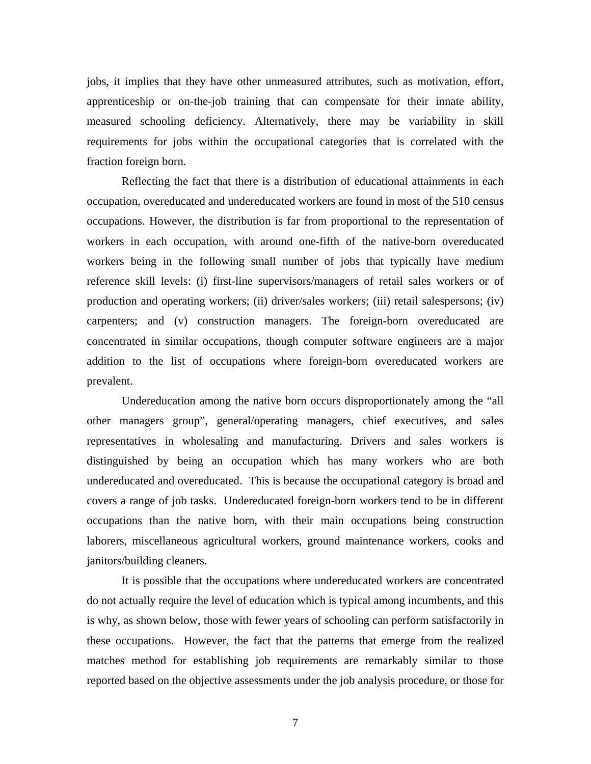jobs, it implies that they have other unmeasured attributes, such as motivation, effort, apprenticeship or on-the-job training that can compensate for their innate ability, measured schooling deficiency. Alternatively, there may be variability in skill requirements for jobs within the occupational categories that is correlated with the fraction foreign born.

Reflecting the fact that there is a distribution of educational attainments in each occupation, overeducated and undereducated workers are found in most of the 510 census occupations. However, the distribution is far from proportional to the representation of workers in each occupation, with around one-fifth of the native-born overeducated workers being in the following small number of jobs that typically have medium reference skill levels: (i) first-line supervisors/managers of retail sales workers or of production and operating workers; (ii) driver/sales workers; (iii) retail salespersons; (iv) carpenters; and (v) construction managers. The foreign-born overeducated are concentrated in similar occupations, though computer software engineers are a major addition to the list of occupations where foreign-born overeducated workers are prevalent.

Undereducation among the native born occurs disproportionately among the "all other managers group", general/operating managers, chief executives, and sales representatives in wholesaling and manufacturing. Drivers and sales workers is distinguished by being an occupation which has many workers who are both undereducated and overeducated. This is because the occupational category is broad and covers a range of job tasks. Undereducated foreign-born workers tend to be in different occupations than the native born, with their main occupations being construction laborers, miscellaneous agricultural workers, ground maintenance workers, cooks and janitors/building cleaners.

It is possible that the occupations where undereducated workers are concentrated do not actually require the level of education which is typical among incumbents, and this is why, as shown below, those with fewer years of schooling can perform satisfactorily in these occupations. However, the fact that the patterns that emerge from the realized matches method for establishing job requirements are remarkably similar to those reported based on the objective assessments under the job analysis procedure, or those for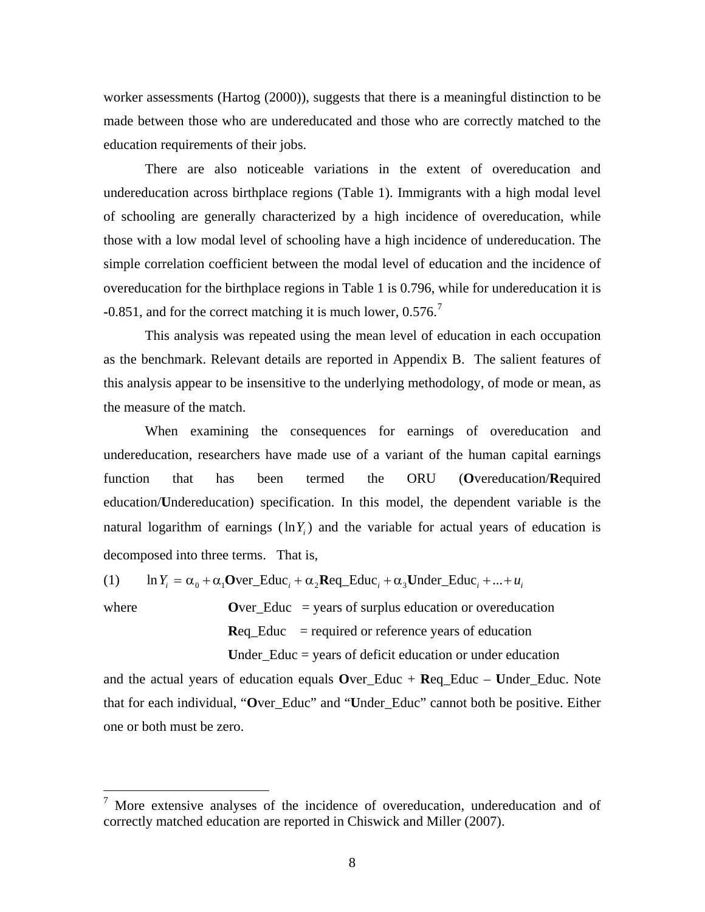worker assessments (Hartog (2000)), suggests that there is a meaningful distinction to be made between those who are undereducated and those who are correctly matched to the education requirements of their jobs.

There are also noticeable variations in the extent of overeducation and undereducation across birthplace regions (Table 1). Immigrants with a high modal level of schooling are generally characterized by a high incidence of overeducation, while those with a low modal level of schooling have a high incidence of undereducation. The simple correlation coefficient between the modal level of education and the incidence of overeducation for the birthplace regions in Table 1 is 0.796, while for undereducation it is -0.851, and for the correct matching it is much lower, 0.576.[7]

This analysis was repeated using the mean level of education in each occupation as the benchmark. Relevant details are reported in Appendix B. The salient features of this analysis appear to be insensitive to the underlying methodology, of mode or mean, as the measure of the match.

When examining the consequences for earnings of overeducation and undereducation, researchers have made use of a variant of the human capital earnings function that has been termed the ORU (**O**vereducation/**R**equired education/**U**ndereducation) specification. In this model, the dependent variable is the natural logarithm of earnings ($\ln Y_i$) and the variable for actual years of education is decomposed into three terms. That is,

$$\ln Y_i = \alpha_0 + \alpha_1 \textbf{O}\text{ver\_Educ}_i + \alpha_2 \textbf{R}\text{eq\_Educ}_i + \alpha_3 \textbf{U}\text{nder\_Educ}_i + ... + u_i \quad (1)$$

where
**O**ver_Educ = years of surplus education or overeducation
**R**eq_Educ = required or reference years of education
**U**nder_Educ = years of deficit education or under education

and the actual years of education equals **O**ver_Educ + **R**eq_Educ – **U**nder_Educ. Note that for each individual, "**O**ver_Educ" and "**U**nder_Educ" cannot both be positive. Either one or both must be zero.

---

[7] More extensive analyses of the incidence of overeducation, undereducation and of correctly matched education are reported in Chiswick and Miller (2007).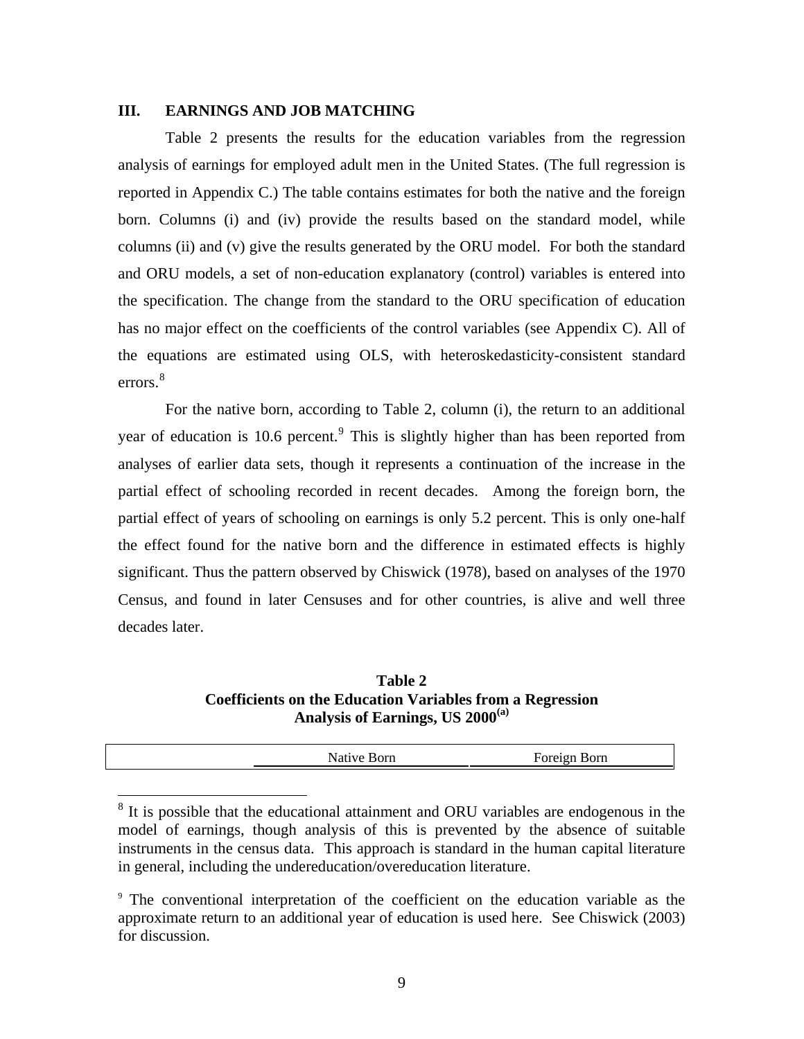## III. EARNINGS AND JOB MATCHING

Table 2 presents the results for the education variables from the regression analysis of earnings for employed adult men in the United States. (The full regression is reported in Appendix C.) The table contains estimates for both the native and the foreign born. Columns (i) and (iv) provide the results based on the standard model, while columns (ii) and (v) give the results generated by the ORU model. For both the standard and ORU models, a set of non-education explanatory (control) variables is entered into the specification. The change from the standard to the ORU specification of education has no major effect on the coefficients of the control variables (see Appendix C). All of the equations are estimated using OLS, with heteroskedasticity-consistent standard errors.[8]

For the native born, according to Table 2, column (i), the return to an additional year of education is 10.6 percent.[9] This is slightly higher than has been reported from analyses of earlier data sets, though it represents a continuation of the increase in the partial effect of schooling recorded in recent decades. Among the foreign born, the partial effect of years of schooling on earnings is only 5.2 percent. This is only one-half the effect found for the native born and the difference in estimated effects is highly significant. Thus the pattern observed by Chiswick (1978), based on analyses of the 1970 Census, and found in later Censuses and for other countries, is alive and well three decades later.

**Table 2**
**Coefficients on the Education Variables from a Regression Analysis of Earnings, US 2000[(a)]**

| | Native Born | Foreign Born |
|---|---|---|

[8] It is possible that the educational attainment and ORU variables are endogenous in the model of earnings, though analysis of this is prevented by the absence of suitable instruments in the census data. This approach is standard in the human capital literature in general, including the undereducation/overeducation literature.

[9] The conventional interpretation of the coefficient on the education variable as the approximate return to an additional year of education is used here. See Chiswick (2003) for discussion.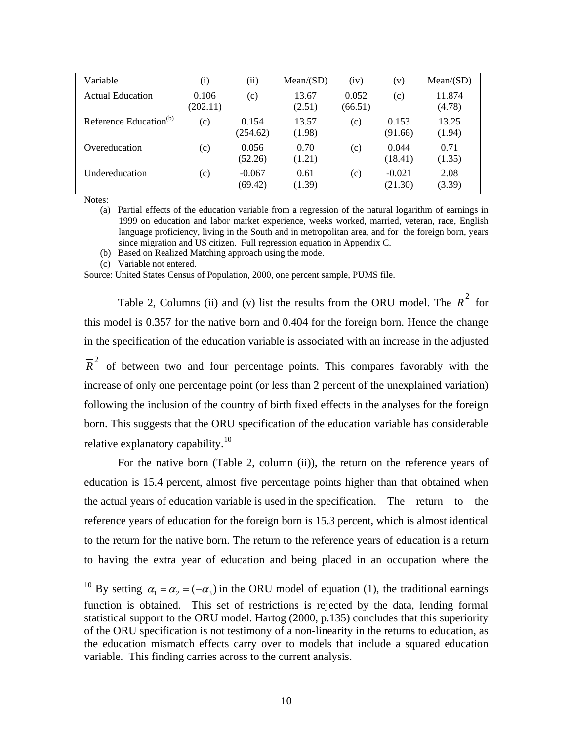| Variable | (i) | (ii) | Mean/(SD) | (iv) | (v) | Mean/(SD) |
|---|---|---|---|---|---|---|
| Actual Education | 0.106 (202.11) | (c) | 13.67 (2.51) | 0.052 (66.51) | (c) | 11.874 (4.78) |
| Reference Education(b) | (c) | 0.154 (254.62) | 13.57 (1.98) | (c) | 0.153 (91.66) | 13.25 (1.94) |
| Overeducation | (c) | 0.056 (52.26) | 0.70 (1.21) | (c) | 0.044 (18.41) | 0.71 (1.35) |
| Undereducation | (c) | -0.067 (69.42) | 0.61 (1.39) | (c) | -0.021 (21.30) | 2.08 (3.39) |

Notes:

(a) Partial effects of the education variable from a regression of the natural logarithm of earnings in 1999 on education and labor market experience, weeks worked, married, veteran, race, English language proficiency, living in the South and in metropolitan area, and for the foreign born, years since migration and US citizen. Full regression equation in Appendix C.

(b) Based on Realized Matching approach using the mode.

(c) Variable not entered.

Source: United States Census of Population, 2000, one percent sample, PUMS file.

Table 2, Columns (ii) and (v) list the results from the ORU model. The $\overline{R}^2$ for this model is 0.357 for the native born and 0.404 for the foreign born. Hence the change in the specification of the education variable is associated with an increase in the adjusted $\overline{R}^2$ of between two and four percentage points. This compares favorably with the increase of only one percentage point (or less than 2 percent of the unexplained variation) following the inclusion of the country of birth fixed effects in the analyses for the foreign born. This suggests that the ORU specification of the education variable has considerable relative explanatory capability.[10]

For the native born (Table 2, column (ii)), the return on the reference years of education is 15.4 percent, almost five percentage points higher than that obtained when the actual years of education variable is used in the specification. The return to the reference years of education for the foreign born is 15.3 percent, which is almost identical to the return for the native born. The return to the reference years of education is a return to having the extra year of education <u>and</u> being placed in an occupation where the

[10] By setting $\alpha_1 = \alpha_2 = (-\alpha_3)$ in the ORU model of equation (1), the traditional earnings function is obtained. This set of restrictions is rejected by the data, lending formal statistical support to the ORU model. Hartog (2000, p.135) concludes that this superiority of the ORU specification is not testimony of a non-linearity in the returns to education, as the education mismatch effects carry over to models that include a squared education variable. This finding carries across to the current analysis.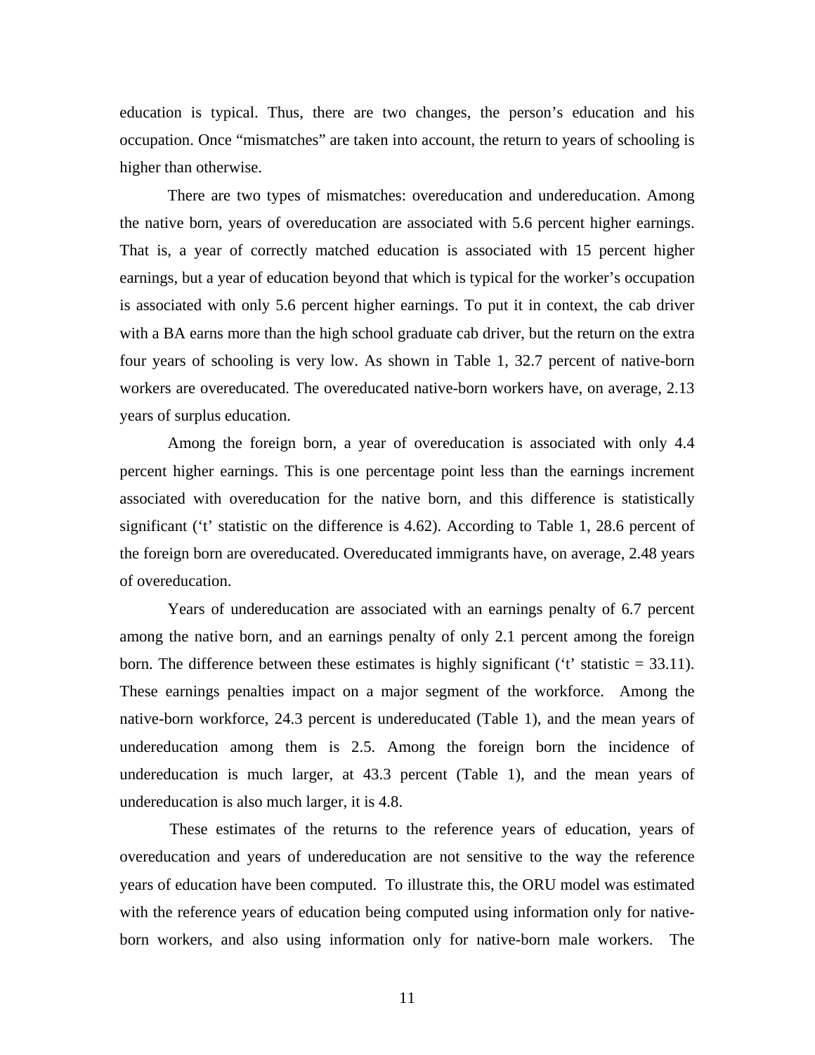education is typical. Thus, there are two changes, the person's education and his occupation. Once "mismatches" are taken into account, the return to years of schooling is higher than otherwise.

There are two types of mismatches: overeducation and undereducation. Among the native born, years of overeducation are associated with 5.6 percent higher earnings. That is, a year of correctly matched education is associated with 15 percent higher earnings, but a year of education beyond that which is typical for the worker's occupation is associated with only 5.6 percent higher earnings. To put it in context, the cab driver with a BA earns more than the high school graduate cab driver, but the return on the extra four years of schooling is very low. As shown in Table 1, 32.7 percent of native-born workers are overeducated. The overeducated native-born workers have, on average, 2.13 years of surplus education.

Among the foreign born, a year of overeducation is associated with only 4.4 percent higher earnings. This is one percentage point less than the earnings increment associated with overeducation for the native born, and this difference is statistically significant ('t' statistic on the difference is 4.62). According to Table 1, 28.6 percent of the foreign born are overeducated. Overeducated immigrants have, on average, 2.48 years of overeducation.

Years of undereducation are associated with an earnings penalty of 6.7 percent among the native born, and an earnings penalty of only 2.1 percent among the foreign born. The difference between these estimates is highly significant ('t' statistic = 33.11). These earnings penalties impact on a major segment of the workforce. Among the native-born workforce, 24.3 percent is undereducated (Table 1), and the mean years of undereducation among them is 2.5. Among the foreign born the incidence of undereducation is much larger, at 43.3 percent (Table 1), and the mean years of undereducation is also much larger, it is 4.8.

These estimates of the returns to the reference years of education, years of overeducation and years of undereducation are not sensitive to the way the reference years of education have been computed. To illustrate this, the ORU model was estimated with the reference years of education being computed using information only for native-born workers, and also using information only for native-born male workers. The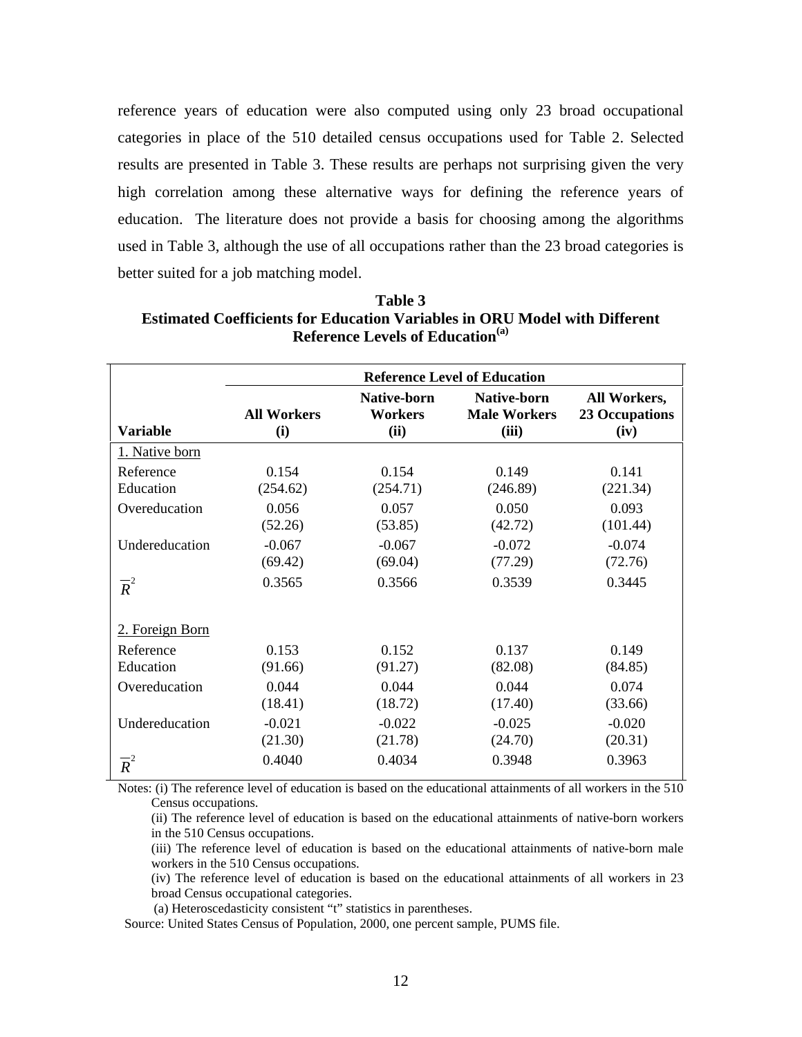reference years of education were also computed using only 23 broad occupational categories in place of the 510 detailed census occupations used for Table 2. Selected results are presented in Table 3. These results are perhaps not surprising given the very high correlation among these alternative ways for defining the reference years of education. The literature does not provide a basis for choosing among the algorithms used in Table 3, although the use of all occupations rather than the 23 broad categories is better suited for a job matching model.

**Table 3**
**Estimated Coefficients for Education Variables in ORU Model with Different Reference Levels of Education[(a)]**

| | **Reference Level of Education** | | | |
|---|---|---|---|---|
| **Variable** | **All Workers (i)** | **Native-born Workers (ii)** | **Native-born Male Workers (iii)** | **All Workers, 23 Occupations (iv)** |
| 1. Native born | | | | |
| Reference Education | 0.154 (254.62) | 0.154 (254.71) | 0.149 (246.89) | 0.141 (221.34) |
| Overeducation | 0.056 (52.26) | 0.057 (53.85) | 0.050 (42.72) | 0.093 (101.44) |
| Undereducation | -0.067 (69.42) | -0.067 (69.04) | -0.072 (77.29) | -0.074 (72.76) |
| $\overline{R}^2$ | 0.3565 | 0.3566 | 0.3539 | 0.3445 |
| 2. Foreign Born | | | | |
| Reference Education | 0.153 (91.66) | 0.152 (91.27) | 0.137 (82.08) | 0.149 (84.85) |
| Overeducation | 0.044 (18.41) | 0.044 (18.72) | 0.044 (17.40) | 0.074 (33.66) |
| Undereducation | -0.021 (21.30) | -0.022 (21.78) | -0.025 (24.70) | -0.020 (20.31) |
| $\overline{R}^2$ | 0.4040 | 0.4034 | 0.3948 | 0.3963 |

Notes: (i) The reference level of education is based on the educational attainments of all workers in the 510 Census occupations.

(ii) The reference level of education is based on the educational attainments of native-born workers in the 510 Census occupations.

(iii) The reference level of education is based on the educational attainments of native-born male workers in the 510 Census occupations.

(iv) The reference level of education is based on the educational attainments of all workers in 23 broad Census occupational categories.

(a) Heteroscedasticity consistent "t" statistics in parentheses.

Source: United States Census of Population, 2000, one percent sample, PUMS file.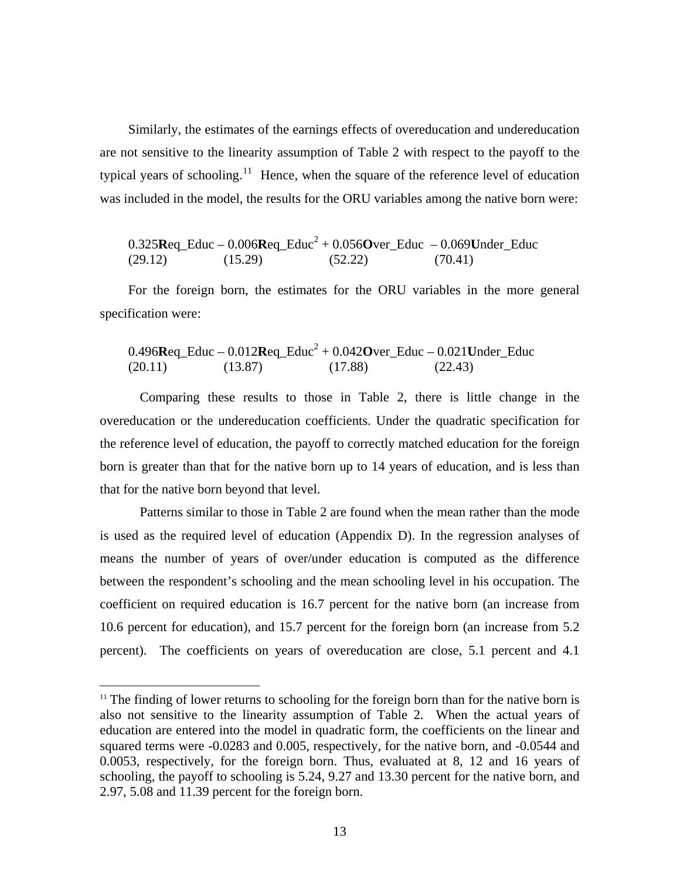Similarly, the estimates of the earnings effects of overeducation and undereducation are not sensitive to the linearity assumption of Table 2 with respect to the payoff to the typical years of schooling.[11] Hence, when the square of the reference level of education was included in the model, the results for the ORU variables among the native born were:

$$
\underset{(29.12)}{0.325\mathbf{R}\text{eq\_Educ}} - \underset{(15.29)}{0.006\mathbf{R}\text{eq\_Educ}^2} + \underset{(52.22)}{0.056\mathbf{O}\text{ver\_Educ}} - \underset{(70.41)}{0.069\mathbf{U}\text{nder\_Educ}}
$$

For the foreign born, the estimates for the ORU variables in the more general specification were:

$$
\underset{(20.11)}{0.496\mathbf{R}\text{eq\_Educ}} - \underset{(13.87)}{0.012\mathbf{R}\text{eq\_Educ}^2} + \underset{(17.88)}{0.042\mathbf{O}\text{ver\_Educ}} - \underset{(22.43)}{0.021\mathbf{U}\text{nder\_Educ}}
$$

Comparing these results to those in Table 2, there is little change in the overeducation or the undereducation coefficients. Under the quadratic specification for the reference level of education, the payoff to correctly matched education for the foreign born is greater than that for the native born up to 14 years of education, and is less than that for the native born beyond that level.

Patterns similar to those in Table 2 are found when the mean rather than the mode is used as the required level of education (Appendix D). In the regression analyses of means the number of years of over/under education is computed as the difference between the respondent's schooling and the mean schooling level in his occupation. The coefficient on required education is 16.7 percent for the native born (an increase from 10.6 percent for education), and 15.7 percent for the foreign born (an increase from 5.2 percent). The coefficients on years of overeducation are close, 5.1 percent and 4.1

---

[11] The finding of lower returns to schooling for the foreign born than for the native born is also not sensitive to the linearity assumption of Table 2. When the actual years of education are entered into the model in quadratic form, the coefficients on the linear and squared terms were -0.0283 and 0.005, respectively, for the native born, and -0.0544 and 0.0053, respectively, for the foreign born. Thus, evaluated at 8, 12 and 16 years of schooling, the payoff to schooling is 5.24, 9.27 and 13.30 percent for the native born, and 2.97, 5.08 and 11.39 percent for the foreign born.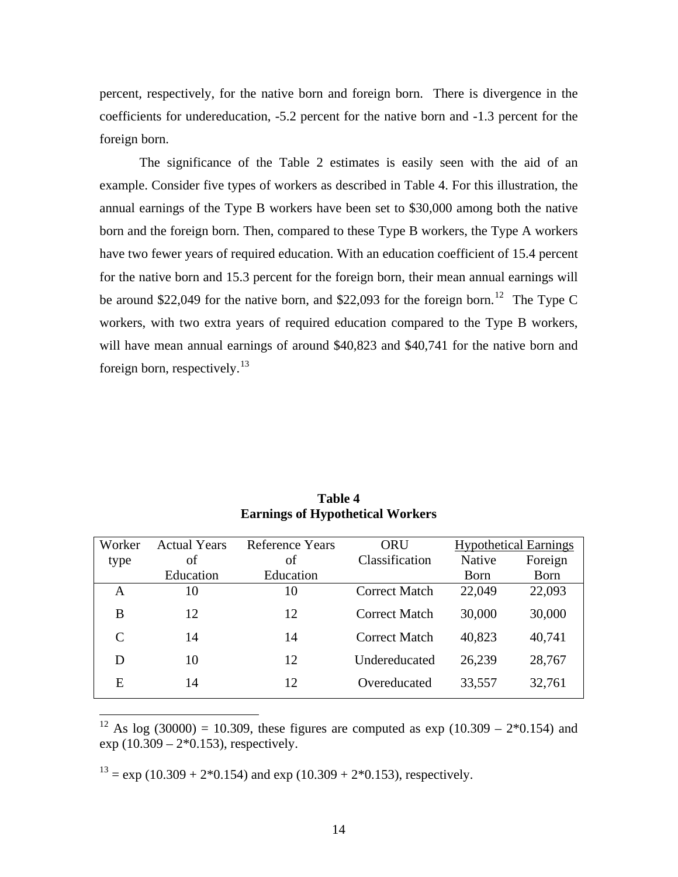percent, respectively, for the native born and foreign born. There is divergence in the coefficients for undereducation, -5.2 percent for the native born and -1.3 percent for the foreign born.

The significance of the Table 2 estimates is easily seen with the aid of an example. Consider five types of workers as described in Table 4. For this illustration, the annual earnings of the Type B workers have been set to $30,000 among both the native born and the foreign born. Then, compared to these Type B workers, the Type A workers have two fewer years of required education. With an education coefficient of 15.4 percent for the native born and 15.3 percent for the foreign born, their mean annual earnings will be around $22,049 for the native born, and $22,093 for the foreign born.[12] The Type C workers, with two extra years of required education compared to the Type B workers, will have mean annual earnings of around $40,823 and $40,741 for the native born and foreign born, respectively.[13]

**Table 4**
**Earnings of Hypothetical Workers**

| Worker type | Actual Years of Education | Reference Years of Education | ORU Classification | Hypothetical Earnings | |
|---|---|---|---|---|---|
| | | | | Native Born | Foreign Born |
| A | 10 | 10 | Correct Match | 22,049 | 22,093 |
| B | 12 | 12 | Correct Match | 30,000 | 30,000 |
| C | 14 | 14 | Correct Match | 40,823 | 40,741 |
| D | 10 | 12 | Undereducated | 26,239 | 28,767 |
| E | 14 | 12 | Overeducated | 33,557 | 32,761 |

[12] As log (30000) = 10.309, these figures are computed as exp (10.309 – 2*0.154) and exp (10.309 – 2*0.153), respectively.

[13] = exp (10.309 + 2*0.154) and exp (10.309 + 2*0.153), respectively.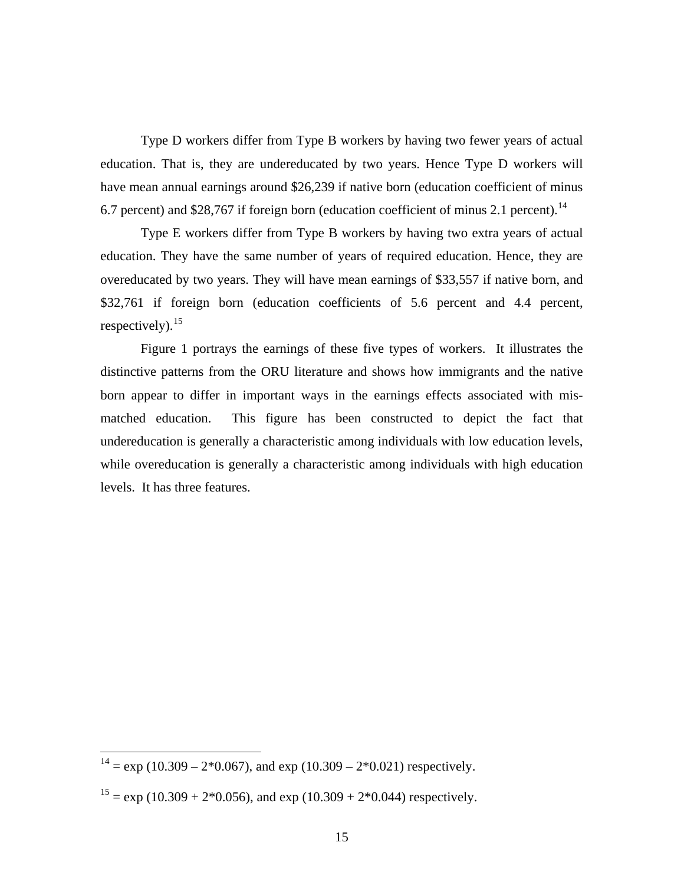Type D workers differ from Type B workers by having two fewer years of actual education. That is, they are undereducated by two years. Hence Type D workers will have mean annual earnings around $26,239 if native born (education coefficient of minus 6.7 percent) and $28,767 if foreign born (education coefficient of minus 2.1 percent).[14]

Type E workers differ from Type B workers by having two extra years of actual education. They have the same number of years of required education. Hence, they are overeducated by two years. They will have mean earnings of $33,557 if native born, and $32,761 if foreign born (education coefficients of 5.6 percent and 4.4 percent, respectively).[15]

Figure 1 portrays the earnings of these five types of workers. It illustrates the distinctive patterns from the ORU literature and shows how immigrants and the native born appear to differ in important ways in the earnings effects associated with mis-matched education. This figure has been constructed to depict the fact that undereducation is generally a characteristic among individuals with low education levels, while overeducation is generally a characteristic among individuals with high education levels. It has three features.

---

[14] = exp (10.309 – 2*0.067), and exp (10.309 – 2*0.021) respectively.

[15] = exp (10.309 + 2*0.056), and exp (10.309 + 2*0.044) respectively.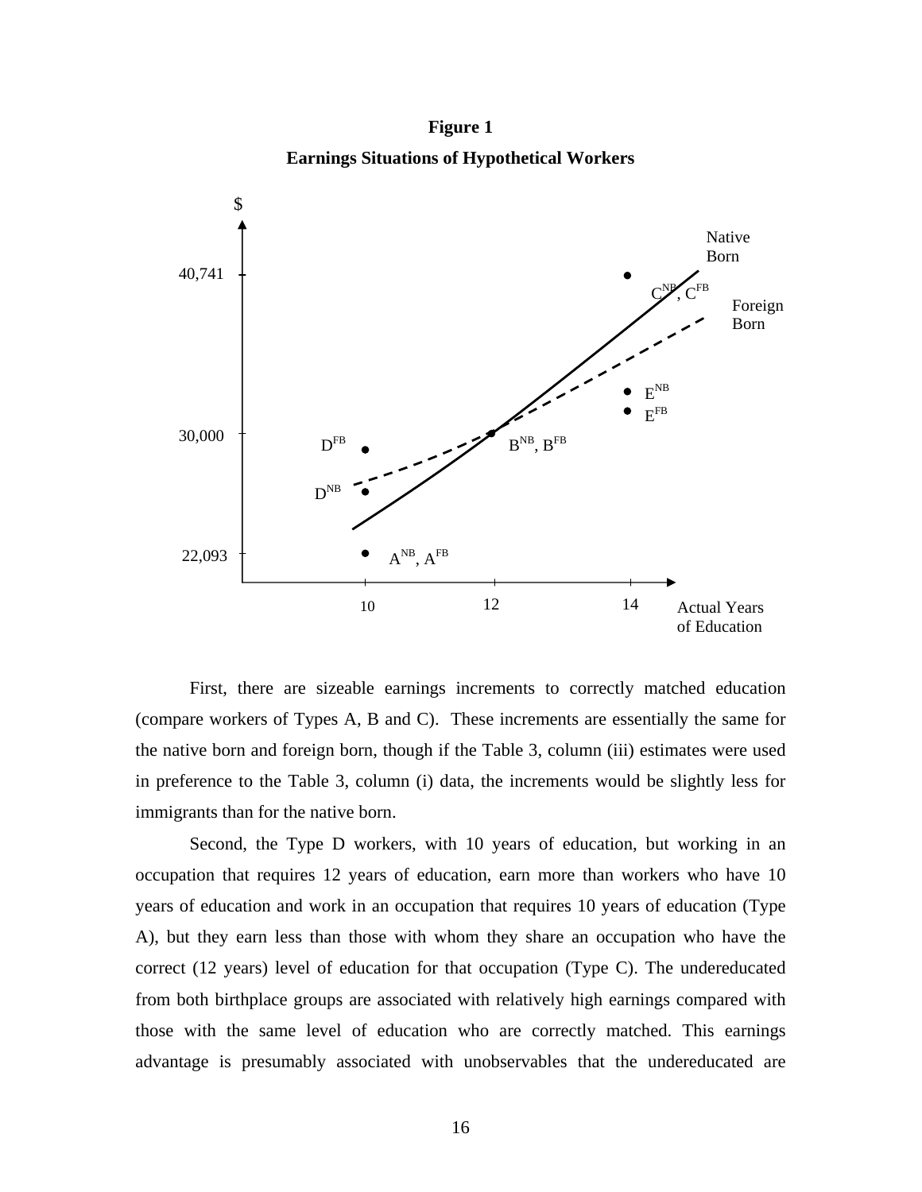**Figure 1**

**Earnings Situations of Hypothetical Workers**

First, there are sizeable earnings increments to correctly matched education (compare workers of Types A, B and C). These increments are essentially the same for the native born and foreign born, though if the Table 3, column (iii) estimates were used in preference to the Table 3, column (i) data, the increments would be slightly less for immigrants than for the native born.

Second, the Type D workers, with 10 years of education, but working in an occupation that requires 12 years of education, earn more than workers who have 10 years of education and work in an occupation that requires 10 years of education (Type A), but they earn less than those with whom they share an occupation who have the correct (12 years) level of education for that occupation (Type C). The undereducated from both birthplace groups are associated with relatively high earnings compared with those with the same level of education who are correctly matched. This earnings advantage is presumably associated with unobservables that the undereducated are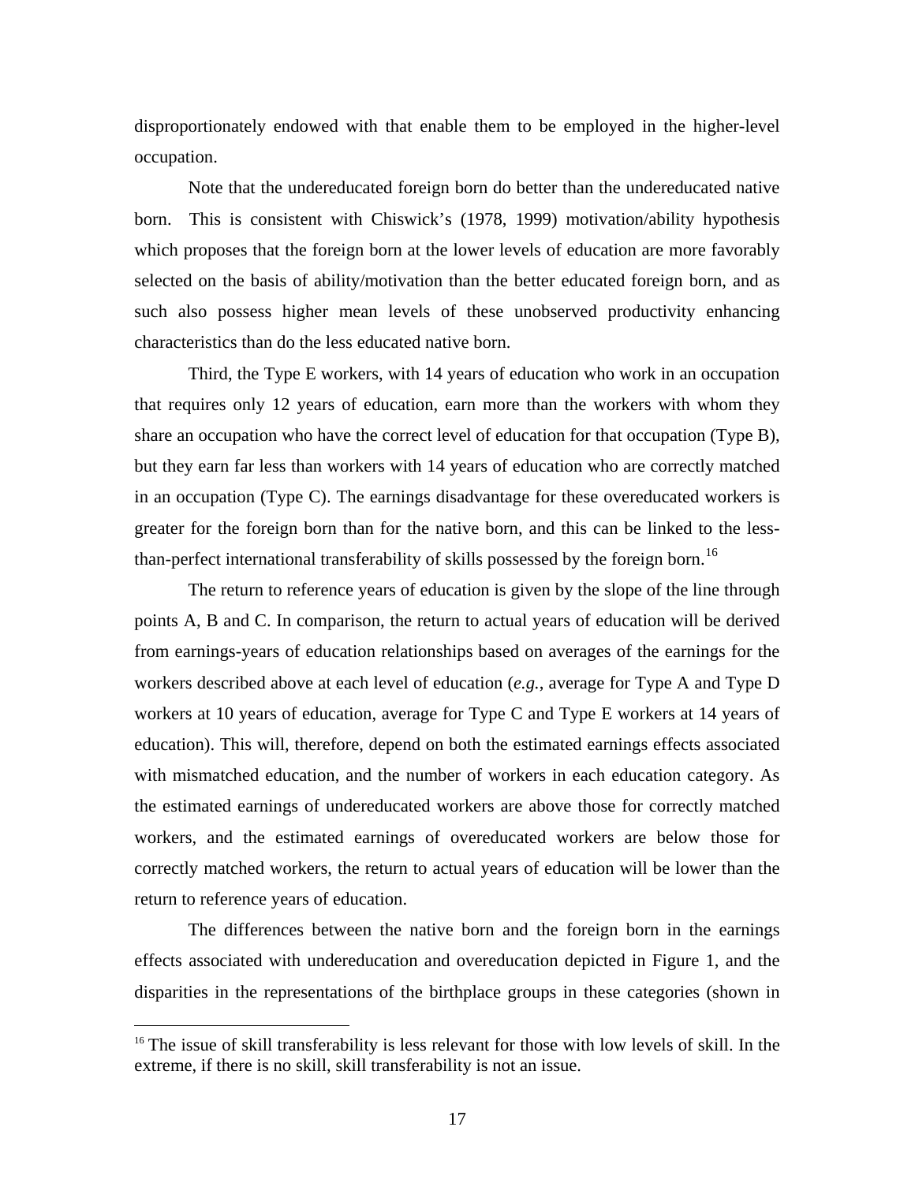disproportionately endowed with that enable them to be employed in the higher-level occupation.

Note that the undereducated foreign born do better than the undereducated native born. This is consistent with Chiswick's (1978, 1999) motivation/ability hypothesis which proposes that the foreign born at the lower levels of education are more favorably selected on the basis of ability/motivation than the better educated foreign born, and as such also possess higher mean levels of these unobserved productivity enhancing characteristics than do the less educated native born.

Third, the Type E workers, with 14 years of education who work in an occupation that requires only 12 years of education, earn more than the workers with whom they share an occupation who have the correct level of education for that occupation (Type B), but they earn far less than workers with 14 years of education who are correctly matched in an occupation (Type C). The earnings disadvantage for these overeducated workers is greater for the foreign born than for the native born, and this can be linked to the less-than-perfect international transferability of skills possessed by the foreign born.[16]

The return to reference years of education is given by the slope of the line through points A, B and C. In comparison, the return to actual years of education will be derived from earnings-years of education relationships based on averages of the earnings for the workers described above at each level of education (*e.g.*, average for Type A and Type D workers at 10 years of education, average for Type C and Type E workers at 14 years of education). This will, therefore, depend on both the estimated earnings effects associated with mismatched education, and the number of workers in each education category. As the estimated earnings of undereducated workers are above those for correctly matched workers, and the estimated earnings of overeducated workers are below those for correctly matched workers, the return to actual years of education will be lower than the return to reference years of education.

The differences between the native born and the foreign born in the earnings effects associated with undereducation and overeducation depicted in Figure 1, and the disparities in the representations of the birthplace groups in these categories (shown in

---

[16] The issue of skill transferability is less relevant for those with low levels of skill. In the extreme, if there is no skill, skill transferability is not an issue.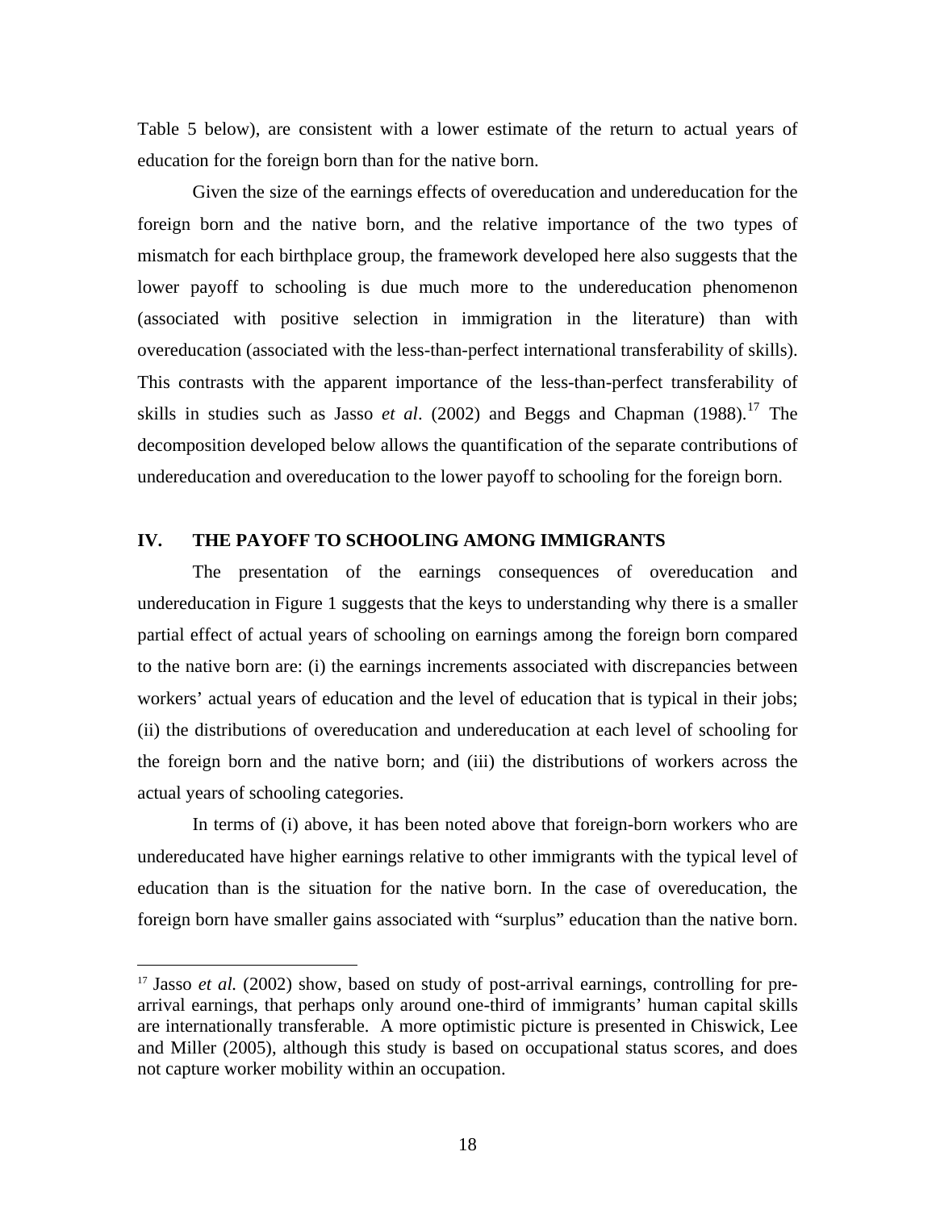Table 5 below), are consistent with a lower estimate of the return to actual years of education for the foreign born than for the native born.

Given the size of the earnings effects of overeducation and undereducation for the foreign born and the native born, and the relative importance of the two types of mismatch for each birthplace group, the framework developed here also suggests that the lower payoff to schooling is due much more to the undereducation phenomenon (associated with positive selection in immigration in the literature) than with overeducation (associated with the less-than-perfect international transferability of skills). This contrasts with the apparent importance of the less-than-perfect transferability of skills in studies such as Jasso *et al*. (2002) and Beggs and Chapman (1988).[17] The decomposition developed below allows the quantification of the separate contributions of undereducation and overeducation to the lower payoff to schooling for the foreign born.

## IV. THE PAYOFF TO SCHOOLING AMONG IMMIGRANTS

The presentation of the earnings consequences of overeducation and undereducation in Figure 1 suggests that the keys to understanding why there is a smaller partial effect of actual years of schooling on earnings among the foreign born compared to the native born are: (i) the earnings increments associated with discrepancies between workers' actual years of education and the level of education that is typical in their jobs; (ii) the distributions of overeducation and undereducation at each level of schooling for the foreign born and the native born; and (iii) the distributions of workers across the actual years of schooling categories.

In terms of (i) above, it has been noted above that foreign-born workers who are undereducated have higher earnings relative to other immigrants with the typical level of education than is the situation for the native born. In the case of overeducation, the foreign born have smaller gains associated with "surplus" education than the native born.

---

[17] Jasso *et al.* (2002) show, based on study of post-arrival earnings, controlling for pre-arrival earnings, that perhaps only around one-third of immigrants' human capital skills are internationally transferable. A more optimistic picture is presented in Chiswick, Lee and Miller (2005), although this study is based on occupational status scores, and does not capture worker mobility within an occupation.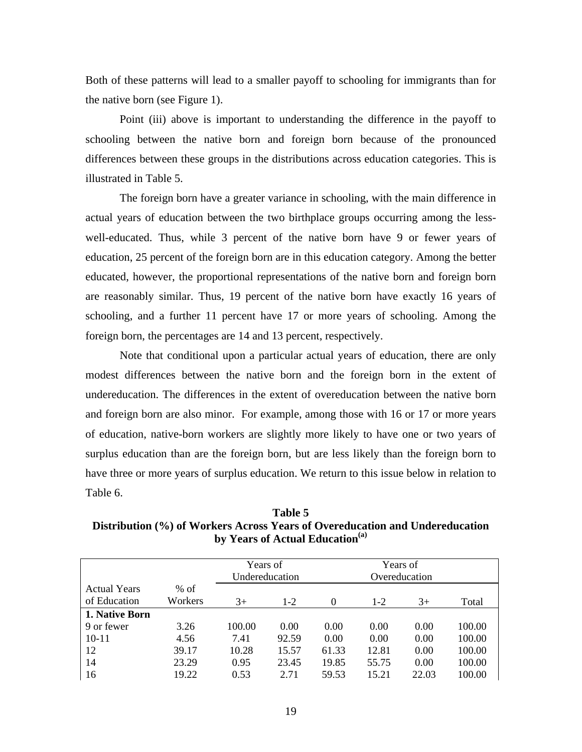Both of these patterns will lead to a smaller payoff to schooling for immigrants than for the native born (see Figure 1).

Point (iii) above is important to understanding the difference in the payoff to schooling between the native born and foreign born because of the pronounced differences between these groups in the distributions across education categories. This is illustrated in Table 5.

The foreign born have a greater variance in schooling, with the main difference in actual years of education between the two birthplace groups occurring among the less-well-educated. Thus, while 3 percent of the native born have 9 or fewer years of education, 25 percent of the foreign born are in this education category. Among the better educated, however, the proportional representations of the native born and foreign born are reasonably similar. Thus, 19 percent of the native born have exactly 16 years of schooling, and a further 11 percent have 17 or more years of schooling. Among the foreign born, the percentages are 14 and 13 percent, respectively.

Note that conditional upon a particular actual years of education, there are only modest differences between the native born and the foreign born in the extent of undereducation. The differences in the extent of overeducation between the native born and foreign born are also minor. For example, among those with 16 or 17 or more years of education, native-born workers are slightly more likely to have one or two years of surplus education than are the foreign born, but are less likely than the foreign born to have three or more years of surplus education. We return to this issue below in relation to Table 6.

**Table 5**
**Distribution (%) of Workers Across Years of Overeducation and Undereducation by Years of Actual Education[(a)]**

| | | Years of Undereducation | | | Years of Overeducation | | |
|---|---|---|---|---|---|---|---|
| Actual Years of Education | % of Workers | 3+ | 1-2 | 0 | 1-2 | 3+ | Total |
| **1. Native Born** | | | | | | | |
| 9 or fewer | 3.26 | 100.00 | 0.00 | 0.00 | 0.00 | 0.00 | 100.00 |
| 10-11 | 4.56 | 7.41 | 92.59 | 0.00 | 0.00 | 0.00 | 100.00 |
| 12 | 39.17 | 10.28 | 15.57 | 61.33 | 12.81 | 0.00 | 100.00 |
| 14 | 23.29 | 0.95 | 23.45 | 19.85 | 55.75 | 0.00 | 100.00 |
| 16 | 19.22 | 0.53 | 2.71 | 59.53 | 15.21 | 22.03 | 100.00 |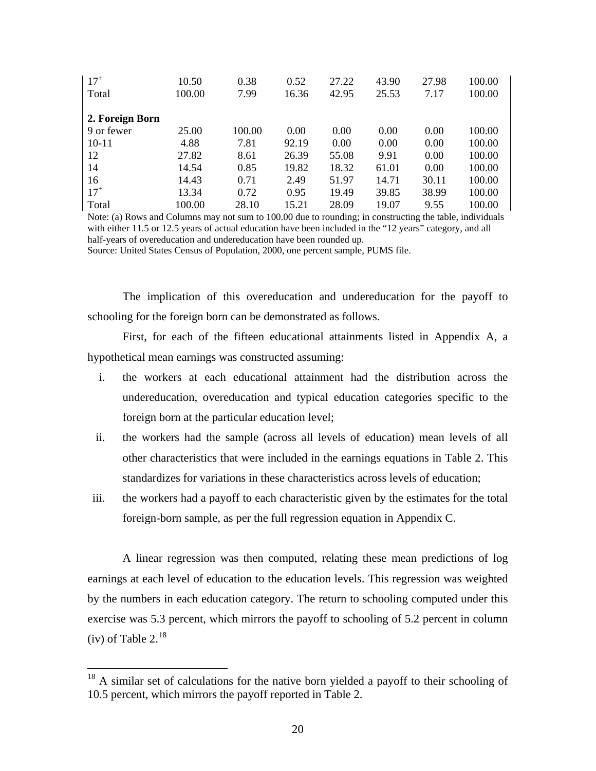| | | | | | | | |
|---|---|---|---|---|---|---|---|
| $17^+$ | 10.50 | 0.38 | 0.52 | 27.22 | 43.90 | 27.98 | 100.00 |
| Total | 100.00 | 7.99 | 16.36 | 42.95 | 25.53 | 7.17 | 100.00 |
| | | | | | | | |
| **2. Foreign Born** | | | | | | | |
| 9 or fewer | 25.00 | 100.00 | 0.00 | 0.00 | 0.00 | 0.00 | 100.00 |
| 10-11 | 4.88 | 7.81 | 92.19 | 0.00 | 0.00 | 0.00 | 100.00 |
| 12 | 27.82 | 8.61 | 26.39 | 55.08 | 9.91 | 0.00 | 100.00 |
| 14 | 14.54 | 0.85 | 19.82 | 18.32 | 61.01 | 0.00 | 100.00 |
| 16 | 14.43 | 0.71 | 2.49 | 51.97 | 14.71 | 30.11 | 100.00 |
| $17^+$ | 13.34 | 0.72 | 0.95 | 19.49 | 39.85 | 38.99 | 100.00 |
| Total | 100.00 | 28.10 | 15.21 | 28.09 | 19.07 | 9.55 | 100.00 |

Note: (a) Rows and Columns may not sum to 100.00 due to rounding; in constructing the table, individuals with either 11.5 or 12.5 years of actual education have been included in the "12 years" category, and all half-years of overeducation and undereducation have been rounded up.

Source: United States Census of Population, 2000, one percent sample, PUMS file.

The implication of this overeducation and undereducation for the payoff to schooling for the foreign born can be demonstrated as follows.

First, for each of the fifteen educational attainments listed in Appendix A, a hypothetical mean earnings was constructed assuming:

i. the workers at each educational attainment had the distribution across the undereducation, overeducation and typical education categories specific to the foreign born at the particular education level;
ii. the workers had the sample (across all levels of education) mean levels of all other characteristics that were included in the earnings equations in Table 2. This standardizes for variations in these characteristics across levels of education;
iii. the workers had a payoff to each characteristic given by the estimates for the total foreign-born sample, as per the full regression equation in Appendix C.

A linear regression was then computed, relating these mean predictions of log earnings at each level of education to the education levels. This regression was weighted by the numbers in each education category. The return to schooling computed under this exercise was 5.3 percent, which mirrors the payoff to schooling of 5.2 percent in column (iv) of Table 2.[18]

[18] A similar set of calculations for the native born yielded a payoff to their schooling of 10.5 percent, which mirrors the payoff reported in Table 2.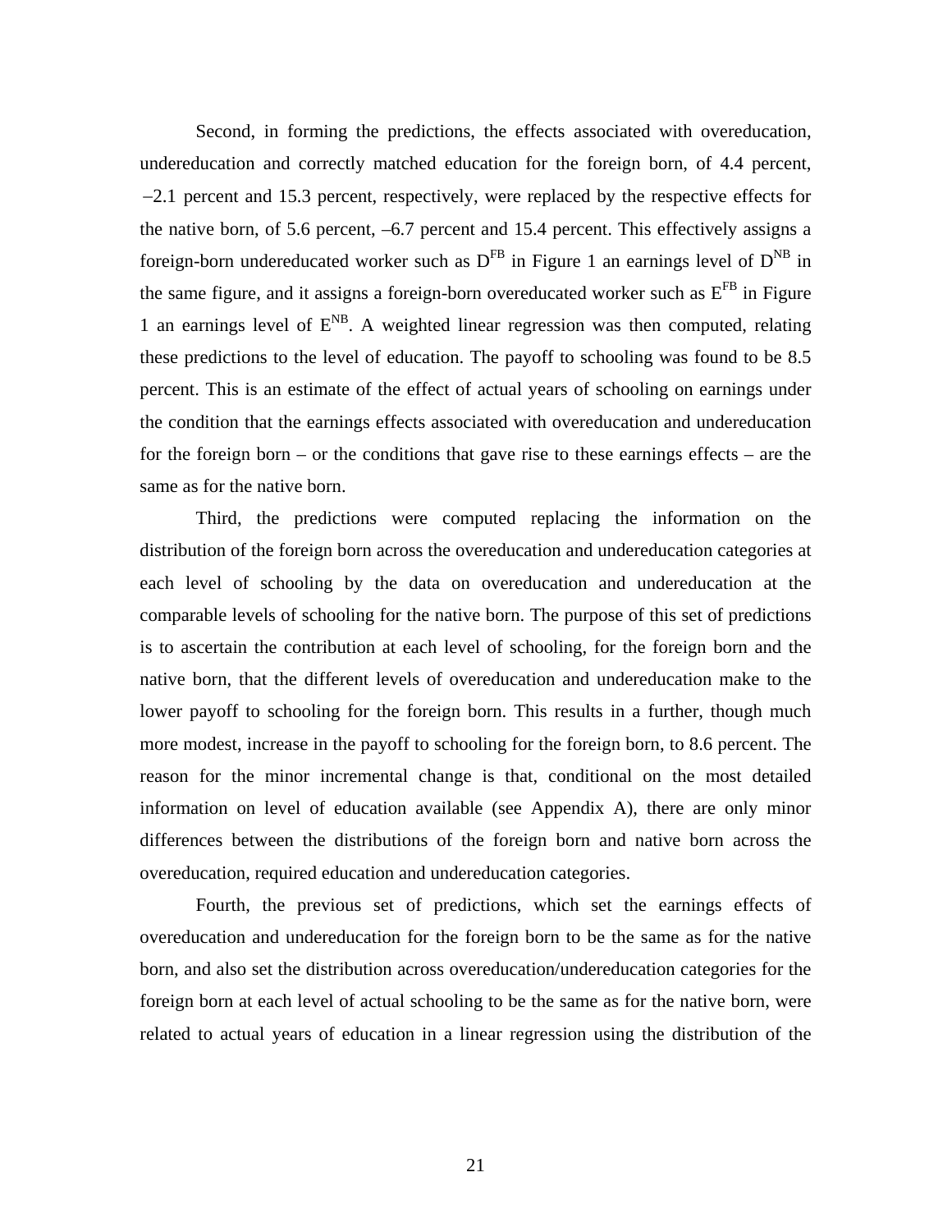Second, in forming the predictions, the effects associated with overeducation, undereducation and correctly matched education for the foreign born, of 4.4 percent, –2.1 percent and 15.3 percent, respectively, were replaced by the respective effects for the native born, of 5.6 percent, –6.7 percent and 15.4 percent. This effectively assigns a foreign-born undereducated worker such as $D^{FB}$ in Figure 1 an earnings level of $D^{NB}$ in the same figure, and it assigns a foreign-born overeducated worker such as $E^{FB}$ in Figure 1 an earnings level of $E^{NB}$. A weighted linear regression was then computed, relating these predictions to the level of education. The payoff to schooling was found to be 8.5 percent. This is an estimate of the effect of actual years of schooling on earnings under the condition that the earnings effects associated with overeducation and undereducation for the foreign born – or the conditions that gave rise to these earnings effects – are the same as for the native born.

Third, the predictions were computed replacing the information on the distribution of the foreign born across the overeducation and undereducation categories at each level of schooling by the data on overeducation and undereducation at the comparable levels of schooling for the native born. The purpose of this set of predictions is to ascertain the contribution at each level of schooling, for the foreign born and the native born, that the different levels of overeducation and undereducation make to the lower payoff to schooling for the foreign born. This results in a further, though much more modest, increase in the payoff to schooling for the foreign born, to 8.6 percent. The reason for the minor incremental change is that, conditional on the most detailed information on level of education available (see Appendix A), there are only minor differences between the distributions of the foreign born and native born across the overeducation, required education and undereducation categories.

Fourth, the previous set of predictions, which set the earnings effects of overeducation and undereducation for the foreign born to be the same as for the native born, and also set the distribution across overeducation/undereducation categories for the foreign born at each level of actual schooling to be the same as for the native born, were related to actual years of education in a linear regression using the distribution of the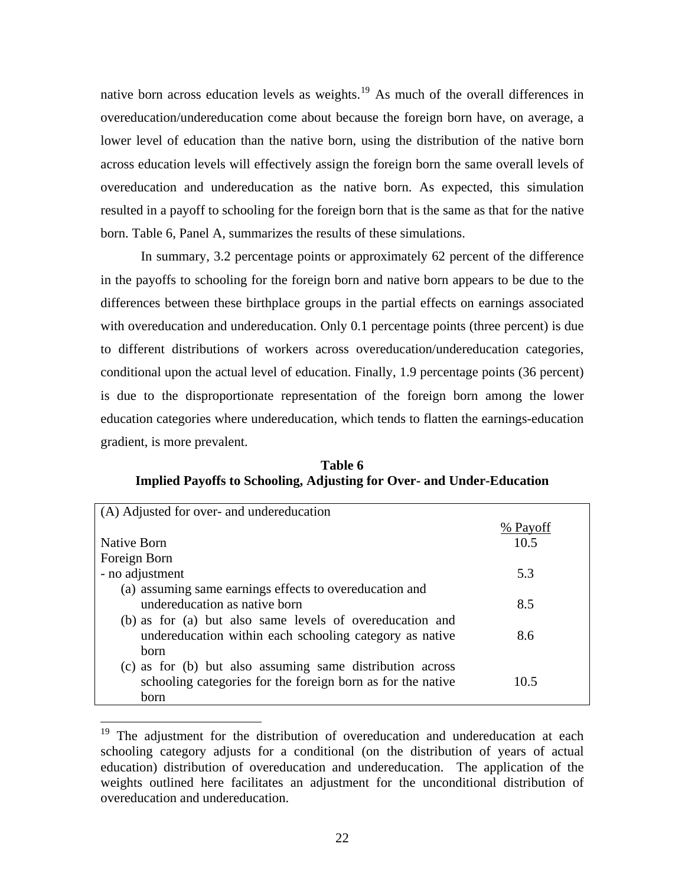native born across education levels as weights.[19] As much of the overall differences in overeducation/undereducation come about because the foreign born have, on average, a lower level of education than the native born, using the distribution of the native born across education levels will effectively assign the foreign born the same overall levels of overeducation and undereducation as the native born. As expected, this simulation resulted in a payoff to schooling for the foreign born that is the same as that for the native born. Table 6, Panel A, summarizes the results of these simulations.

In summary, 3.2 percentage points or approximately 62 percent of the difference in the payoffs to schooling for the foreign born and native born appears to be due to the differences between these birthplace groups in the partial effects on earnings associated with overeducation and undereducation. Only 0.1 percentage points (three percent) is due to different distributions of workers across overeducation/undereducation categories, conditional upon the actual level of education. Finally, 1.9 percentage points (36 percent) is due to the disproportionate representation of the foreign born among the lower education categories where undereducation, which tends to flatten the earnings-education gradient, is more prevalent.

**Table 6**
**Implied Payoffs to Schooling, Adjusting for Over- and Under-Education**

| (A) Adjusted for over- and undereducation | |
|---|---|
| | % Payoff |
| Native Born | 10.5 |
| Foreign Born | |
| - no adjustment | 5.3 |
| (a) assuming same earnings effects to overeducation and undereducation as native born | 8.5 |
| (b) as for (a) but also same levels of overeducation and undereducation within each schooling category as native born | 8.6 |
| (c) as for (b) but also assuming same distribution across schooling categories for the foreign born as for the native born | 10.5 |

[19] The adjustment for the distribution of overeducation and undereducation at each schooling category adjusts for a conditional (on the distribution of years of actual education) distribution of overeducation and undereducation. The application of the weights outlined here facilitates an adjustment for the unconditional distribution of overeducation and undereducation.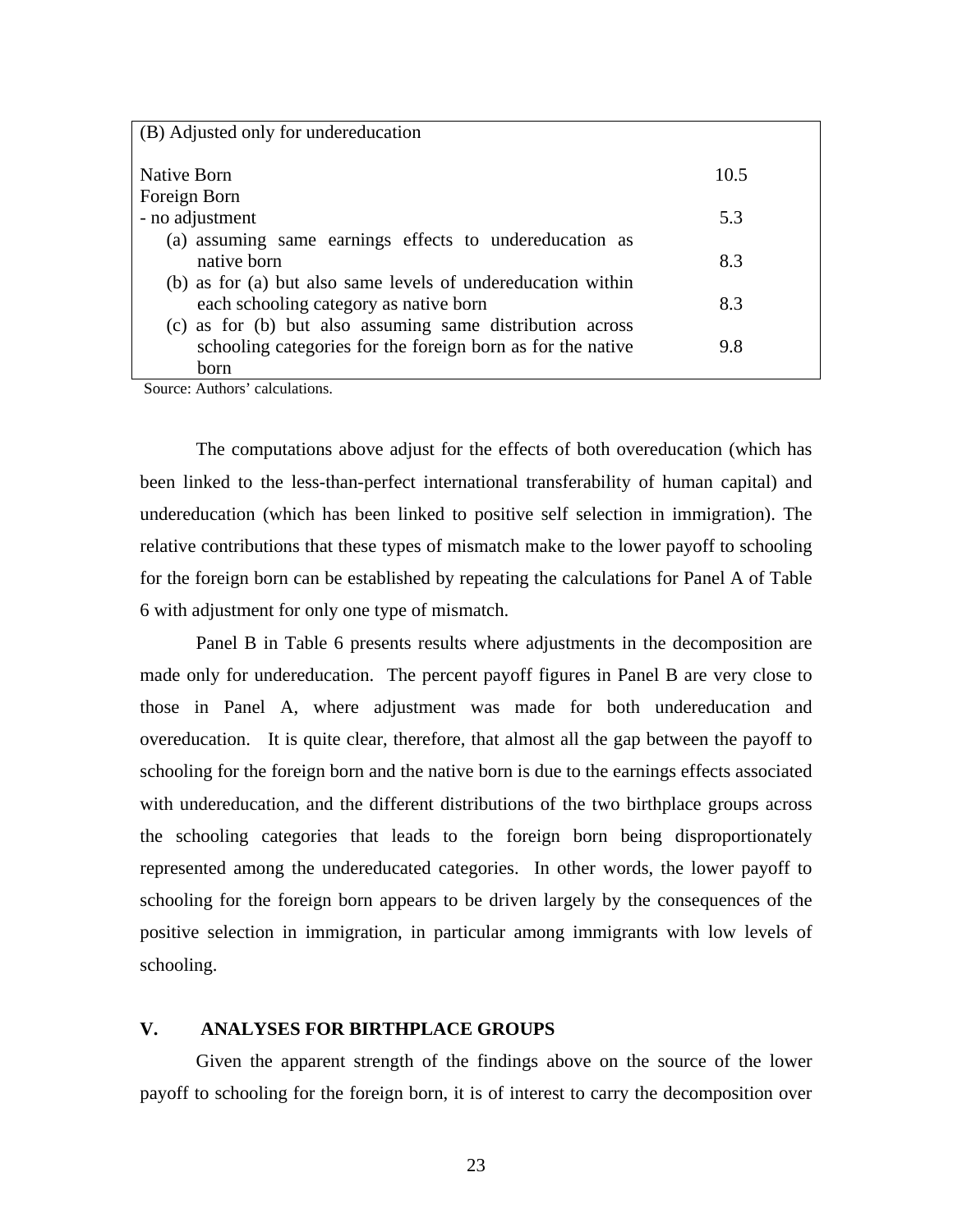| (B) Adjusted only for undereducation | |
|---|---|
| Native Born | 10.5 |
| Foreign Born | |
| - no adjustment | 5.3 |
| (a) assuming same earnings effects to undereducation as native born | 8.3 |
| (b) as for (a) but also same levels of undereducation within each schooling category as native born | 8.3 |
| (c) as for (b) but also assuming same distribution across schooling categories for the foreign born as for the native born | 9.8 |

Source: Authors' calculations.

The computations above adjust for the effects of both overeducation (which has been linked to the less-than-perfect international transferability of human capital) and undereducation (which has been linked to positive self selection in immigration). The relative contributions that these types of mismatch make to the lower payoff to schooling for the foreign born can be established by repeating the calculations for Panel A of Table 6 with adjustment for only one type of mismatch.

Panel B in Table 6 presents results where adjustments in the decomposition are made only for undereducation. The percent payoff figures in Panel B are very close to those in Panel A, where adjustment was made for both undereducation and overeducation. It is quite clear, therefore, that almost all the gap between the payoff to schooling for the foreign born and the native born is due to the earnings effects associated with undereducation, and the different distributions of the two birthplace groups across the schooling categories that leads to the foreign born being disproportionately represented among the undereducated categories. In other words, the lower payoff to schooling for the foreign born appears to be driven largely by the consequences of the positive selection in immigration, in particular among immigrants with low levels of schooling.

## V. ANALYSES FOR BIRTHPLACE GROUPS

Given the apparent strength of the findings above on the source of the lower payoff to schooling for the foreign born, it is of interest to carry the decomposition over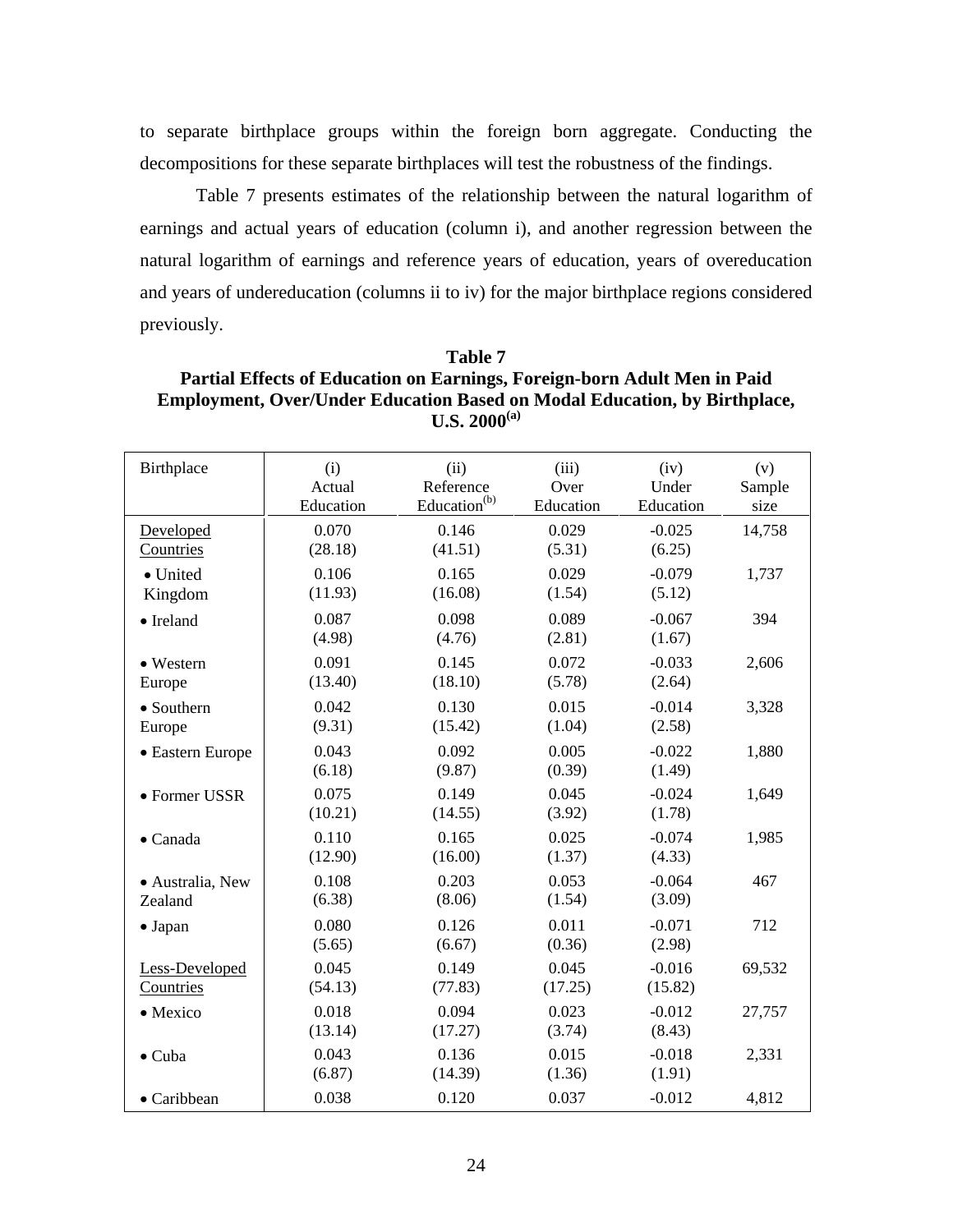to separate birthplace groups within the foreign born aggregate. Conducting the decompositions for these separate birthplaces will test the robustness of the findings.

Table 7 presents estimates of the relationship between the natural logarithm of earnings and actual years of education (column i), and another regression between the natural logarithm of earnings and reference years of education, years of overeducation and years of undereducation (columns ii to iv) for the major birthplace regions considered previously.

**Table 7**
**Partial Effects of Education on Earnings, Foreign-born Adult Men in Paid Employment, Over/Under Education Based on Modal Education, by Birthplace, U.S. 2000[(a)]**

| Birthplace | (i) Actual Education | (ii) Reference Education[(b)] | (iii) Over Education | (iv) Under Education | (v) Sample size |
|---|---|---|---|---|---|
| Developed Countries | 0.070 (28.18) | 0.146 (41.51) | 0.029 (5.31) | -0.025 (6.25) | 14,758 |
| • United Kingdom | 0.106 (11.93) | 0.165 (16.08) | 0.029 (1.54) | -0.079 (5.12) | 1,737 |
| • Ireland | 0.087 (4.98) | 0.098 (4.76) | 0.089 (2.81) | -0.067 (1.67) | 394 |
| • Western Europe | 0.091 (13.40) | 0.145 (18.10) | 0.072 (5.78) | -0.033 (2.64) | 2,606 |
| • Southern Europe | 0.042 (9.31) | 0.130 (15.42) | 0.015 (1.04) | -0.014 (2.58) | 3,328 |
| • Eastern Europe | 0.043 (6.18) | 0.092 (9.87) | 0.005 (0.39) | -0.022 (1.49) | 1,880 |
| • Former USSR | 0.075 (10.21) | 0.149 (14.55) | 0.045 (3.92) | -0.024 (1.78) | 1,649 |
| • Canada | 0.110 (12.90) | 0.165 (16.00) | 0.025 (1.37) | -0.074 (4.33) | 1,985 |
| • Australia, New Zealand | 0.108 (6.38) | 0.203 (8.06) | 0.053 (1.54) | -0.064 (3.09) | 467 |
| • Japan | 0.080 (5.65) | 0.126 (6.67) | 0.011 (0.36) | -0.071 (2.98) | 712 |
| Less-Developed Countries | 0.045 (54.13) | 0.149 (77.83) | 0.045 (17.25) | -0.016 (15.82) | 69,532 |
| • Mexico | 0.018 (13.14) | 0.094 (17.27) | 0.023 (3.74) | -0.012 (8.43) | 27,757 |
| • Cuba | 0.043 (6.87) | 0.136 (14.39) | 0.015 (1.36) | -0.018 (1.91) | 2,331 |
| • Caribbean | 0.038 | 0.120 | 0.037 | -0.012 | 4,812 |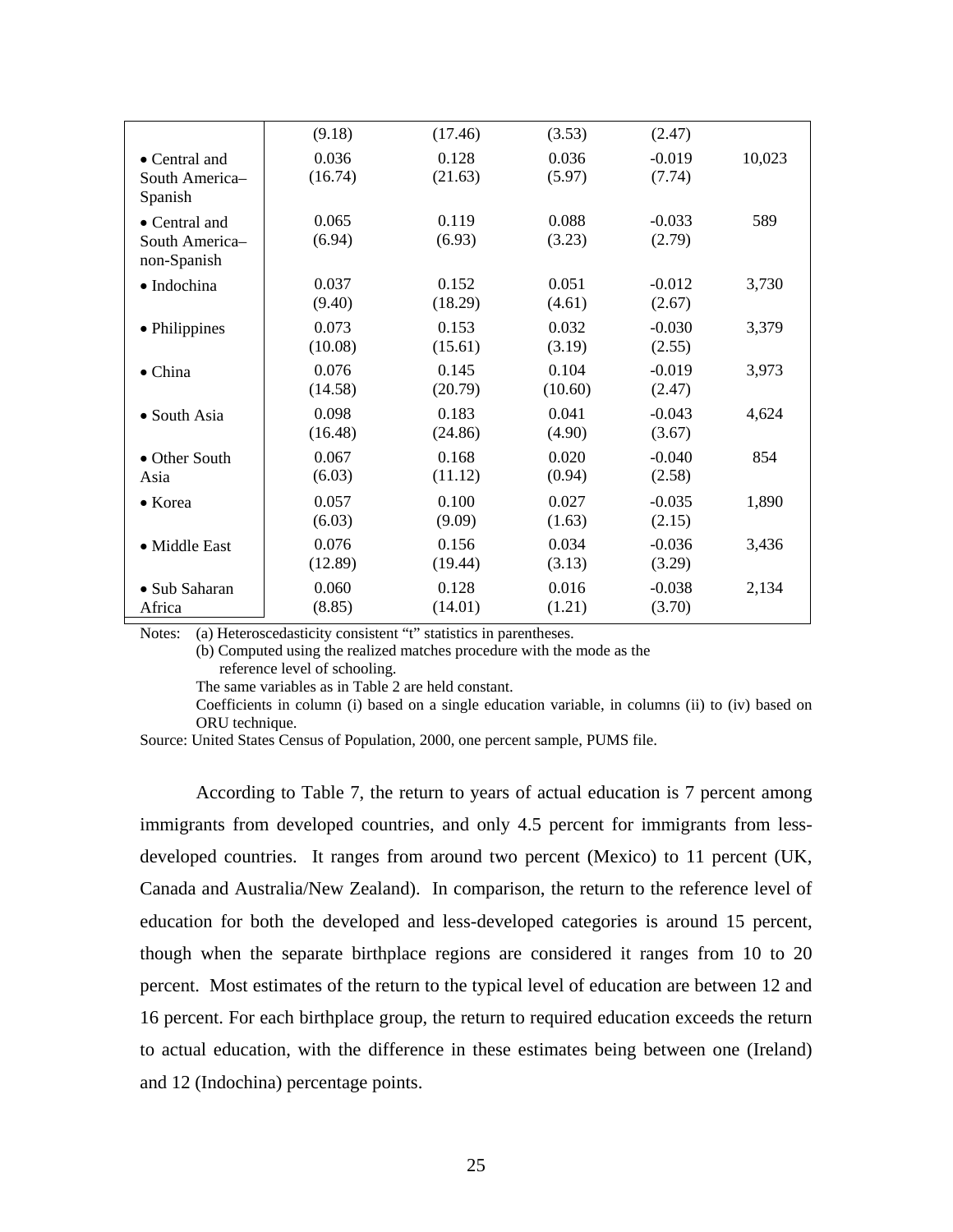| | | | | | |
|---|---|---|---|---|---|
| | (9.18) | (17.46) | (3.53) | (2.47) | |
| • Central and South America–Spanish | 0.036<br>(16.74) | 0.128<br>(21.63) | 0.036<br>(5.97) | -0.019<br>(7.74) | 10,023 |
| • Central and South America–non-Spanish | 0.065<br>(6.94) | 0.119<br>(6.93) | 0.088<br>(3.23) | -0.033<br>(2.79) | 589 |
| • Indochina | 0.037<br>(9.40) | 0.152<br>(18.29) | 0.051<br>(4.61) | -0.012<br>(2.67) | 3,730 |
| • Philippines | 0.073<br>(10.08) | 0.153<br>(15.61) | 0.032<br>(3.19) | -0.030<br>(2.55) | 3,379 |
| • China | 0.076<br>(14.58) | 0.145<br>(20.79) | 0.104<br>(10.60) | -0.019<br>(2.47) | 3,973 |
| • South Asia | 0.098<br>(16.48) | 0.183<br>(24.86) | 0.041<br>(4.90) | -0.043<br>(3.67) | 4,624 |
| • Other South Asia | 0.067<br>(6.03) | 0.168<br>(11.12) | 0.020<br>(0.94) | -0.040<br>(2.58) | 854 |
| • Korea | 0.057<br>(6.03) | 0.100<br>(9.09) | 0.027<br>(1.63) | -0.035<br>(2.15) | 1,890 |
| • Middle East | 0.076<br>(12.89) | 0.156<br>(19.44) | 0.034<br>(3.13) | -0.036<br>(3.29) | 3,436 |
| • Sub Saharan Africa | 0.060<br>(8.85) | 0.128<br>(14.01) | 0.016<br>(1.21) | -0.038<br>(3.70) | 2,134 |

Notes: (a) Heteroscedasticity consistent "t" statistics in parentheses.
(b) Computed using the realized matches procedure with the mode as the reference level of schooling.
The same variables as in Table 2 are held constant.
Coefficients in column (i) based on a single education variable, in columns (ii) to (iv) based on ORU technique.

Source: United States Census of Population, 2000, one percent sample, PUMS file.

According to Table 7, the return to years of actual education is 7 percent among immigrants from developed countries, and only 4.5 percent for immigrants from less-developed countries. It ranges from around two percent (Mexico) to 11 percent (UK, Canada and Australia/New Zealand). In comparison, the return to the reference level of education for both the developed and less-developed categories is around 15 percent, though when the separate birthplace regions are considered it ranges from 10 to 20 percent. Most estimates of the return to the typical level of education are between 12 and 16 percent. For each birthplace group, the return to required education exceeds the return to actual education, with the difference in these estimates being between one (Ireland) and 12 (Indochina) percentage points.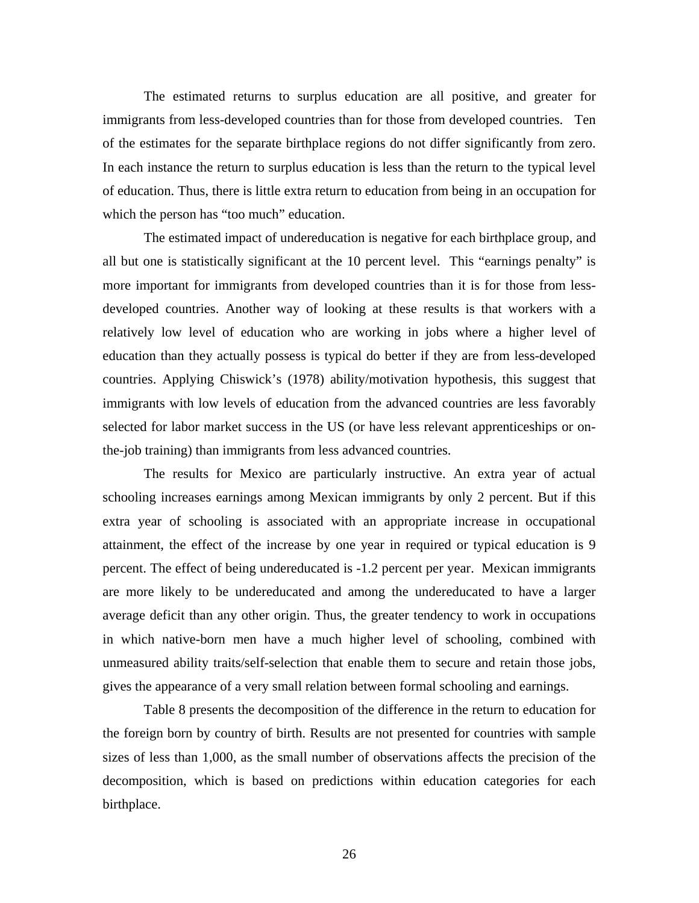The estimated returns to surplus education are all positive, and greater for immigrants from less-developed countries than for those from developed countries. Ten of the estimates for the separate birthplace regions do not differ significantly from zero. In each instance the return to surplus education is less than the return to the typical level of education. Thus, there is little extra return to education from being in an occupation for which the person has "too much" education.

The estimated impact of undereducation is negative for each birthplace group, and all but one is statistically significant at the 10 percent level. This "earnings penalty" is more important for immigrants from developed countries than it is for those from less-developed countries. Another way of looking at these results is that workers with a relatively low level of education who are working in jobs where a higher level of education than they actually possess is typical do better if they are from less-developed countries. Applying Chiswick's (1978) ability/motivation hypothesis, this suggest that immigrants with low levels of education from the advanced countries are less favorably selected for labor market success in the US (or have less relevant apprenticeships or on-the-job training) than immigrants from less advanced countries.

The results for Mexico are particularly instructive. An extra year of actual schooling increases earnings among Mexican immigrants by only 2 percent. But if this extra year of schooling is associated with an appropriate increase in occupational attainment, the effect of the increase by one year in required or typical education is 9 percent. The effect of being undereducated is -1.2 percent per year. Mexican immigrants are more likely to be undereducated and among the undereducated to have a larger average deficit than any other origin. Thus, the greater tendency to work in occupations in which native-born men have a much higher level of schooling, combined with unmeasured ability traits/self-selection that enable them to secure and retain those jobs, gives the appearance of a very small relation between formal schooling and earnings.

Table 8 presents the decomposition of the difference in the return to education for the foreign born by country of birth. Results are not presented for countries with sample sizes of less than 1,000, as the small number of observations affects the precision of the decomposition, which is based on predictions within education categories for each birthplace.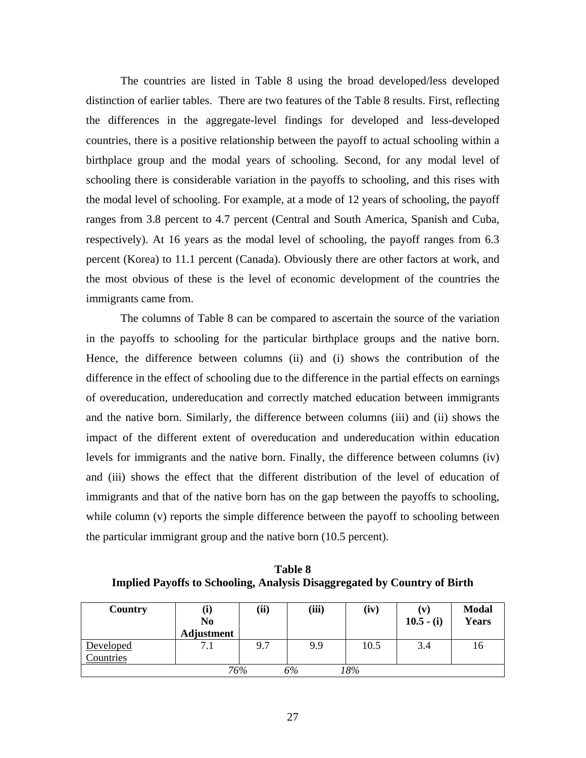The countries are listed in Table 8 using the broad developed/less developed distinction of earlier tables. There are two features of the Table 8 results. First, reflecting the differences in the aggregate-level findings for developed and less-developed countries, there is a positive relationship between the payoff to actual schooling within a birthplace group and the modal years of schooling. Second, for any modal level of schooling there is considerable variation in the payoffs to schooling, and this rises with the modal level of schooling. For example, at a mode of 12 years of schooling, the payoff ranges from 3.8 percent to 4.7 percent (Central and South America, Spanish and Cuba, respectively). At 16 years as the modal level of schooling, the payoff ranges from 6.3 percent (Korea) to 11.1 percent (Canada). Obviously there are other factors at work, and the most obvious of these is the level of economic development of the countries the immigrants came from.

The columns of Table 8 can be compared to ascertain the source of the variation in the payoffs to schooling for the particular birthplace groups and the native born. Hence, the difference between columns (ii) and (i) shows the contribution of the difference in the effect of schooling due to the difference in the partial effects on earnings of overeducation, undereducation and correctly matched education between immigrants and the native born. Similarly, the difference between columns (iii) and (ii) shows the impact of the different extent of overeducation and undereducation within education levels for immigrants and the native born. Finally, the difference between columns (iv) and (iii) shows the effect that the different distribution of the level of education of immigrants and that of the native born has on the gap between the payoffs to schooling, while column (v) reports the simple difference between the payoff to schooling between the particular immigrant group and the native born (10.5 percent).

**Table 8**
**Implied Payoffs to Schooling, Analysis Disaggregated by Country of Birth**

| Country | (i) No Adjustment | (ii) | (iii) | (iv) | (v) 10.5 - (i) | Modal Years |
|---|---|---|---|---|---|---|
| Developed Countries | 7.1 | 9.7 | 9.9 | 10.5 | 3.4 | 16 |
| | | *76%* | *6%* | *18%* | | |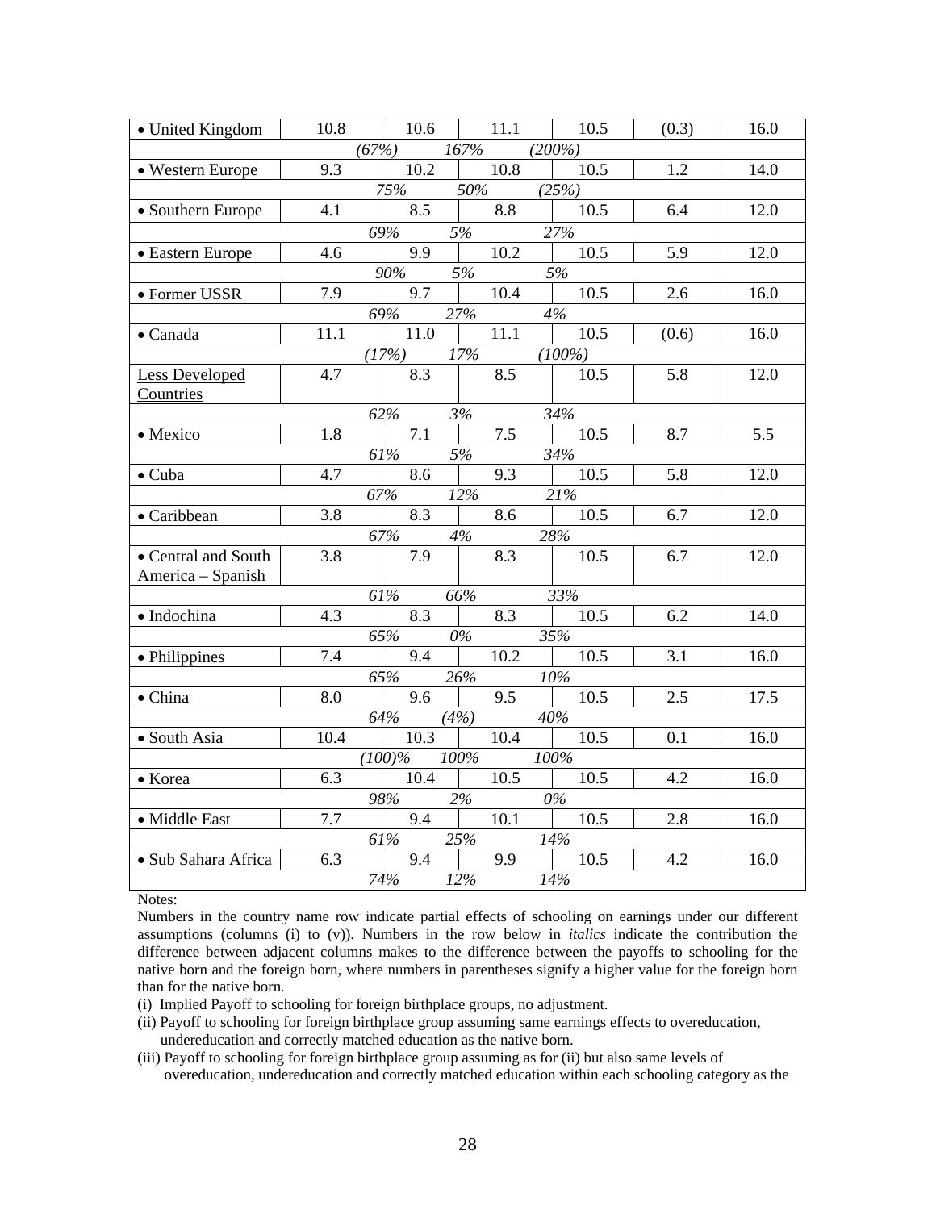| | | | | | | |
|---|---|---|---|---|---|---|
| • United Kingdom | 10.8 | 10.6 | 11.1 | 10.5 | (0.3) | 16.0 |
| | | *(67%)* | *167%* | *(200%)* | | |
| • Western Europe | 9.3 | 10.2 | 10.8 | 10.5 | 1.2 | 14.0 |
| | | *75%* | *50%* | *(25%)* | | |
| • Southern Europe | 4.1 | 8.5 | 8.8 | 10.5 | 6.4 | 12.0 |
| | | *69%* | *5%* | *27%* | | |
| • Eastern Europe | 4.6 | 9.9 | 10.2 | 10.5 | 5.9 | 12.0 |
| | | *90%* | *5%* | *5%* | | |
| • Former USSR | 7.9 | 9.7 | 10.4 | 10.5 | 2.6 | 16.0 |
| | | *69%* | *27%* | *4%* | | |
| • Canada | 11.1 | 11.0 | 11.1 | 10.5 | (0.6) | 16.0 |
| | | *(17%)* | *17%* | *(100%)* | | |
| Less Developed Countries | 4.7 | 8.3 | 8.5 | 10.5 | 5.8 | 12.0 |
| | | *62%* | *3%* | *34%* | | |
| • Mexico | 1.8 | 7.1 | 7.5 | 10.5 | 8.7 | 5.5 |
| | | *61%* | *5%* | *34%* | | |
| • Cuba | 4.7 | 8.6 | 9.3 | 10.5 | 5.8 | 12.0 |
| | | *67%* | *12%* | *21%* | | |
| • Caribbean | 3.8 | 8.3 | 8.6 | 10.5 | 6.7 | 12.0 |
| | | *67%* | *4%* | *28%* | | |
| • Central and South America – Spanish | 3.8 | 7.9 | 8.3 | 10.5 | 6.7 | 12.0 |
| | | *61%* | *66%* | *33%* | | |
| • Indochina | 4.3 | 8.3 | 8.3 | 10.5 | 6.2 | 14.0 |
| | | *65%* | *0%* | *35%* | | |
| • Philippines | 7.4 | 9.4 | 10.2 | 10.5 | 3.1 | 16.0 |
| | | *65%* | *26%* | *10%* | | |
| • China | 8.0 | 9.6 | 9.5 | 10.5 | 2.5 | 17.5 |
| | | *64%* | *(4%)* | *40%* | | |
| • South Asia | 10.4 | 10.3 | 10.4 | 10.5 | 0.1 | 16.0 |
| | | *(100)%* | *100%* | *100%* | | |
| • Korea | 6.3 | 10.4 | 10.5 | 10.5 | 4.2 | 16.0 |
| | | *98%* | *2%* | *0%* | | |
| • Middle East | 7.7 | 9.4 | 10.1 | 10.5 | 2.8 | 16.0 |
| | | *61%* | *25%* | *14%* | | |
| • Sub Sahara Africa | 6.3 | 9.4 | 9.9 | 10.5 | 4.2 | 16.0 |
| | | *74%* | *12%* | *14%* | | |

Notes:

Numbers in the country name row indicate partial effects of schooling on earnings under our different assumptions (columns (i) to (v)). Numbers in the row below in *italics* indicate the contribution the difference between adjacent columns makes to the difference between the payoffs to schooling for the native born and the foreign born, where numbers in parentheses signify a higher value for the foreign born than for the native born.

(i) Implied Payoff to schooling for foreign birthplace groups, no adjustment.

(ii) Payoff to schooling for foreign birthplace group assuming same earnings effects to overeducation, undereducation and correctly matched education as the native born.

(iii) Payoff to schooling for foreign birthplace group assuming as for (ii) but also same levels of overeducation, undereducation and correctly matched education within each schooling category as the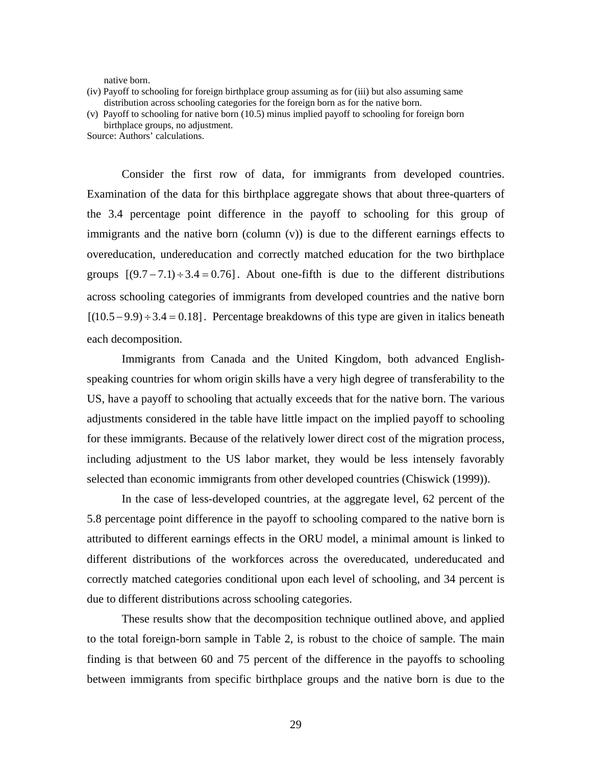native born.

(iv) Payoff to schooling for foreign birthplace group assuming as for (iii) but also assuming same distribution across schooling categories for the foreign born as for the native born.

(v) Payoff to schooling for native born (10.5) minus implied payoff to schooling for foreign born birthplace groups, no adjustment.

Source: Authors' calculations.

Consider the first row of data, for immigrants from developed countries. Examination of the data for this birthplace aggregate shows that about three-quarters of the 3.4 percentage point difference in the payoff to schooling for this group of immigrants and the native born (column (v)) is due to the different earnings effects to overeducation, undereducation and correctly matched education for the two birthplace groups $[(9.7-7.1)\div 3.4=0.76]$. About one-fifth is due to the different distributions across schooling categories of immigrants from developed countries and the native born $[(10.5-9.9)\div 3.4=0.18]$. Percentage breakdowns of this type are given in italics beneath each decomposition.

Immigrants from Canada and the United Kingdom, both advanced English-speaking countries for whom origin skills have a very high degree of transferability to the US, have a payoff to schooling that actually exceeds that for the native born. The various adjustments considered in the table have little impact on the implied payoff to schooling for these immigrants. Because of the relatively lower direct cost of the migration process, including adjustment to the US labor market, they would be less intensely favorably selected than economic immigrants from other developed countries (Chiswick (1999)).

In the case of less-developed countries, at the aggregate level, 62 percent of the 5.8 percentage point difference in the payoff to schooling compared to the native born is attributed to different earnings effects in the ORU model, a minimal amount is linked to different distributions of the workforces across the overeducated, undereducated and correctly matched categories conditional upon each level of schooling, and 34 percent is due to different distributions across schooling categories.

These results show that the decomposition technique outlined above, and applied to the total foreign-born sample in Table 2, is robust to the choice of sample. The main finding is that between 60 and 75 percent of the difference in the payoffs to schooling between immigrants from specific birthplace groups and the native born is due to the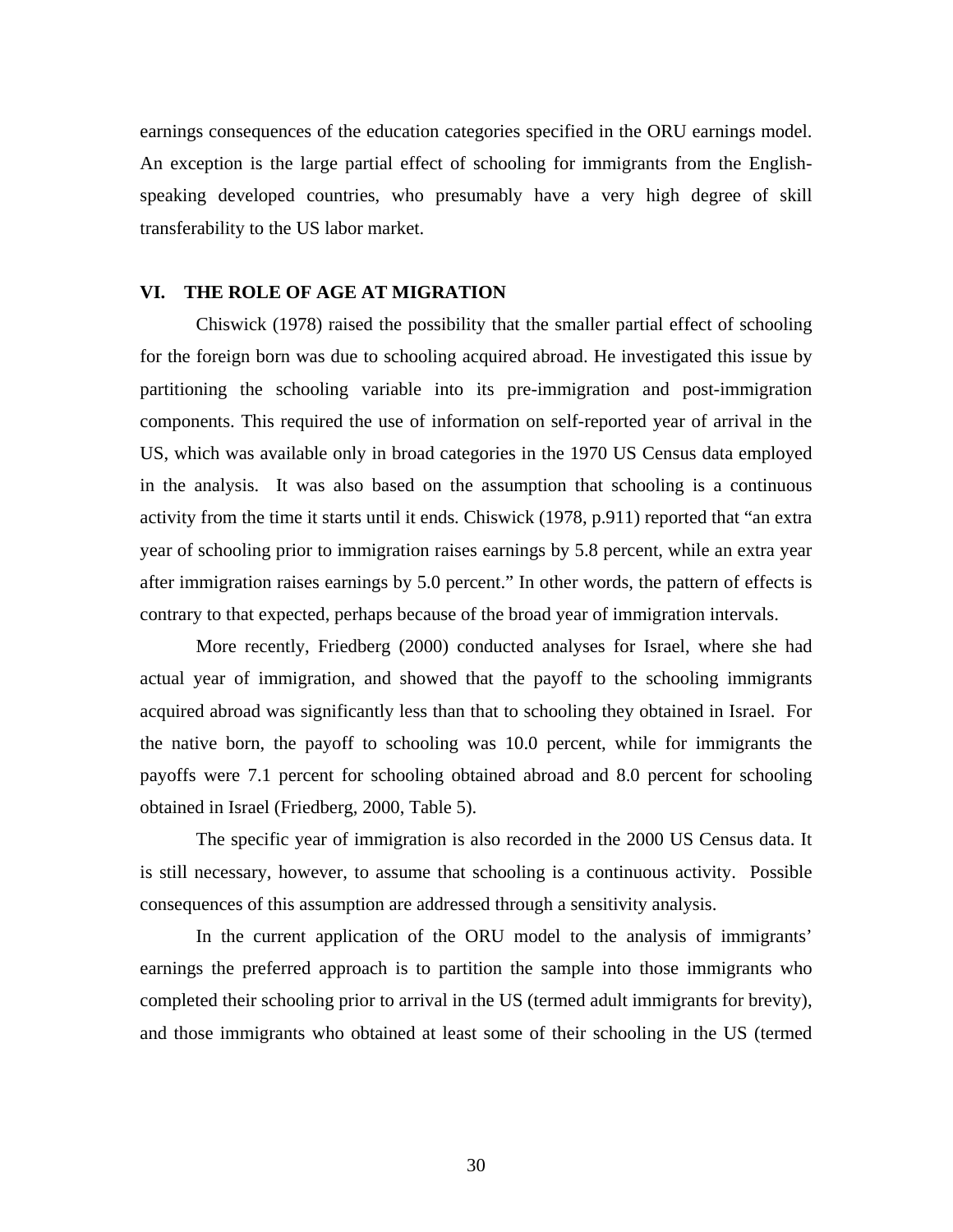earnings consequences of the education categories specified in the ORU earnings model. An exception is the large partial effect of schooling for immigrants from the English-speaking developed countries, who presumably have a very high degree of skill transferability to the US labor market.

## VI. THE ROLE OF AGE AT MIGRATION

Chiswick (1978) raised the possibility that the smaller partial effect of schooling for the foreign born was due to schooling acquired abroad. He investigated this issue by partitioning the schooling variable into its pre-immigration and post-immigration components. This required the use of information on self-reported year of arrival in the US, which was available only in broad categories in the 1970 US Census data employed in the analysis. It was also based on the assumption that schooling is a continuous activity from the time it starts until it ends. Chiswick (1978, p.911) reported that "an extra year of schooling prior to immigration raises earnings by 5.8 percent, while an extra year after immigration raises earnings by 5.0 percent." In other words, the pattern of effects is contrary to that expected, perhaps because of the broad year of immigration intervals.

More recently, Friedberg (2000) conducted analyses for Israel, where she had actual year of immigration, and showed that the payoff to the schooling immigrants acquired abroad was significantly less than that to schooling they obtained in Israel. For the native born, the payoff to schooling was 10.0 percent, while for immigrants the payoffs were 7.1 percent for schooling obtained abroad and 8.0 percent for schooling obtained in Israel (Friedberg, 2000, Table 5).

The specific year of immigration is also recorded in the 2000 US Census data. It is still necessary, however, to assume that schooling is a continuous activity. Possible consequences of this assumption are addressed through a sensitivity analysis.

In the current application of the ORU model to the analysis of immigrants' earnings the preferred approach is to partition the sample into those immigrants who completed their schooling prior to arrival in the US (termed adult immigrants for brevity), and those immigrants who obtained at least some of their schooling in the US (termed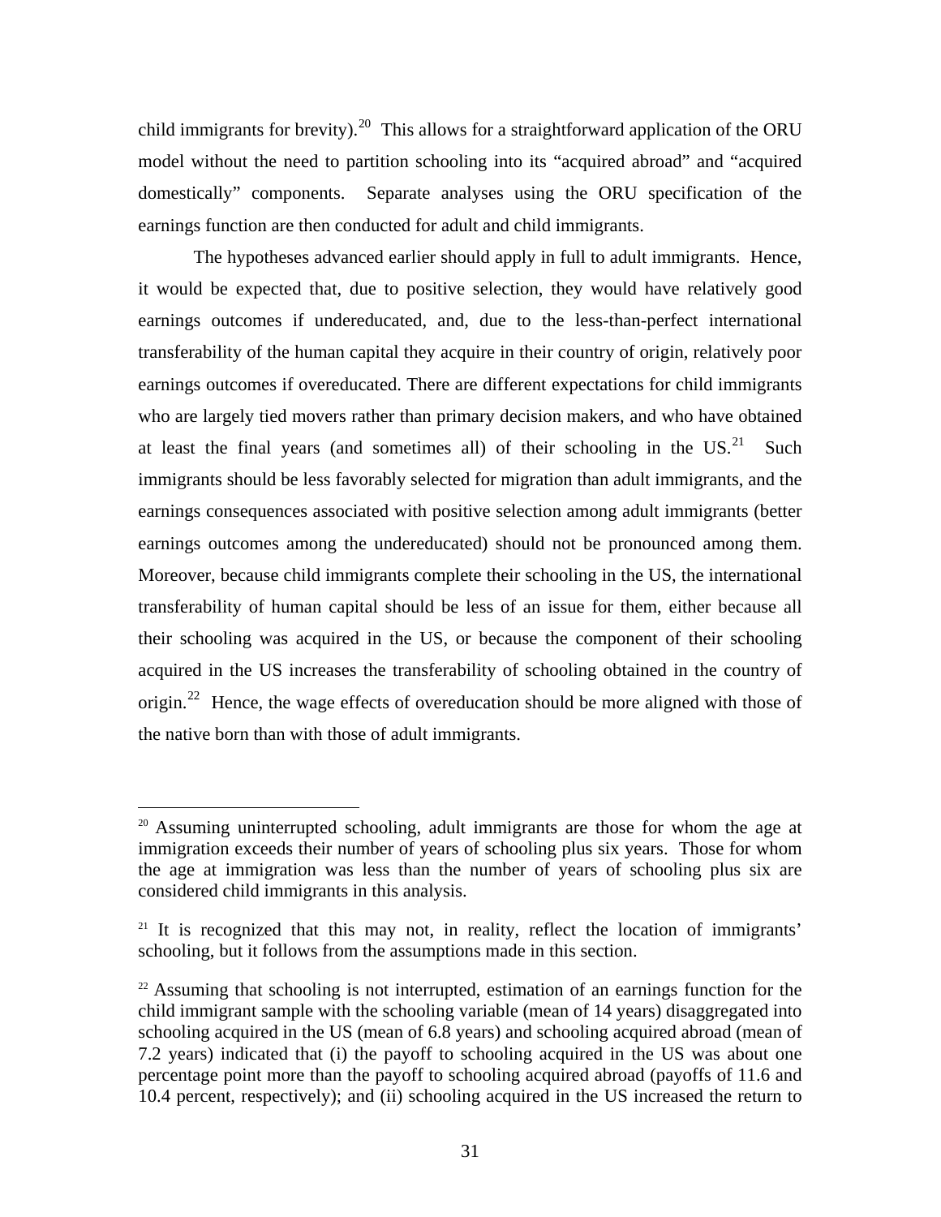child immigrants for brevity).[20] This allows for a straightforward application of the ORU model without the need to partition schooling into its "acquired abroad" and "acquired domestically" components. Separate analyses using the ORU specification of the earnings function are then conducted for adult and child immigrants.

The hypotheses advanced earlier should apply in full to adult immigrants. Hence, it would be expected that, due to positive selection, they would have relatively good earnings outcomes if undereducated, and, due to the less-than-perfect international transferability of the human capital they acquire in their country of origin, relatively poor earnings outcomes if overeducated. There are different expectations for child immigrants who are largely tied movers rather than primary decision makers, and who have obtained at least the final years (and sometimes all) of their schooling in the US.[21] Such immigrants should be less favorably selected for migration than adult immigrants, and the earnings consequences associated with positive selection among adult immigrants (better earnings outcomes among the undereducated) should not be pronounced among them. Moreover, because child immigrants complete their schooling in the US, the international transferability of human capital should be less of an issue for them, either because all their schooling was acquired in the US, or because the component of their schooling acquired in the US increases the transferability of schooling obtained in the country of origin.[22] Hence, the wage effects of overeducation should be more aligned with those of the native born than with those of adult immigrants.

---

[20] Assuming uninterrupted schooling, adult immigrants are those for whom the age at immigration exceeds their number of years of schooling plus six years. Those for whom the age at immigration was less than the number of years of schooling plus six are considered child immigrants in this analysis.

[21] It is recognized that this may not, in reality, reflect the location of immigrants' schooling, but it follows from the assumptions made in this section.

[22] Assuming that schooling is not interrupted, estimation of an earnings function for the child immigrant sample with the schooling variable (mean of 14 years) disaggregated into schooling acquired in the US (mean of 6.8 years) and schooling acquired abroad (mean of 7.2 years) indicated that (i) the payoff to schooling acquired in the US was about one percentage point more than the payoff to schooling acquired abroad (payoffs of 11.6 and 10.4 percent, respectively); and (ii) schooling acquired in the US increased the return to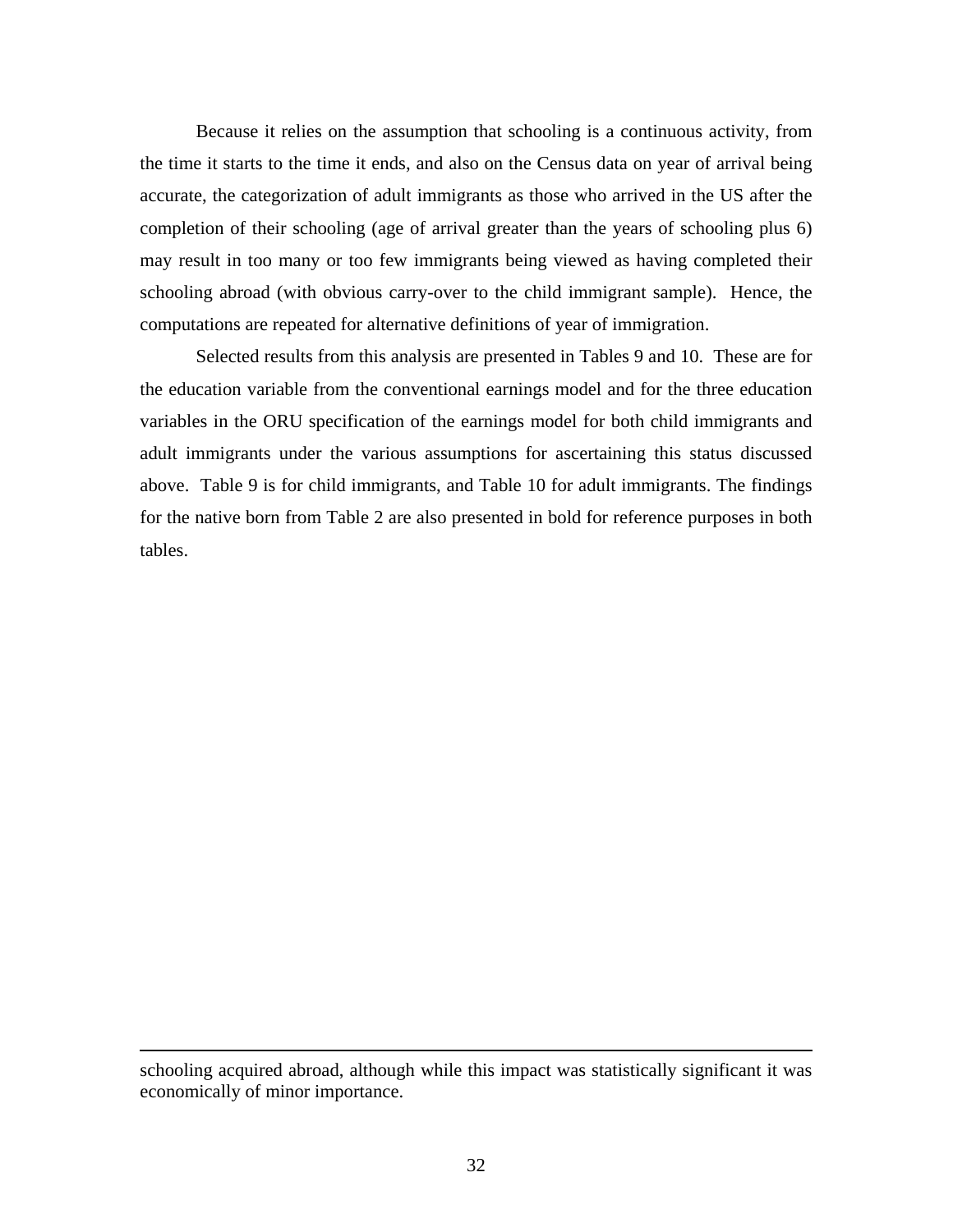Because it relies on the assumption that schooling is a continuous activity, from the time it starts to the time it ends, and also on the Census data on year of arrival being accurate, the categorization of adult immigrants as those who arrived in the US after the completion of their schooling (age of arrival greater than the years of schooling plus 6) may result in too many or too few immigrants being viewed as having completed their schooling abroad (with obvious carry-over to the child immigrant sample). Hence, the computations are repeated for alternative definitions of year of immigration.

Selected results from this analysis are presented in Tables 9 and 10. These are for the education variable from the conventional earnings model and for the three education variables in the ORU specification of the earnings model for both child immigrants and adult immigrants under the various assumptions for ascertaining this status discussed above. Table 9 is for child immigrants, and Table 10 for adult immigrants. The findings for the native born from Table 2 are also presented in bold for reference purposes in both tables.

---

schooling acquired abroad, although while this impact was statistically significant it was economically of minor importance.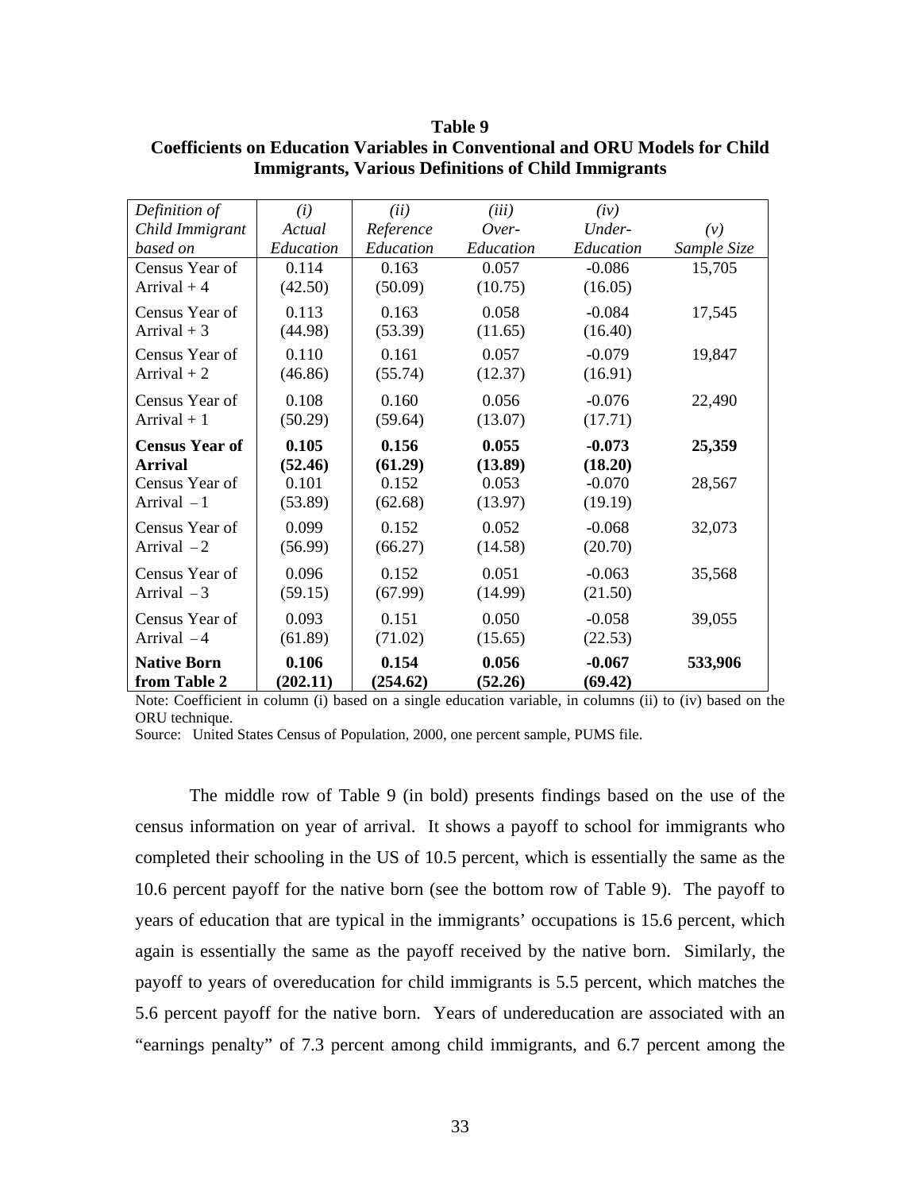**Table 9**
**Coefficients on Education Variables in Conventional and ORU Models for Child Immigrants, Various Definitions of Child Immigrants**

| *Definition of Child Immigrant based on* | *(i) Actual Education* | *(ii) Reference Education* | *(iii) Over-Education* | *(iv) Under-Education* | *(v) Sample Size* |
|---|---|---|---|---|---|
| Census Year of Arrival + 4 | 0.114 (42.50) | 0.163 (50.09) | 0.057 (10.75) | -0.086 (16.05) | 15,705 |
| Census Year of Arrival + 3 | 0.113 (44.98) | 0.163 (53.39) | 0.058 (11.65) | -0.084 (16.40) | 17,545 |
| Census Year of Arrival + 2 | 0.110 (46.86) | 0.161 (55.74) | 0.057 (12.37) | -0.079 (16.91) | 19,847 |
| Census Year of Arrival + 1 | 0.108 (50.29) | 0.160 (59.64) | 0.056 (13.07) | -0.076 (17.71) | 22,490 |
| **Census Year of Arrival** | **0.105 (52.46)** | **0.156 (61.29)** | **0.055 (13.89)** | **-0.073 (18.20)** | **25,359** |
| Census Year of Arrival – 1 | 0.101 (53.89) | 0.152 (62.68) | 0.053 (13.97) | -0.070 (19.19) | 28,567 |
| Census Year of Arrival – 2 | 0.099 (56.99) | 0.152 (66.27) | 0.052 (14.58) | -0.068 (20.70) | 32,073 |
| Census Year of Arrival – 3 | 0.096 (59.15) | 0.152 (67.99) | 0.051 (14.99) | -0.063 (21.50) | 35,568 |
| Census Year of Arrival – 4 | 0.093 (61.89) | 0.151 (71.02) | 0.050 (15.65) | -0.058 (22.53) | 39,055 |
| **Native Born from Table 2** | **0.106 (202.11)** | **0.154 (254.62)** | **0.056 (52.26)** | **-0.067 (69.42)** | **533,906** |

Note: Coefficient in column (i) based on a single education variable, in columns (ii) to (iv) based on the ORU technique.

Source: United States Census of Population, 2000, one percent sample, PUMS file.

The middle row of Table 9 (in bold) presents findings based on the use of the census information on year of arrival. It shows a payoff to school for immigrants who completed their schooling in the US of 10.5 percent, which is essentially the same as the 10.6 percent payoff for the native born (see the bottom row of Table 9). The payoff to years of education that are typical in the immigrants' occupations is 15.6 percent, which again is essentially the same as the payoff received by the native born. Similarly, the payoff to years of overeducation for child immigrants is 5.5 percent, which matches the 5.6 percent payoff for the native born. Years of undereducation are associated with an "earnings penalty" of 7.3 percent among child immigrants, and 6.7 percent among the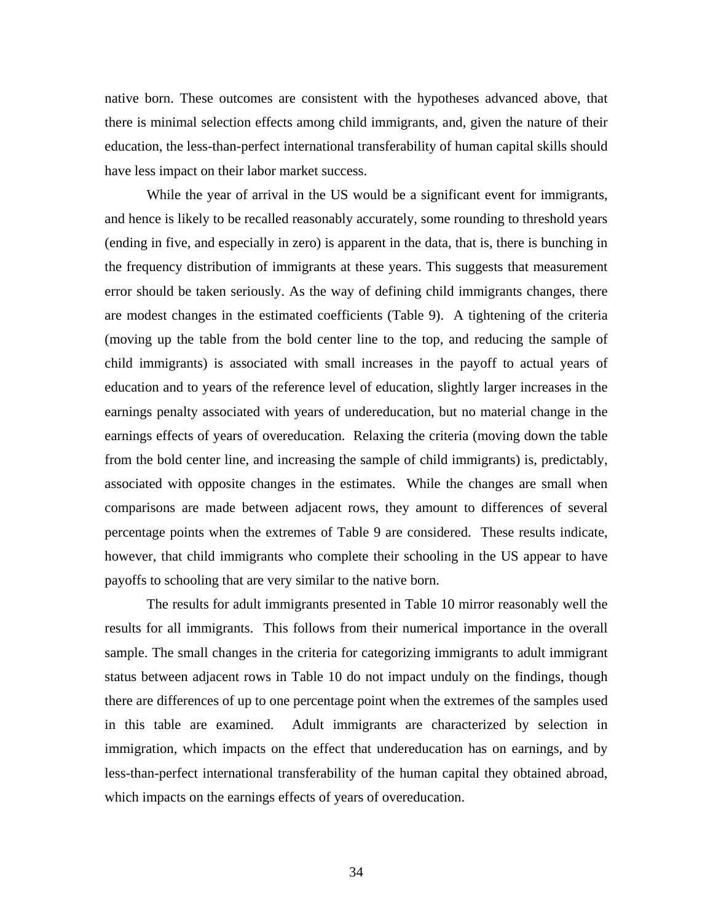native born. These outcomes are consistent with the hypotheses advanced above, that there is minimal selection effects among child immigrants, and, given the nature of their education, the less-than-perfect international transferability of human capital skills should have less impact on their labor market success.

While the year of arrival in the US would be a significant event for immigrants, and hence is likely to be recalled reasonably accurately, some rounding to threshold years (ending in five, and especially in zero) is apparent in the data, that is, there is bunching in the frequency distribution of immigrants at these years. This suggests that measurement error should be taken seriously. As the way of defining child immigrants changes, there are modest changes in the estimated coefficients (Table 9). A tightening of the criteria (moving up the table from the bold center line to the top, and reducing the sample of child immigrants) is associated with small increases in the payoff to actual years of education and to years of the reference level of education, slightly larger increases in the earnings penalty associated with years of undereducation, but no material change in the earnings effects of years of overeducation. Relaxing the criteria (moving down the table from the bold center line, and increasing the sample of child immigrants) is, predictably, associated with opposite changes in the estimates. While the changes are small when comparisons are made between adjacent rows, they amount to differences of several percentage points when the extremes of Table 9 are considered. These results indicate, however, that child immigrants who complete their schooling in the US appear to have payoffs to schooling that are very similar to the native born.

The results for adult immigrants presented in Table 10 mirror reasonably well the results for all immigrants. This follows from their numerical importance in the overall sample. The small changes in the criteria for categorizing immigrants to adult immigrant status between adjacent rows in Table 10 do not impact unduly on the findings, though there are differences of up to one percentage point when the extremes of the samples used in this table are examined. Adult immigrants are characterized by selection in immigration, which impacts on the effect that undereducation has on earnings, and by less-than-perfect international transferability of the human capital they obtained abroad, which impacts on the earnings effects of years of overeducation.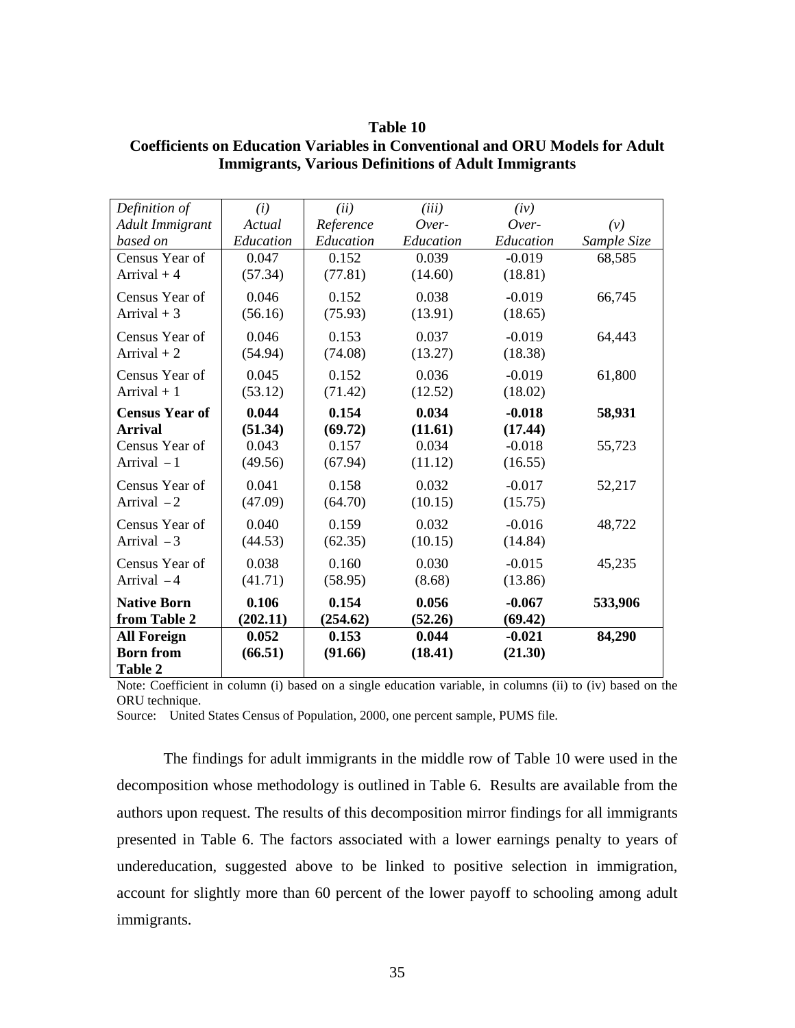**Table 10**
**Coefficients on Education Variables in Conventional and ORU Models for Adult Immigrants, Various Definitions of Adult Immigrants**

| *Definition of Adult Immigrant based on* | *(i) Actual Education* | *(ii) Reference Education* | *(iii) Over-Education* | *(iv) Over-Education* | *(v) Sample Size* |
|---|---|---|---|---|---|
| Census Year of Arrival + 4 | 0.047 (57.34) | 0.152 (77.81) | 0.039 (14.60) | -0.019 (18.81) | 68,585 |
| Census Year of Arrival + 3 | 0.046 (56.16) | 0.152 (75.93) | 0.038 (13.91) | -0.019 (18.65) | 66,745 |
| Census Year of Arrival + 2 | 0.046 (54.94) | 0.153 (74.08) | 0.037 (13.27) | -0.019 (18.38) | 64,443 |
| Census Year of Arrival + 1 | 0.045 (53.12) | 0.152 (71.42) | 0.036 (12.52) | -0.019 (18.02) | 61,800 |
| **Census Year of Arrival** | **0.044 (51.34)** | **0.154 (69.72)** | **0.034 (11.61)** | **-0.018 (17.44)** | **58,931** |
| Census Year of Arrival – 1 | 0.043 (49.56) | 0.157 (67.94) | 0.034 (11.12) | -0.018 (16.55) | 55,723 |
| Census Year of Arrival – 2 | 0.041 (47.09) | 0.158 (64.70) | 0.032 (10.15) | -0.017 (15.75) | 52,217 |
| Census Year of Arrival – 3 | 0.040 (44.53) | 0.159 (62.35) | 0.032 (10.15) | -0.016 (14.84) | 48,722 |
| Census Year of Arrival – 4 | 0.038 (41.71) | 0.160 (58.95) | 0.030 (8.68) | -0.015 (13.86) | 45,235 |
| **Native Born from Table 2** | **0.106 (202.11)** | **0.154 (254.62)** | **0.056 (52.26)** | **-0.067 (69.42)** | **533,906** |
| **All Foreign Born from Table 2** | **0.052 (66.51)** | **0.153 (91.66)** | **0.044 (18.41)** | **-0.021 (21.30)** | **84,290** |

Note: Coefficient in column (i) based on a single education variable, in columns (ii) to (iv) based on the ORU technique.

Source: United States Census of Population, 2000, one percent sample, PUMS file.

The findings for adult immigrants in the middle row of Table 10 were used in the decomposition whose methodology is outlined in Table 6. Results are available from the authors upon request. The results of this decomposition mirror findings for all immigrants presented in Table 6. The factors associated with a lower earnings penalty to years of undereducation, suggested above to be linked to positive selection in immigration, account for slightly more than 60 percent of the lower payoff to schooling among adult immigrants.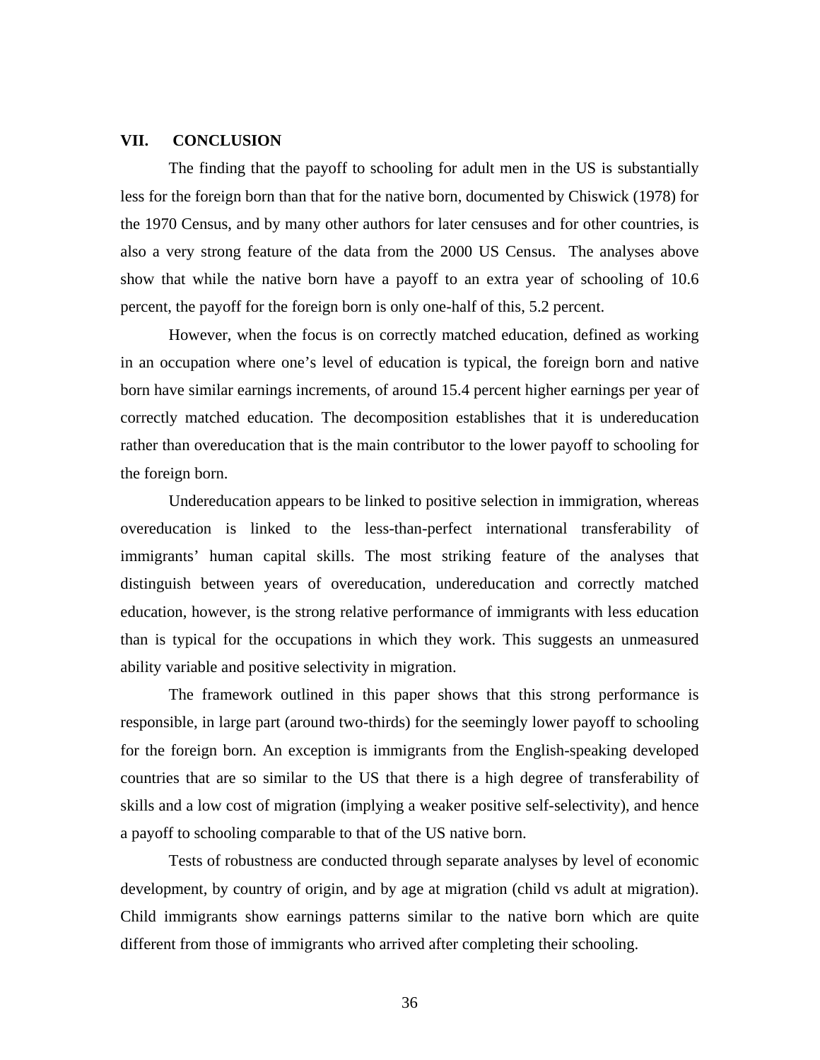## VII. CONCLUSION

The finding that the payoff to schooling for adult men in the US is substantially less for the foreign born than that for the native born, documented by Chiswick (1978) for the 1970 Census, and by many other authors for later censuses and for other countries, is also a very strong feature of the data from the 2000 US Census. The analyses above show that while the native born have a payoff to an extra year of schooling of 10.6 percent, the payoff for the foreign born is only one-half of this, 5.2 percent.

However, when the focus is on correctly matched education, defined as working in an occupation where one's level of education is typical, the foreign born and native born have similar earnings increments, of around 15.4 percent higher earnings per year of correctly matched education. The decomposition establishes that it is undereducation rather than overeducation that is the main contributor to the lower payoff to schooling for the foreign born.

Undereducation appears to be linked to positive selection in immigration, whereas overeducation is linked to the less-than-perfect international transferability of immigrants' human capital skills. The most striking feature of the analyses that distinguish between years of overeducation, undereducation and correctly matched education, however, is the strong relative performance of immigrants with less education than is typical for the occupations in which they work. This suggests an unmeasured ability variable and positive selectivity in migration.

The framework outlined in this paper shows that this strong performance is responsible, in large part (around two-thirds) for the seemingly lower payoff to schooling for the foreign born. An exception is immigrants from the English-speaking developed countries that are so similar to the US that there is a high degree of transferability of skills and a low cost of migration (implying a weaker positive self-selectivity), and hence a payoff to schooling comparable to that of the US native born.

Tests of robustness are conducted through separate analyses by level of economic development, by country of origin, and by age at migration (child vs adult at migration). Child immigrants show earnings patterns similar to the native born which are quite different from those of immigrants who arrived after completing their schooling.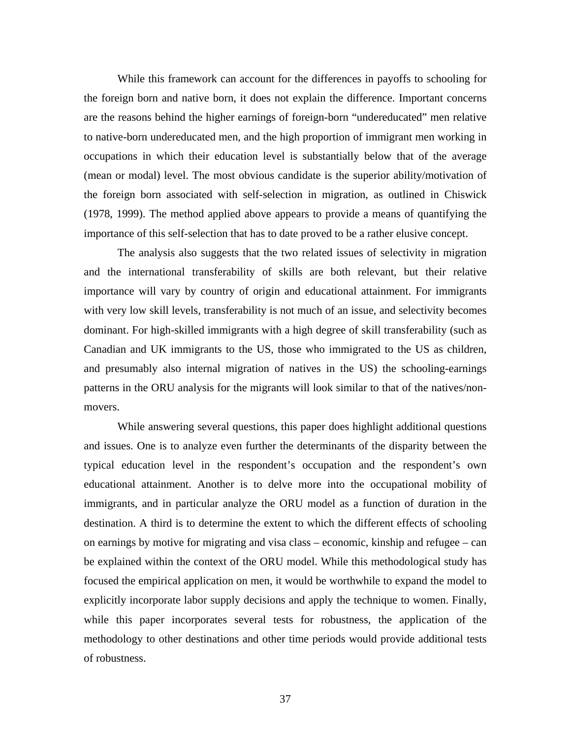While this framework can account for the differences in payoffs to schooling for the foreign born and native born, it does not explain the difference. Important concerns are the reasons behind the higher earnings of foreign-born "undereducated" men relative to native-born undereducated men, and the high proportion of immigrant men working in occupations in which their education level is substantially below that of the average (mean or modal) level. The most obvious candidate is the superior ability/motivation of the foreign born associated with self-selection in migration, as outlined in Chiswick (1978, 1999). The method applied above appears to provide a means of quantifying the importance of this self-selection that has to date proved to be a rather elusive concept.

The analysis also suggests that the two related issues of selectivity in migration and the international transferability of skills are both relevant, but their relative importance will vary by country of origin and educational attainment. For immigrants with very low skill levels, transferability is not much of an issue, and selectivity becomes dominant. For high-skilled immigrants with a high degree of skill transferability (such as Canadian and UK immigrants to the US, those who immigrated to the US as children, and presumably also internal migration of natives in the US) the schooling-earnings patterns in the ORU analysis for the migrants will look similar to that of the natives/non-movers.

While answering several questions, this paper does highlight additional questions and issues. One is to analyze even further the determinants of the disparity between the typical education level in the respondent's occupation and the respondent's own educational attainment. Another is to delve more into the occupational mobility of immigrants, and in particular analyze the ORU model as a function of duration in the destination. A third is to determine the extent to which the different effects of schooling on earnings by motive for migrating and visa class – economic, kinship and refugee – can be explained within the context of the ORU model. While this methodological study has focused the empirical application on men, it would be worthwhile to expand the model to explicitly incorporate labor supply decisions and apply the technique to women. Finally, while this paper incorporates several tests for robustness, the application of the methodology to other destinations and other time periods would provide additional tests of robustness.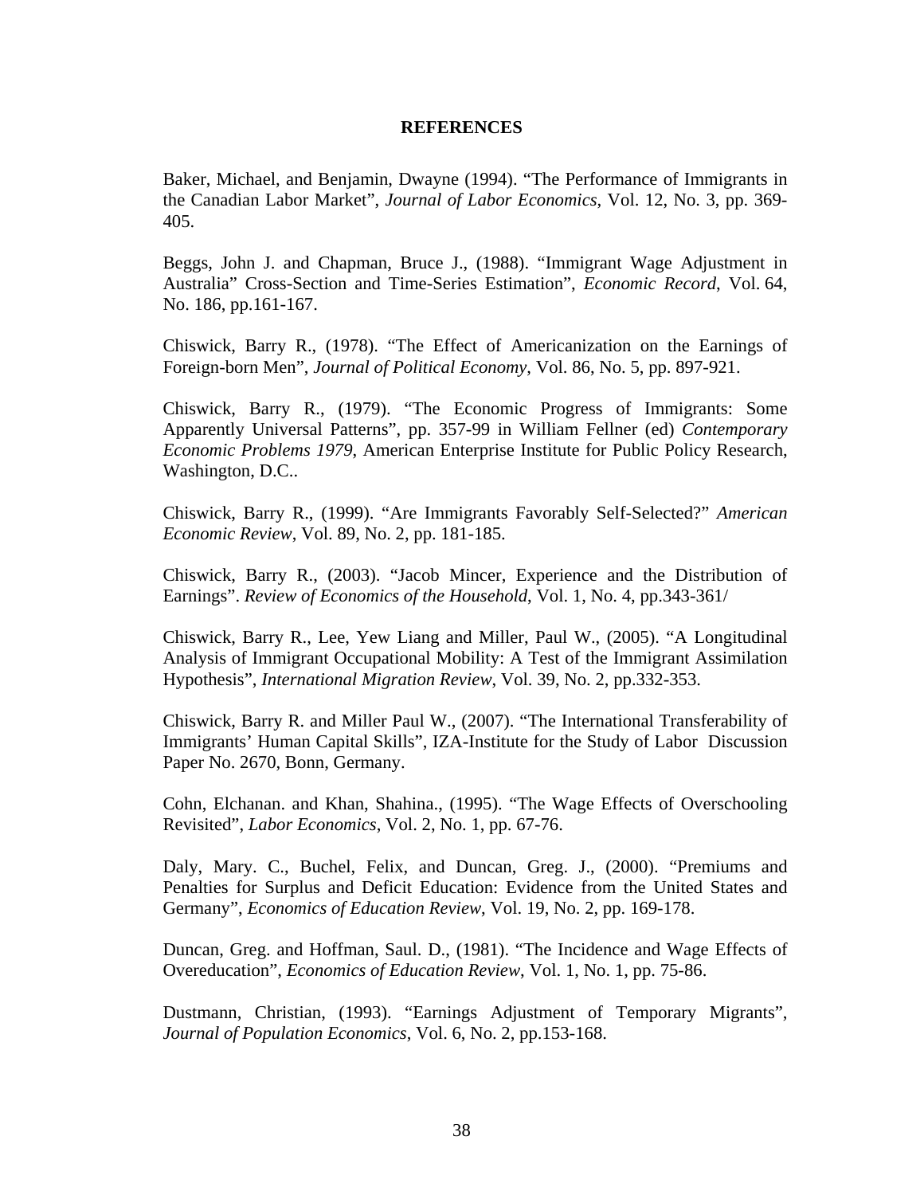**REFERENCES**

Baker, Michael, and Benjamin, Dwayne (1994). "The Performance of Immigrants in the Canadian Labor Market", *Journal of Labor Economics*, Vol. 12, No. 3, pp. 369-405.

Beggs, John J. and Chapman, Bruce J., (1988). "Immigrant Wage Adjustment in Australia" Cross-Section and Time-Series Estimation", *Economic Record*, Vol. 64, No. 186, pp.161-167.

Chiswick, Barry R., (1978). "The Effect of Americanization on the Earnings of Foreign-born Men", *Journal of Political Economy*, Vol. 86, No. 5, pp. 897-921.

Chiswick, Barry R., (1979). "The Economic Progress of Immigrants: Some Apparently Universal Patterns", pp. 357-99 in William Fellner (ed) *Contemporary Economic Problems 1979*, American Enterprise Institute for Public Policy Research, Washington, D.C..

Chiswick, Barry R., (1999). "Are Immigrants Favorably Self-Selected?" *American Economic Review*, Vol. 89, No. 2, pp. 181-185.

Chiswick, Barry R., (2003). "Jacob Mincer, Experience and the Distribution of Earnings". *Review of Economics of the Household*, Vol. 1, No. 4, pp.343-361/

Chiswick, Barry R., Lee, Yew Liang and Miller, Paul W., (2005). "A Longitudinal Analysis of Immigrant Occupational Mobility: A Test of the Immigrant Assimilation Hypothesis", *International Migration Review*, Vol. 39, No. 2, pp.332-353.

Chiswick, Barry R. and Miller Paul W., (2007). "The International Transferability of Immigrants' Human Capital Skills", IZA-Institute for the Study of Labor Discussion Paper No. 2670, Bonn, Germany.

Cohn, Elchanan. and Khan, Shahina., (1995). "The Wage Effects of Overschooling Revisited", *Labor Economics*, Vol. 2, No. 1, pp. 67-76.

Daly, Mary. C., Buchel, Felix, and Duncan, Greg. J., (2000). "Premiums and Penalties for Surplus and Deficit Education: Evidence from the United States and Germany", *Economics of Education Review*, Vol. 19, No. 2, pp. 169-178.

Duncan, Greg. and Hoffman, Saul. D., (1981). "The Incidence and Wage Effects of Overeducation", *Economics of Education Review*, Vol. 1, No. 1, pp. 75-86.

Dustmann, Christian, (1993). "Earnings Adjustment of Temporary Migrants", *Journal of Population Economics*, Vol. 6, No. 2, pp.153-168.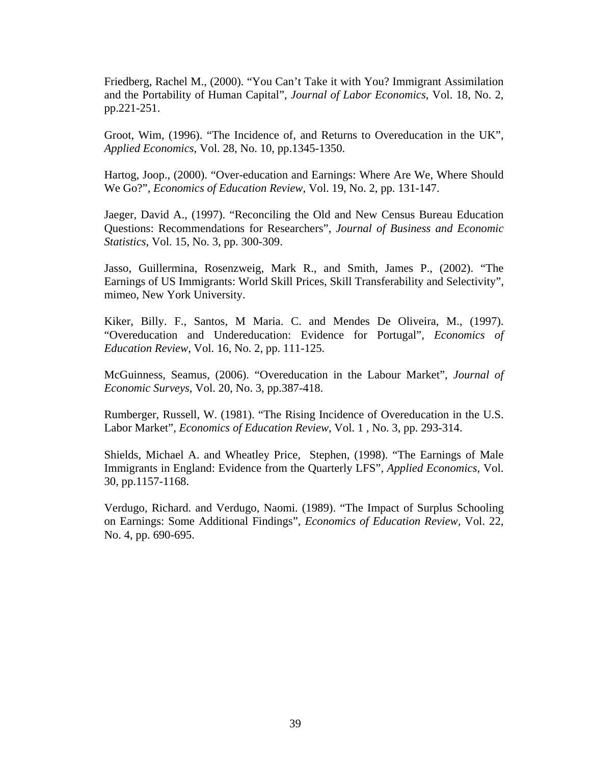Friedberg, Rachel M., (2000). “You Can’t Take it with You? Immigrant Assimilation and the Portability of Human Capital”, *Journal of Labor Economics*, Vol. 18, No. 2, pp.221-251.

Groot, Wim, (1996). “The Incidence of, and Returns to Overeducation in the UK”, *Applied Economics*, Vol. 28, No. 10, pp.1345-1350.

Hartog, Joop., (2000). “Over-education and Earnings: Where Are We, Where Should We Go?”, *Economics of Education Review*, Vol. 19, No. 2, pp. 131-147.

Jaeger, David A., (1997). “Reconciling the Old and New Census Bureau Education Questions: Recommendations for Researchers”, *Journal of Business and Economic Statistics*, Vol. 15, No. 3, pp. 300-309.

Jasso, Guillermina, Rosenzweig, Mark R., and Smith, James P., (2002). “The Earnings of US Immigrants: World Skill Prices, Skill Transferability and Selectivity”, mimeo, New York University.

Kiker, Billy. F., Santos, M Maria. C. and Mendes De Oliveira, M., (1997). “Overeducation and Undereducation: Evidence for Portugal”, *Economics of Education Review*, Vol. 16, No. 2, pp. 111-125.

McGuinness, Seamus, (2006). “Overeducation in the Labour Market”, *Journal of Economic Surveys*, Vol. 20, No. 3, pp.387-418.

Rumberger, Russell, W. (1981). “The Rising Incidence of Overeducation in the U.S. Labor Market”, *Economics of Education Review*, Vol. 1 , No. 3, pp. 293-314.

Shields, Michael A. and Wheatley Price, Stephen, (1998). “The Earnings of Male Immigrants in England: Evidence from the Quarterly LFS”, *Applied Economics*, Vol. 30, pp.1157-1168.

Verdugo, Richard. and Verdugo, Naomi. (1989). “The Impact of Surplus Schooling on Earnings: Some Additional Findings”, *Economics of Education Review*, Vol. 22, No. 4, pp. 690-695.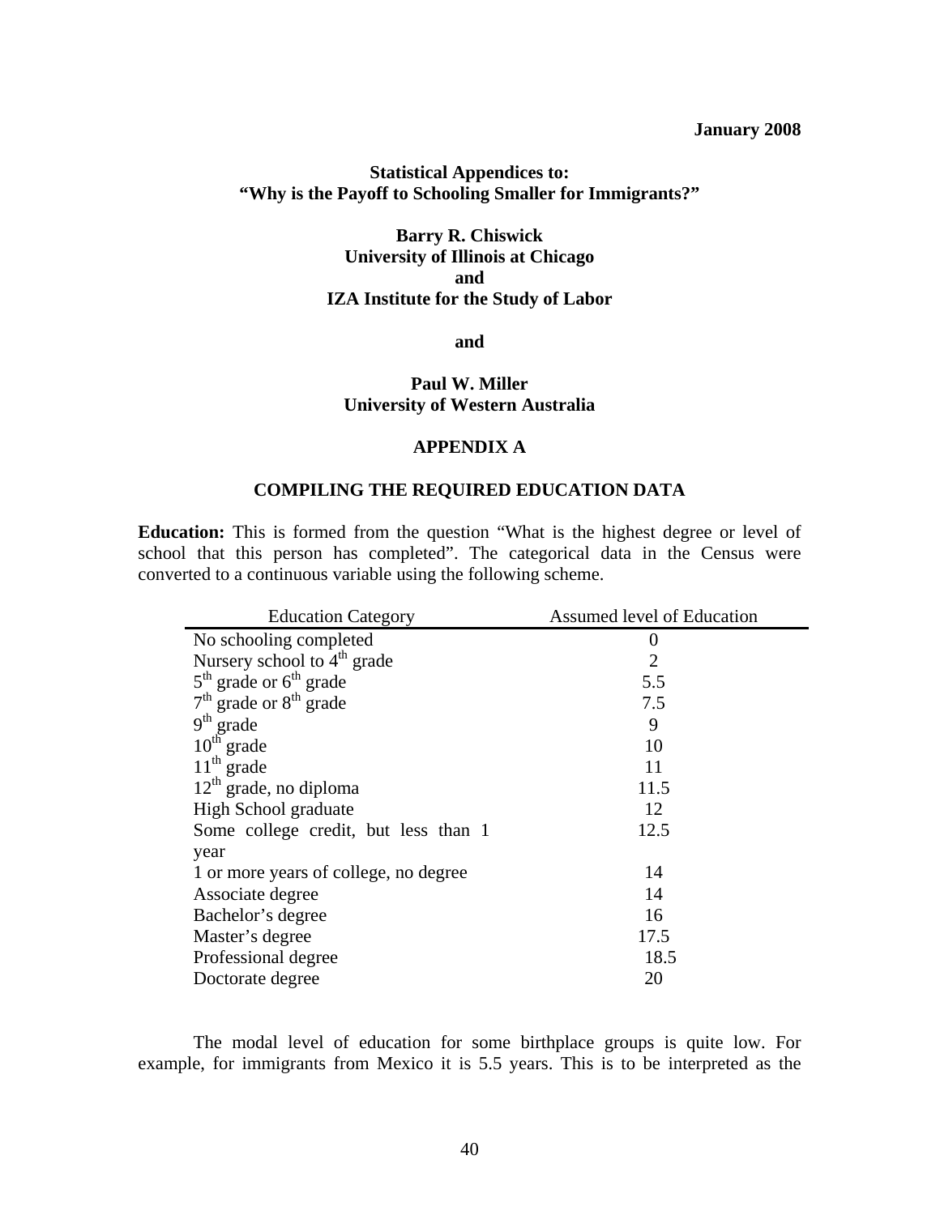**January 2008**

**Statistical Appendices to:**
**"Why is the Payoff to Schooling Smaller for Immigrants?"**

**Barry R. Chiswick**
**University of Illinois at Chicago**
**and**
**IZA Institute for the Study of Labor**

**and**

**Paul W. Miller**
**University of Western Australia**

## APPENDIX A

## COMPILING THE REQUIRED EDUCATION DATA

**Education:** This is formed from the question "What is the highest degree or level of school that this person has completed". The categorical data in the Census were converted to a continuous variable using the following scheme.

| Education Category | Assumed level of Education |
|---|---|
| No schooling completed | 0 |
| Nursery school to 4th grade | 2 |
| 5th grade or 6th grade | 5.5 |
| 7th grade or 8th grade | 7.5 |
| 9th grade | 9 |
| 10th grade | 10 |
| 11th grade | 11 |
| 12th grade, no diploma | 11.5 |
| High School graduate | 12 |
| Some college credit, but less than 1 year | 12.5 |
| 1 or more years of college, no degree | 14 |
| Associate degree | 14 |
| Bachelor's degree | 16 |
| Master's degree | 17.5 |
| Professional degree | 18.5 |
| Doctorate degree | 20 |

The modal level of education for some birthplace groups is quite low. For example, for immigrants from Mexico it is 5.5 years. This is to be interpreted as the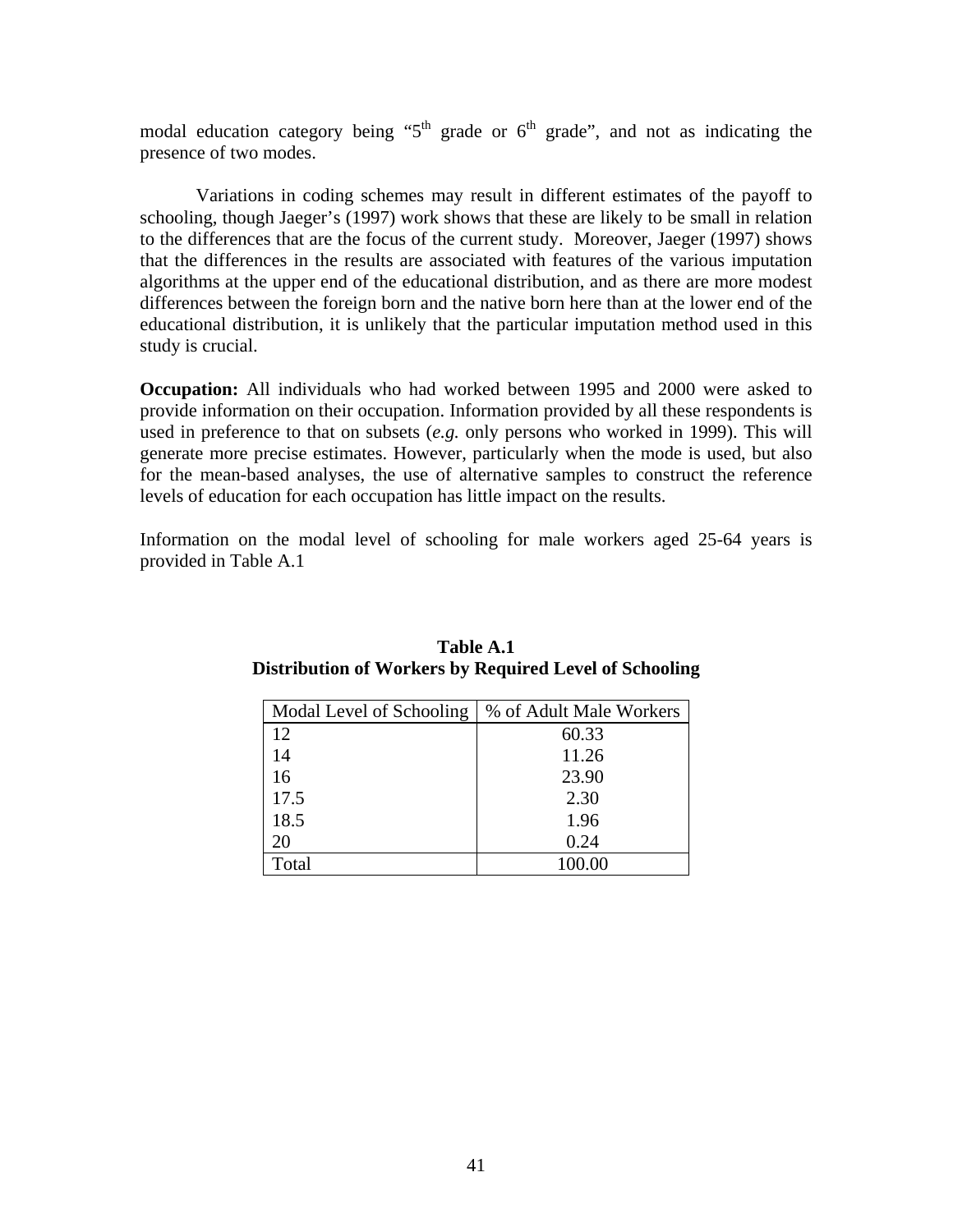modal education category being "5th grade or 6th grade", and not as indicating the presence of two modes.

Variations in coding schemes may result in different estimates of the payoff to schooling, though Jaeger's (1997) work shows that these are likely to be small in relation to the differences that are the focus of the current study. Moreover, Jaeger (1997) shows that the differences in the results are associated with features of the various imputation algorithms at the upper end of the educational distribution, and as there are more modest differences between the foreign born and the native born here than at the lower end of the educational distribution, it is unlikely that the particular imputation method used in this study is crucial.

**Occupation:** All individuals who had worked between 1995 and 2000 were asked to provide information on their occupation. Information provided by all these respondents is used in preference to that on subsets (*e.g.* only persons who worked in 1999). This will generate more precise estimates. However, particularly when the mode is used, but also for the mean-based analyses, the use of alternative samples to construct the reference levels of education for each occupation has little impact on the results.

Information on the modal level of schooling for male workers aged 25-64 years is provided in Table A.1

**Table A.1**
**Distribution of Workers by Required Level of Schooling**

| Modal Level of Schooling | % of Adult Male Workers |
|---|---|
| 12 | 60.33 |
| 14 | 11.26 |
| 16 | 23.90 |
| 17.5 | 2.30 |
| 18.5 | 1.96 |
| 20 | 0.24 |
| Total | 100.00 |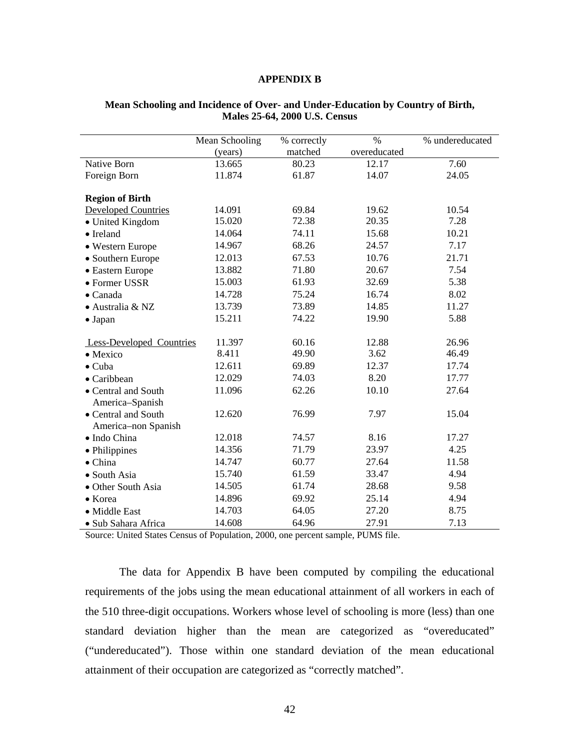# APPENDIX B

**Mean Schooling and Incidence of Over- and Under-Education by Country of Birth, Males 25-64, 2000 U.S. Census**

| | Mean Schooling (years) | % correctly matched | % overeducated | % undereducated |
|---|---|---|---|---|
| Native Born | 13.665 | 80.23 | 12.17 | 7.60 |
| Foreign Born | 11.874 | 61.87 | 14.07 | 24.05 |
| **Region of Birth** | | | | |
| Developed Countries | 14.091 | 69.84 | 19.62 | 10.54 |
| • United Kingdom | 15.020 | 72.38 | 20.35 | 7.28 |
| • Ireland | 14.064 | 74.11 | 15.68 | 10.21 |
| • Western Europe | 14.967 | 68.26 | 24.57 | 7.17 |
| • Southern Europe | 12.013 | 67.53 | 10.76 | 21.71 |
| • Eastern Europe | 13.882 | 71.80 | 20.67 | 7.54 |
| • Former USSR | 15.003 | 61.93 | 32.69 | 5.38 |
| • Canada | 14.728 | 75.24 | 16.74 | 8.02 |
| • Australia & NZ | 13.739 | 73.89 | 14.85 | 11.27 |
| • Japan | 15.211 | 74.22 | 19.90 | 5.88 |
| Less-Developed Countries | 11.397 | 60.16 | 12.88 | 26.96 |
| • Mexico | 8.411 | 49.90 | 3.62 | 46.49 |
| • Cuba | 12.611 | 69.89 | 12.37 | 17.74 |
| • Caribbean | 12.029 | 74.03 | 8.20 | 17.77 |
| • Central and South America–Spanish | 11.096 | 62.26 | 10.10 | 27.64 |
| • Central and South America–non Spanish | 12.620 | 76.99 | 7.97 | 15.04 |
| • Indo China | 12.018 | 74.57 | 8.16 | 17.27 |
| • Philippines | 14.356 | 71.79 | 23.97 | 4.25 |
| • China | 14.747 | 60.77 | 27.64 | 11.58 |
| • South Asia | 15.740 | 61.59 | 33.47 | 4.94 |
| • Other South Asia | 14.505 | 61.74 | 28.68 | 9.58 |
| • Korea | 14.896 | 69.92 | 25.14 | 4.94 |
| • Middle East | 14.703 | 64.05 | 27.20 | 8.75 |
| • Sub Sahara Africa | 14.608 | 64.96 | 27.91 | 7.13 |

Source: United States Census of Population, 2000, one percent sample, PUMS file.

The data for Appendix B have been computed by compiling the educational requirements of the jobs using the mean educational attainment of all workers in each of the 510 three-digit occupations. Workers whose level of schooling is more (less) than one standard deviation higher than the mean are categorized as "overeducated" ("undereducated"). Those within one standard deviation of the mean educational attainment of their occupation are categorized as "correctly matched".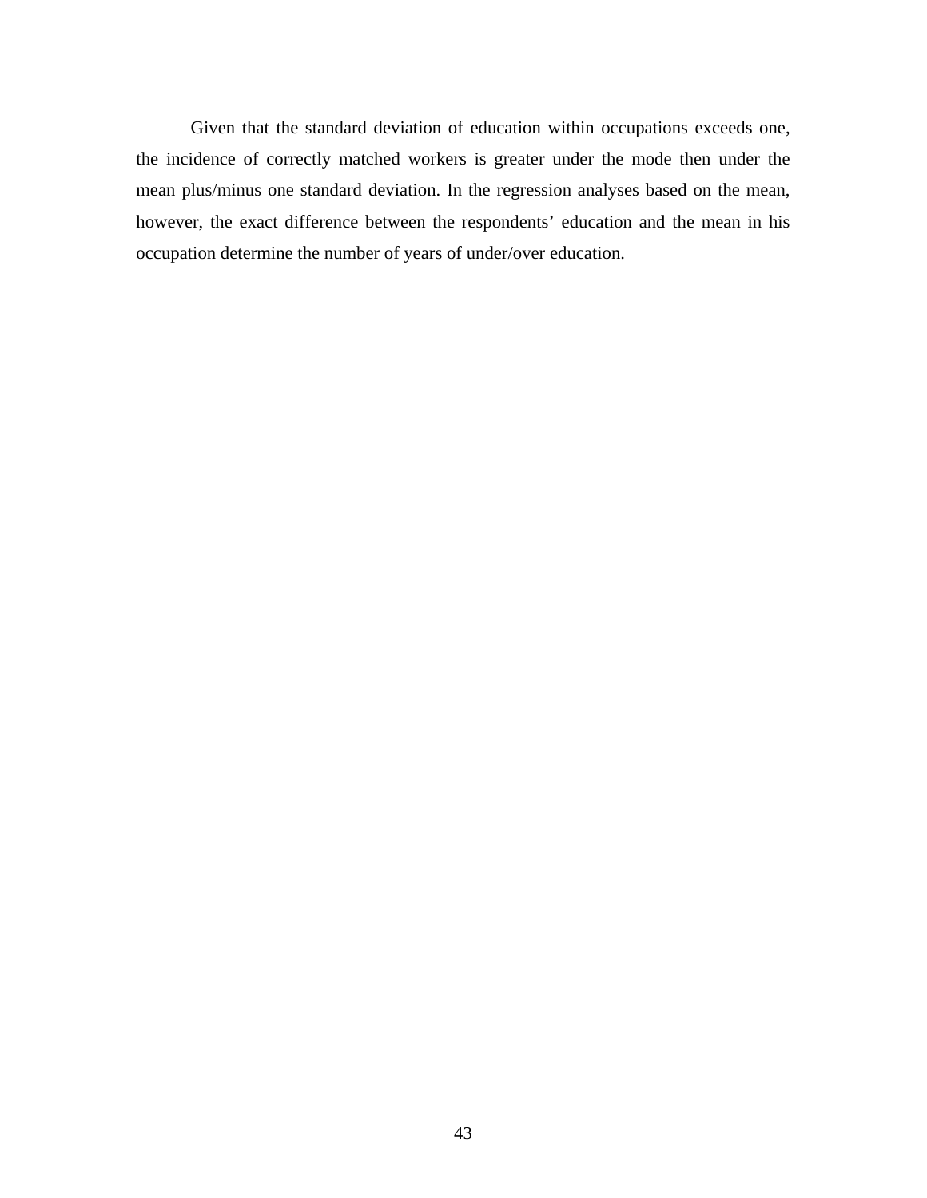Given that the standard deviation of education within occupations exceeds one, the incidence of correctly matched workers is greater under the mode then under the mean plus/minus one standard deviation. In the regression analyses based on the mean, however, the exact difference between the respondents' education and the mean in his occupation determine the number of years of under/over education.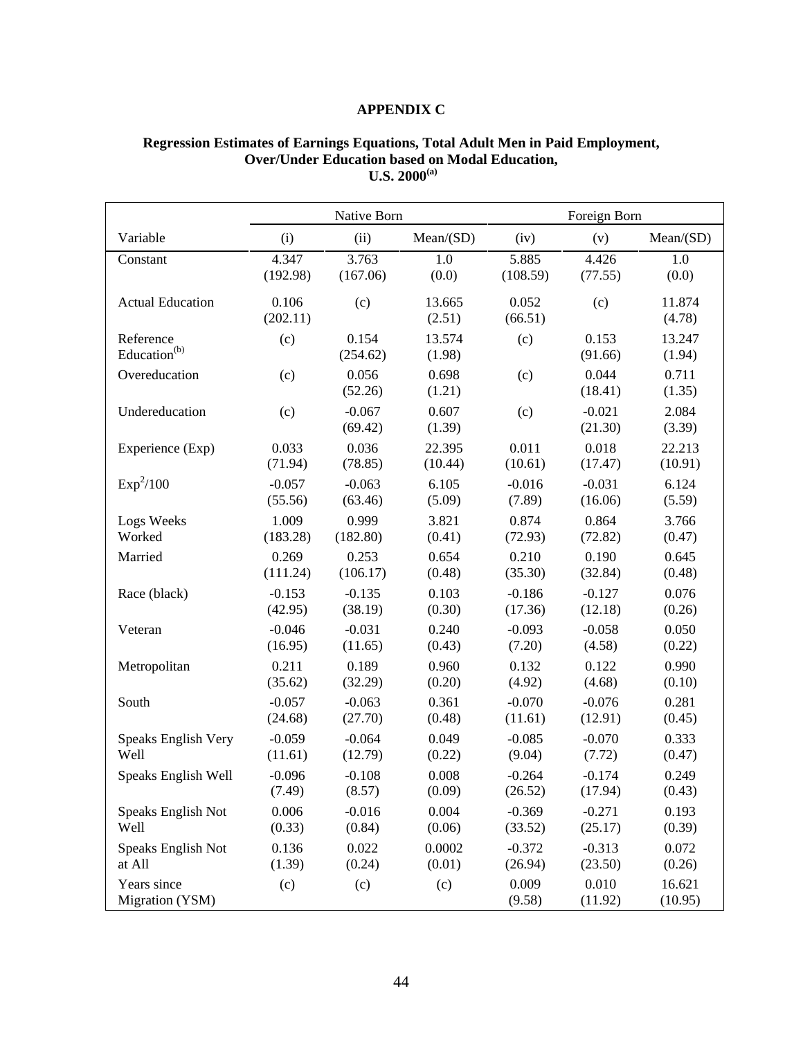# APPENDIX C

## Regression Estimates of Earnings Equations, Total Adult Men in Paid Employment, Over/Under Education based on Modal Education, U.S. 2000[(a)]

| | Native Born | | | Foreign Born | | |
|---|---|---|---|---|---|---|
| Variable | (i) | (ii) | Mean/(SD) | (iv) | (v) | Mean/(SD) |
| Constant | 4.347 (192.98) | 3.763 (167.06) | 1.0 (0.0) | 5.885 (108.59) | 4.426 (77.55) | 1.0 (0.0) |
| Actual Education | 0.106 (202.11) | (c) | 13.665 (2.51) | 0.052 (66.51) | (c) | 11.874 (4.78) |
| Reference Education[(b)] | (c) | 0.154 (254.62) | 13.574 (1.98) | (c) | 0.153 (91.66) | 13.247 (1.94) |
| Overeducation | (c) | 0.056 (52.26) | 0.698 (1.21) | (c) | 0.044 (18.41) | 0.711 (1.35) |
| Undereducation | (c) | -0.067 (69.42) | 0.607 (1.39) | (c) | -0.021 (21.30) | 2.084 (3.39) |
| Experience (Exp) | 0.033 (71.94) | 0.036 (78.85) | 22.395 (10.44) | 0.011 (10.61) | 0.018 (17.47) | 22.213 (10.91) |
| $Exp^2/100$ | -0.057 (55.56) | -0.063 (63.46) | 6.105 (5.09) | -0.016 (7.89) | -0.031 (16.06) | 6.124 (5.59) |
| Logs Weeks Worked | 1.009 (183.28) | 0.999 (182.80) | 3.821 (0.41) | 0.874 (72.93) | 0.864 (72.82) | 3.766 (0.47) |
| Married | 0.269 (111.24) | 0.253 (106.17) | 0.654 (0.48) | 0.210 (35.30) | 0.190 (32.84) | 0.645 (0.48) |
| Race (black) | -0.153 (42.95) | -0.135 (38.19) | 0.103 (0.30) | -0.186 (17.36) | -0.127 (12.18) | 0.076 (0.26) |
| Veteran | -0.046 (16.95) | -0.031 (11.65) | 0.240 (0.43) | -0.093 (7.20) | -0.058 (4.58) | 0.050 (0.22) |
| Metropolitan | 0.211 (35.62) | 0.189 (32.29) | 0.960 (0.20) | 0.132 (4.92) | 0.122 (4.68) | 0.990 (0.10) |
| South | -0.057 (24.68) | -0.063 (27.70) | 0.361 (0.48) | -0.070 (11.61) | -0.076 (12.91) | 0.281 (0.45) |
| Speaks English Very Well | -0.059 (11.61) | -0.064 (12.79) | 0.049 (0.22) | -0.085 (9.04) | -0.070 (7.72) | 0.333 (0.47) |
| Speaks English Well | -0.096 (7.49) | -0.108 (8.57) | 0.008 (0.09) | -0.264 (26.52) | -0.174 (17.94) | 0.249 (0.43) |
| Speaks English Not Well | 0.006 (0.33) | -0.016 (0.84) | 0.004 (0.06) | -0.369 (33.52) | -0.271 (25.17) | 0.193 (0.39) |
| Speaks English Not at All | 0.136 (1.39) | 0.022 (0.24) | 0.0002 (0.01) | -0.372 (26.94) | -0.313 (23.50) | 0.072 (0.26) |
| Years since Migration (YSM) | (c) | (c) | (c) | 0.009 (9.58) | 0.010 (11.92) | 16.621 (10.95) |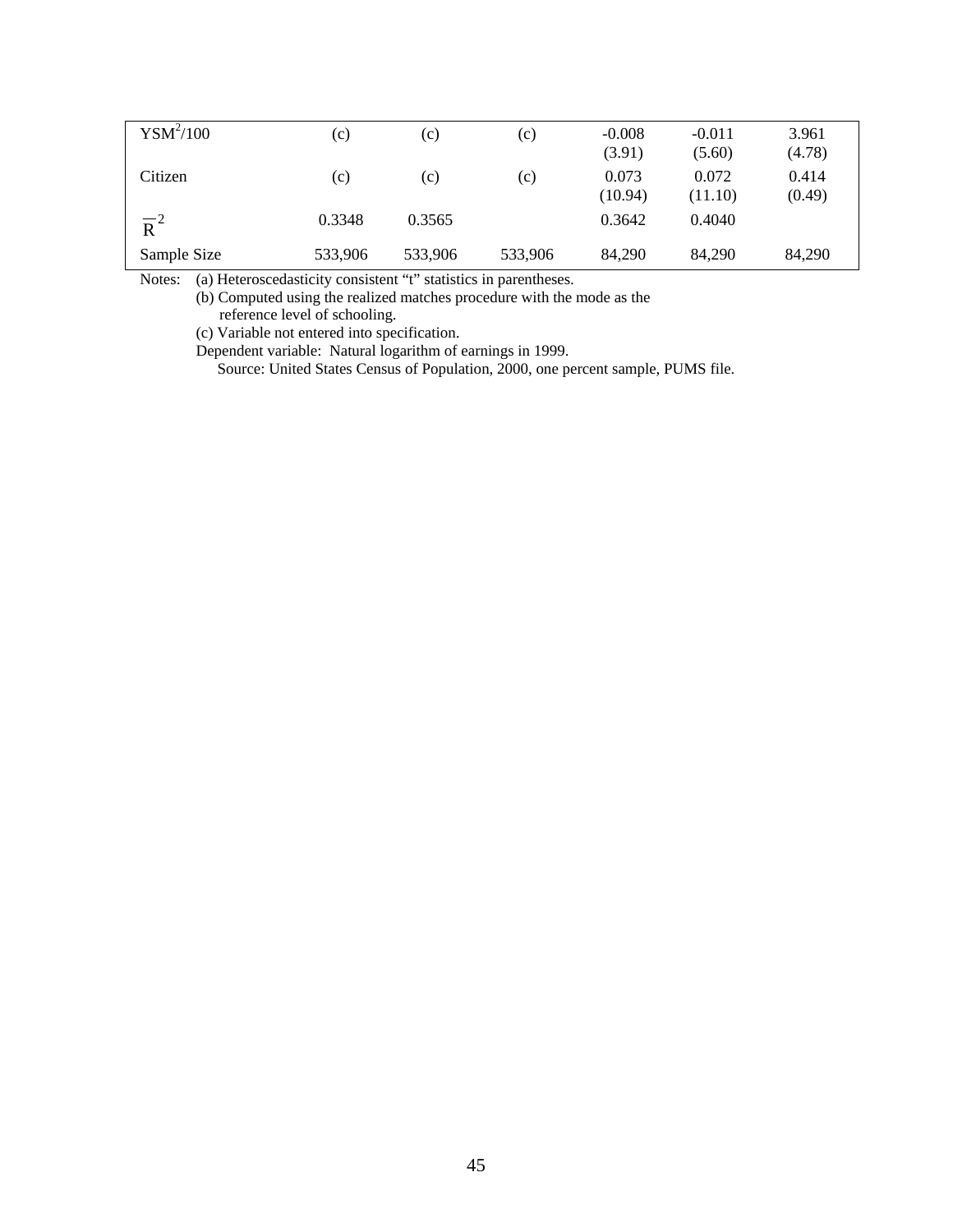| | | | | | | |
|---|---|---|---|---|---|---|
| $YSM^2/100$ | (c) | (c) | (c) | -0.008<br>(3.91) | -0.011<br>(5.60) | 3.961<br>(4.78) |
| Citizen | (c) | (c) | (c) | 0.073<br>(10.94) | 0.072<br>(11.10) | 0.414<br>(0.49) |
| $\overline{R}^2$ | 0.3348 | 0.3565 | | 0.3642 | 0.4040 | |
| Sample Size | 533,906 | 533,906 | 533,906 | 84,290 | 84,290 | 84,290 |

Notes: (a) Heteroscedasticity consistent "t" statistics in parentheses.
(b) Computed using the realized matches procedure with the mode as the reference level of schooling.
(c) Variable not entered into specification.
Dependent variable: Natural logarithm of earnings in 1999.
Source: United States Census of Population, 2000, one percent sample, PUMS file.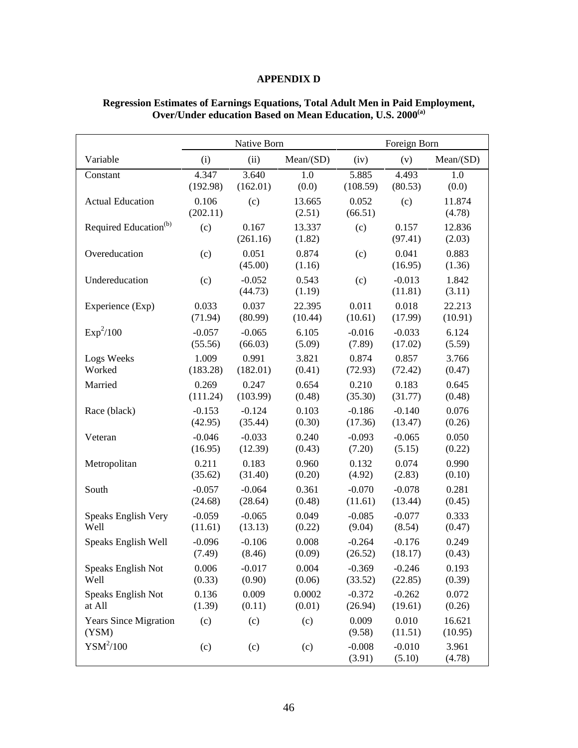**APPENDIX D**

**Regression Estimates of Earnings Equations, Total Adult Men in Paid Employment, Over/Under education Based on Mean Education, U.S. 2000[(a)]**

| | Native Born | | | Foreign Born | | |
|---|---|---|---|---|---|---|
| Variable | (i) | (ii) | Mean/(SD) | (iv) | (v) | Mean/(SD) |
| Constant | 4.347 (192.98) | 3.640 (162.01) | 1.0 (0.0) | 5.885 (108.59) | 4.493 (80.53) | 1.0 (0.0) |
| Actual Education | 0.106 (202.11) | (c) | 13.665 (2.51) | 0.052 (66.51) | (c) | 11.874 (4.78) |
| Required Education[(b)] | (c) | 0.167 (261.16) | 13.337 (1.82) | (c) | 0.157 (97.41) | 12.836 (2.03) |
| Overeducation | (c) | 0.051 (45.00) | 0.874 (1.16) | (c) | 0.041 (16.95) | 0.883 (1.36) |
| Undereducation | (c) | -0.052 (44.73) | 0.543 (1.19) | (c) | -0.013 (11.81) | 1.842 (3.11) |
| Experience (Exp) | 0.033 (71.94) | 0.037 (80.99) | 22.395 (10.44) | 0.011 (10.61) | 0.018 (17.99) | 22.213 (10.91) |
| $Exp^2/100$ | -0.057 (55.56) | -0.065 (66.03) | 6.105 (5.09) | -0.016 (7.89) | -0.033 (17.02) | 6.124 (5.59) |
| Logs Weeks Worked | 1.009 (183.28) | 0.991 (182.01) | 3.821 (0.41) | 0.874 (72.93) | 0.857 (72.42) | 3.766 (0.47) |
| Married | 0.269 (111.24) | 0.247 (103.99) | 0.654 (0.48) | 0.210 (35.30) | 0.183 (31.77) | 0.645 (0.48) |
| Race (black) | -0.153 (42.95) | -0.124 (35.44) | 0.103 (0.30) | -0.186 (17.36) | -0.140 (13.47) | 0.076 (0.26) |
| Veteran | -0.046 (16.95) | -0.033 (12.39) | 0.240 (0.43) | -0.093 (7.20) | -0.065 (5.15) | 0.050 (0.22) |
| Metropolitan | 0.211 (35.62) | 0.183 (31.40) | 0.960 (0.20) | 0.132 (4.92) | 0.074 (2.83) | 0.990 (0.10) |
| South | -0.057 (24.68) | -0.064 (28.64) | 0.361 (0.48) | -0.070 (11.61) | -0.078 (13.44) | 0.281 (0.45) |
| Speaks English Very Well | -0.059 (11.61) | -0.065 (13.13) | 0.049 (0.22) | -0.085 (9.04) | -0.077 (8.54) | 0.333 (0.47) |
| Speaks English Well | -0.096 (7.49) | -0.106 (8.46) | 0.008 (0.09) | -0.264 (26.52) | -0.176 (18.17) | 0.249 (0.43) |
| Speaks English Not Well | 0.006 (0.33) | -0.017 (0.90) | 0.004 (0.06) | -0.369 (33.52) | -0.246 (22.85) | 0.193 (0.39) |
| Speaks English Not at All | 0.136 (1.39) | 0.009 (0.11) | 0.0002 (0.01) | -0.372 (26.94) | -0.262 (19.61) | 0.072 (0.26) |
| Years Since Migration (YSM) | (c) | (c) | (c) | 0.009 (9.58) | 0.010 (11.51) | 16.621 (10.95) |
| $YSM^2/100$ | (c) | (c) | (c) | -0.008 (3.91) | -0.010 (5.10) | 3.961 (4.78) |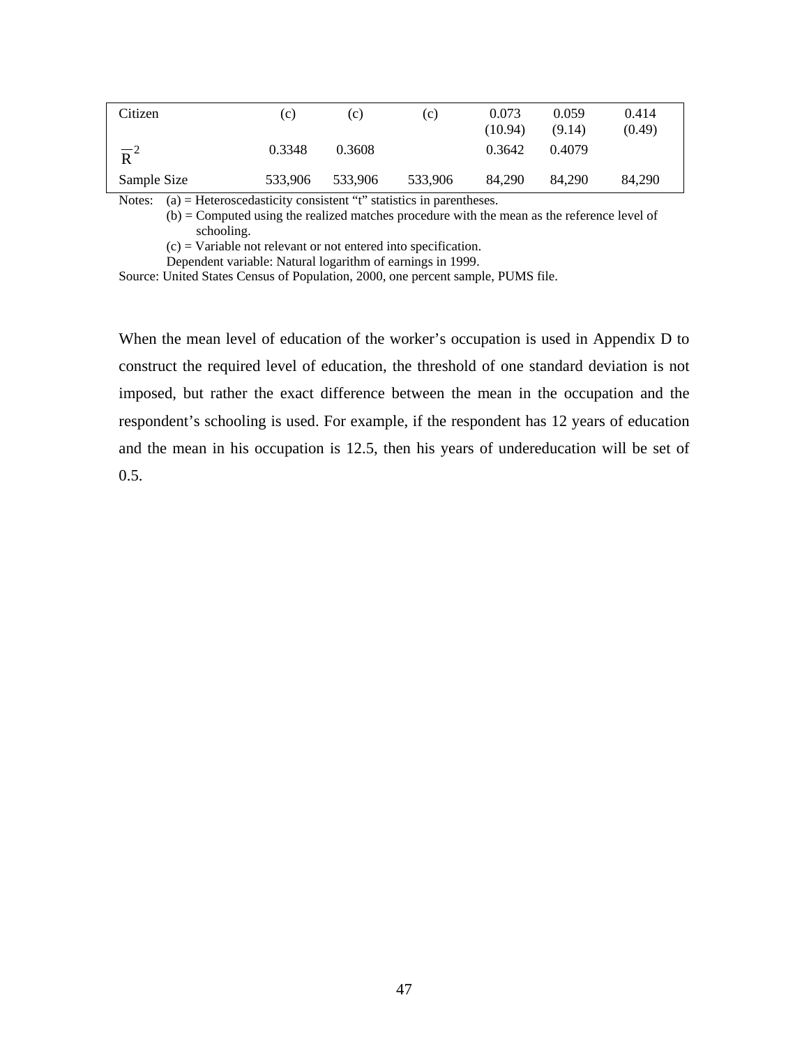| | | | | | | |
|---|---|---|---|---|---|---|
| Citizen | (c) | (c) | (c) | 0.073<br>(10.94) | 0.059<br>(9.14) | 0.414<br>(0.49) |
| $\overline{R}^2$ | 0.3348 | 0.3608 | | 0.3642 | 0.4079 | |
| Sample Size | 533,906 | 533,906 | 533,906 | 84,290 | 84,290 | 84,290 |

Notes: (a) = Heteroscedasticity consistent "t" statistics in parentheses.
(b) = Computed using the realized matches procedure with the mean as the reference level of schooling.
(c) = Variable not relevant or not entered into specification.
Dependent variable: Natural logarithm of earnings in 1999.
Source: United States Census of Population, 2000, one percent sample, PUMS file.

When the mean level of education of the worker's occupation is used in Appendix D to construct the required level of education, the threshold of one standard deviation is not imposed, but rather the exact difference between the mean in the occupation and the respondent's schooling is used. For example, if the respondent has 12 years of education and the mean in his occupation is 12.5, then his years of undereducation will be set of 0.5.